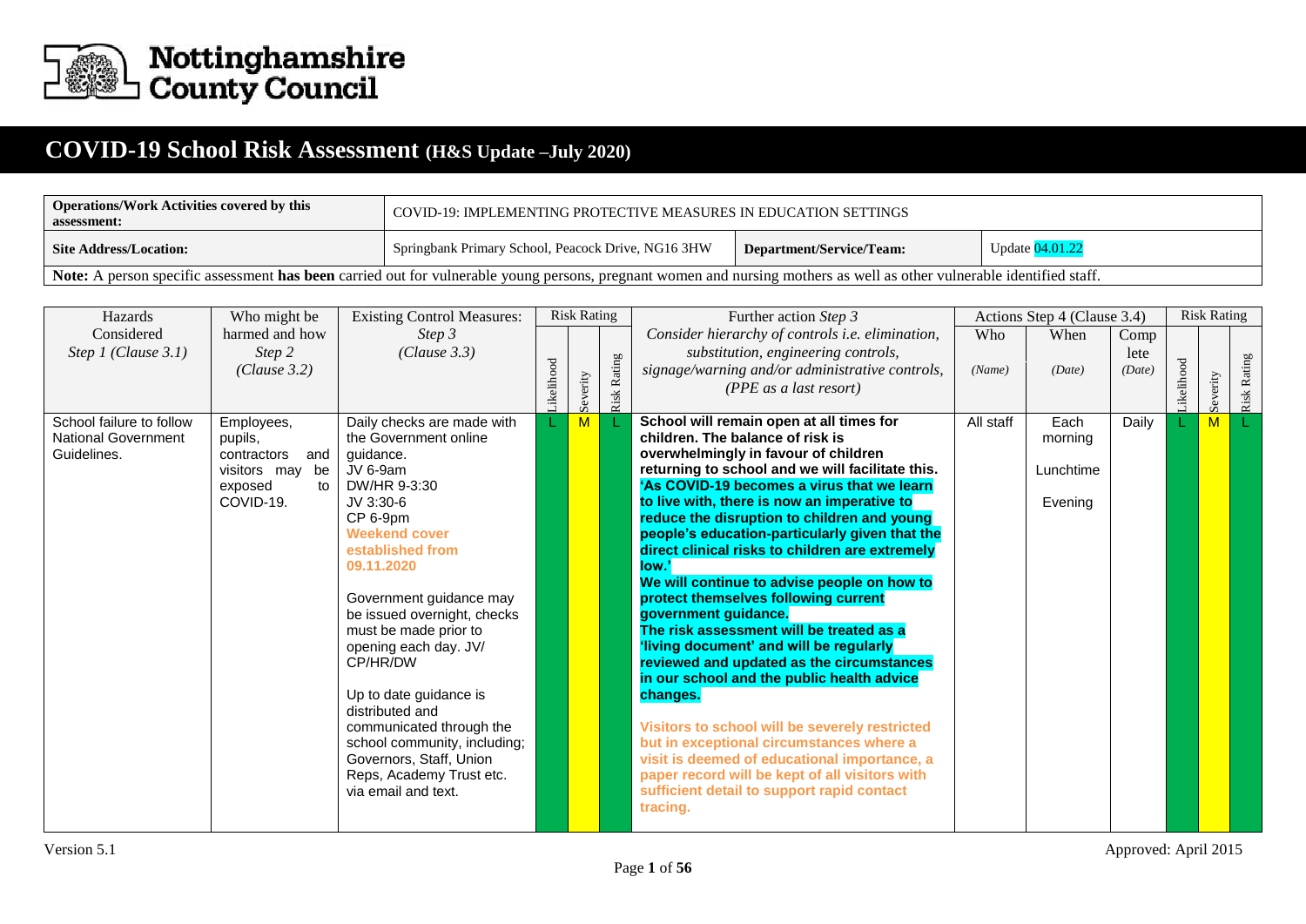# Nottinghamshire County Council

# COVID-19 School Risk Assessment (H&S Update –July 2020)

| **Operations/Work Activities covered by this assessment:** | COVID-19: IMPLEMENTING PROTECTIVE MEASURES IN EDUCATION SETTINGS | | |
|---|---|---|---|
| **Site Address/Location:** | Springbank Primary School, Peacock Drive, NG16 3HW | **Department/Service/Team:** | Update 04.01.22 |

**Note:** A person specific assessment **has been** carried out for vulnerable young persons, pregnant women and nursing mothers as well as other vulnerable identified staff.

| Hazards Considered *Step 1 (Clause 3.1)* | Who might be harmed and how *Step 2 (Clause 3.2)* | Existing Control Measures: *Step 3 (Clause 3.3)* | Risk Rating | | | Further action *Step 3* *Consider hierarchy of controls i.e. elimination, substitution, engineering controls, signage/warning and/or administrative controls, (PPE as a last resort)* | Actions Step 4 (Clause 3.4) | | | Risk Rating | | |
|---|---|---|---|---|---|---|---|---|---|---|---|---|
| | | | Likelihood | Severity | Risk Rating | | Who *(Name)* | When *(Date)* | Complete *(Date)* | Likelihood | Severity | Risk Rating |
| School failure to follow National Government Guidelines. | Employees, pupils, contractors and visitors may be exposed to COVID-19. | Daily checks are made with the Government online guidance.<br>JV 6-9am<br>DW/HR 9-3:30<br>JV 3:30-6<br>CP 6-9pm<br>**Weekend cover established from 09.11.2020**<br><br>Government guidance may be issued overnight, checks must be made prior to opening each day. JV/ CP/HR/DW<br><br>Up to date guidance is distributed and communicated through the school community, including; Governors, Staff, Union Reps, Academy Trust etc. via email and text. | L | M | L | **School will remain open at all times for children. The balance of risk is overwhelmingly in favour of children returning to school and we will facilitate this.**<br>**'As COVID-19 becomes a virus that we learn to live with, there is now an imperative to reduce the disruption to children and young people's education-particularly given that the direct clinical risks to children are extremely low.'**<br>**We will continue to advise people on how to protect themselves following current government guidance.**<br>**The risk assessment will be treated as a 'living document' and will be regularly reviewed and updated as the circumstances in our school and the public health advice changes.**<br><br>**Visitors to school will be severely restricted but in exceptional circumstances where a visit is deemed of educational importance, a paper record will be kept of all visitors with sufficient detail to support rapid contact tracing.** | All staff | Each morning<br><br>Lunchtime<br><br>Evening | Daily | L | M | L |

Version 5.1

Approved: April 2015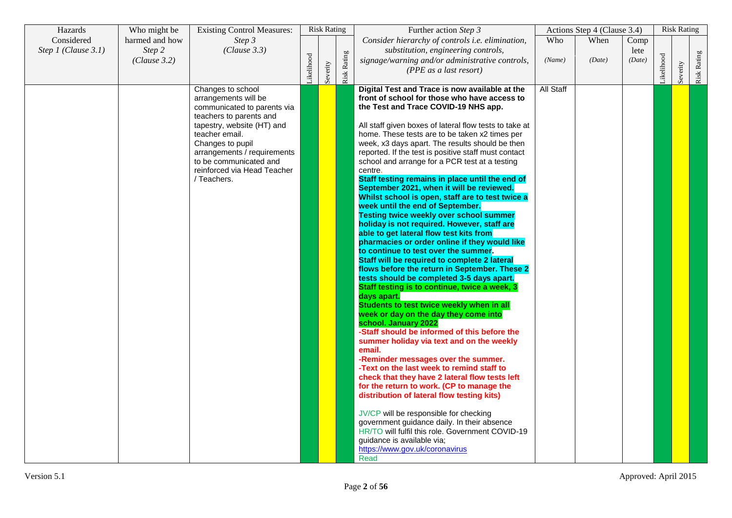| Hazards Considered *Step 1 (Clause 3.1)* | Who might be harmed and how *Step 2 (Clause 3.2)* | Existing Control Measures: *Step 3 (Clause 3.3)* | Risk Rating | | | Further action *Step 3* *Consider hierarchy of controls i.e. elimination, substitution, engineering controls, signage/warning and/or administrative controls, (PPE as a last resort)* | Actions Step 4 (Clause 3.4) | | | Risk Rating | | |
|---|---|---|---|---|---|---|---|---|---|---|---|---|
| | | | Likelihood | Severity | Risk Rating | | Who *(Name)* | When *(Date)* | Complete *(Date)* | Likelihood | Severity | Risk Rating |
| | | Changes to school arrangements will be communicated to parents via teachers to parents and tapestry, website (HT) and teacher email.<br>Changes to pupil arrangements / requirements to be communicated and reinforced via Head Teacher / Teachers. | | | | **Digital Test and Trace is now available at the front of school for those who have access to the Test and Trace COVID-19 NHS app.**<br><br>All staff given boxes of lateral flow tests to take at home. These tests are to be taken x2 times per week, x3 days apart. The results should be then reported. If the test is positive staff must contact school and arrange for a PCR test at a testing centre.<br>**Staff testing remains in place until the end of September 2021, when it will be reviewed. Whilst school is open, staff are to test twice a week until the end of September.**<br>**Testing twice weekly over school summer holiday is not required. However, staff are able to get lateral flow test kits from pharmacies or order online if they would like to continue to test over the summer.**<br>**Staff will be required to complete 2 lateral flows before the return in September. These 2 tests should be completed 3-5 days apart.**<br>**Staff testing is to continue, twice a week, 3 days apart.**<br>**Students to test twice weekly when in all week or day on the day they come into school. January 2022**<br>**-Staff should be informed of this before the summer holiday via text and on the weekly email.**<br>**-Reminder messages over the summer.**<br>**-Text on the last week to remind staff to check that they have 2 lateral flow tests left for the return to work. (CP to manage the distribution of lateral flow testing kits)**<br><br>JV/CP will be responsible for checking government guidance daily. In their absence HR/TO will fulfil this role. Government COVID-19 guidance is available via;<br>https://www.gov.uk/coronavirus<br>Read | All Staff | | | | | |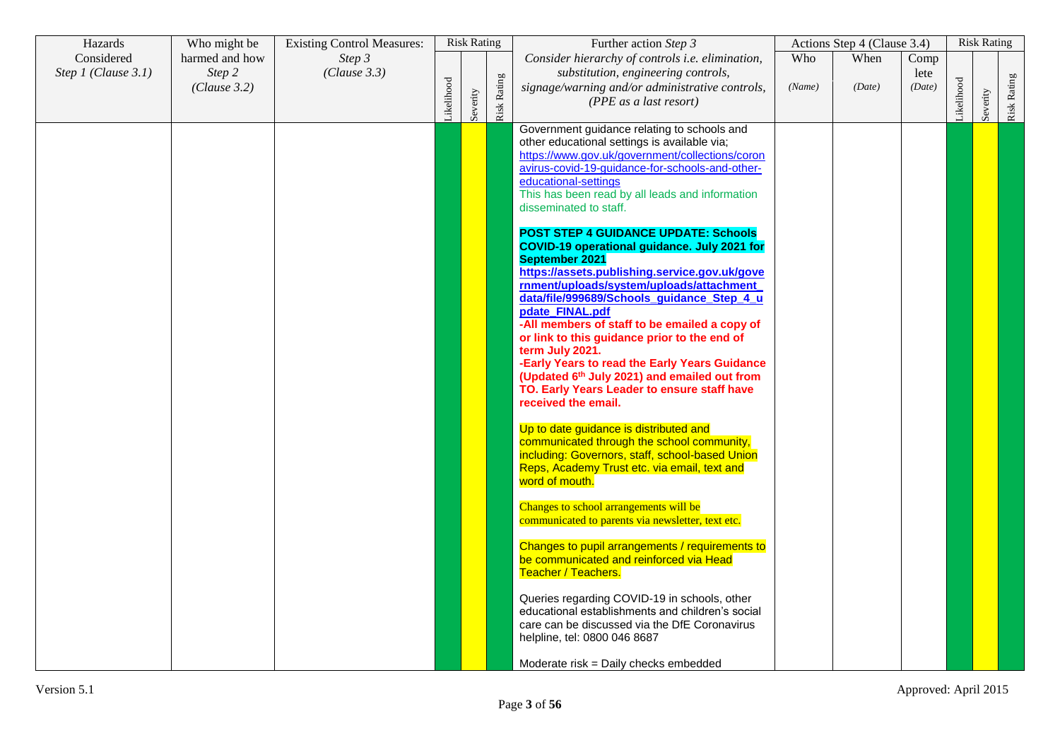| Hazards Considered *Step 1 (Clause 3.1)* | Who might be harmed and how *Step 2 (Clause 3.2)* | Existing Control Measures: *Step 3 (Clause 3.3)* | Risk Rating | | | Further action *Step 3* *Consider hierarchy of controls i.e. elimination, substitution, engineering controls, signage/warning and/or administrative controls, (PPE as a last resort)* | Actions Step 4 (Clause 3.4) | | | Risk Rating | | |
|---|---|---|---|---|---|---|---|---|---|---|---|---|
| | | | Likelihood | Severity | Risk Rating | | Who *(Name)* | When *(Date)* | Complete *(Date)* | Likelihood | Severity | Risk Rating |
| | | | | | | Government guidance relating to schools and other educational settings is available via; https://www.gov.uk/government/collections/coronavirus-covid-19-guidance-for-schools-and-other-educational-settings<br>This has been read by all leads and information disseminated to staff.<br><br>**POST STEP 4 GUIDANCE UPDATE: Schools COVID-19 operational guidance. July 2021 for September 2021**<br>**https://assets.publishing.service.gov.uk/government/uploads/system/uploads/attachment_data/file/999689/Schools_guidance_Step_4_update_FINAL.pdf**<br>**-All members of staff to be emailed a copy of or link to this guidance prior to the end of term July 2021.**<br>**-Early Years to read the Early Years Guidance (Updated 6th July 2021) and emailed out from TO. Early Years Leader to ensure staff have received the email.**<br><br>Up to date guidance is distributed and communicated through the school community, including: Governors, staff, school-based Union Reps, Academy Trust etc. via email, text and word of mouth.<br><br>Changes to school arrangements will be communicated to parents via newsletter, text etc.<br><br>Changes to pupil arrangements / requirements to be communicated and reinforced via Head Teacher / Teachers.<br><br>Queries regarding COVID-19 in schools, other educational establishments and children's social care can be discussed via the DfE Coronavirus helpline, tel: 0800 046 8687<br><br>Moderate risk = Daily checks embedded | | | | | | |

Version 5.1

Approved: April 2015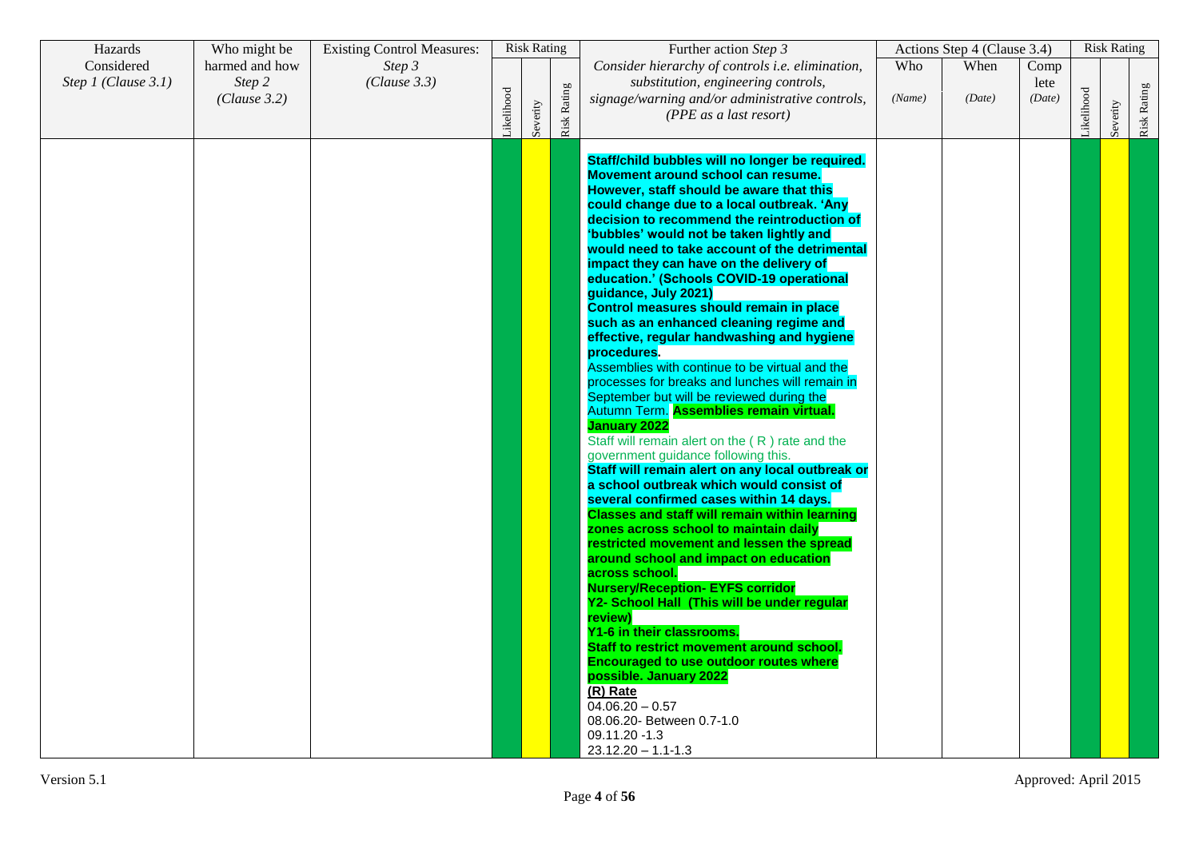| Hazards Considered *Step 1 (Clause 3.1)* | Who might be harmed and how *Step 2 (Clause 3.2)* | Existing Control Measures: *Step 3 (Clause 3.3)* | Risk Rating | | | Further action *Step 3* *Consider hierarchy of controls i.e. elimination, substitution, engineering controls, signage/warning and/or administrative controls, (PPE as a last resort)* | Actions Step 4 (Clause 3.4) | | | Risk Rating | | |
|---|---|---|---|---|---|---|---|---|---|---|---|---|
| | | | Likelihood | Severity | Risk Rating | | Who *(Name)* | When *(Date)* | Complete *(Date)* | Likelihood | Severity | Risk Rating |
| | | | | | | **Staff/child bubbles will no longer be required. Movement around school can resume. However, staff should be aware that this could change due to a local outbreak. 'Any decision to recommend the reintroduction of 'bubbles' would not be taken lightly and would need to take account of the detrimental impact they can have on the delivery of education.' (Schools COVID-19 operational guidance, July 2021)** **Control measures should remain in place such as an enhanced cleaning regime and effective, regular handwashing and hygiene procedures.** Assemblies with continue to be virtual and the processes for breaks and lunches will remain in September but will be reviewed during the Autumn Term. **Assemblies remain virtual. January 2022** Staff will remain alert on the ( R ) rate and the government guidance following this. **Staff will remain alert on any local outbreak or a school outbreak which would consist of several confirmed cases within 14 days.** **Classes and staff will remain within learning zones across school to maintain daily restricted movement and lessen the spread around school and impact on education across school.** **Nursery/Reception- EYFS corridor** **Y2- School Hall (This will be under regular review)** **Y1-6 in their classrooms.** **Staff to restrict movement around school. Encouraged to use outdoor routes where possible. January 2022** **(R) Rate** 04.06.20 – 0.57 08.06.20- Between 0.7-1.0 09.11.20 -1.3 23.12.20 – 1.1-1.3 | | | | | | |

Version 5.1 Approved: April 2015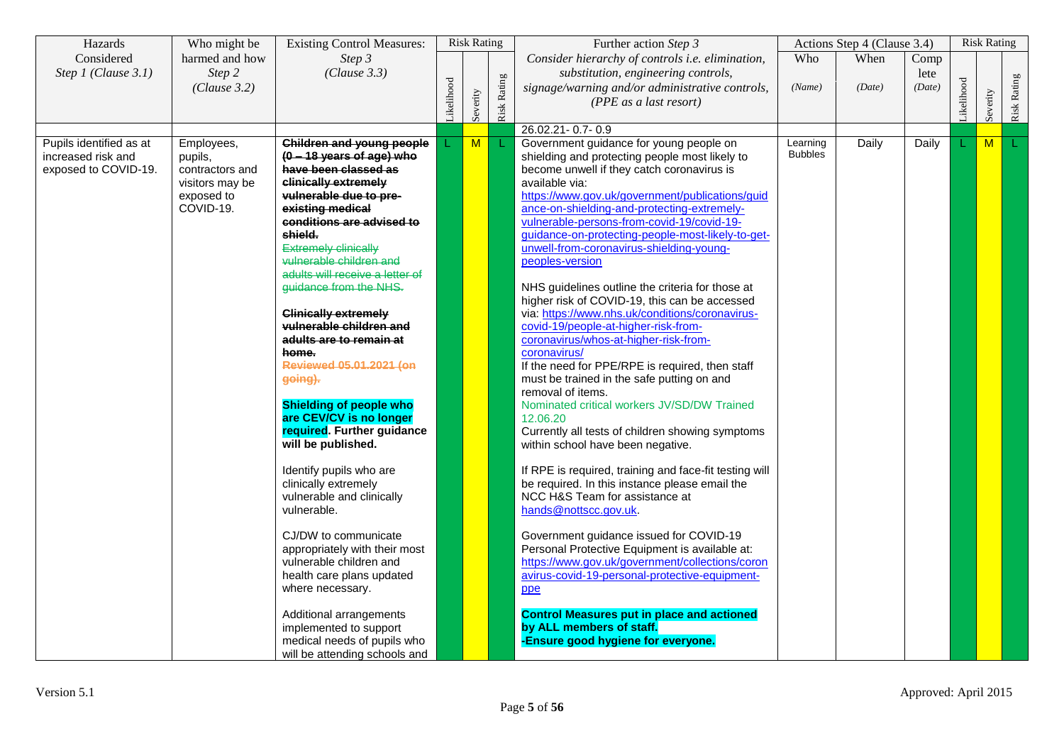| Hazards Considered *Step 1 (Clause 3.1)* | Who might be harmed and how *Step 2 (Clause 3.2)* | Existing Control Measures: *Step 3 (Clause 3.3)* | Risk Rating | | | Further action *Step 3* *Consider hierarchy of controls i.e. elimination, substitution, engineering controls, signage/warning and/or administrative controls, (PPE as a last resort)* | Actions Step 4 (Clause 3.4) | | | Risk Rating | | |
|---|---|---|---|---|---|---|---|---|---|---|---|---|
| | | | Likelihood | Severity | Risk Rating | | Who *(Name)* | When *(Date)* | Complete *(Date)* | Likelihood | Severity | Risk Rating |
| | | | | | | 26.02.21- 0.7- 0.9 | | | | | | |
| Pupils identified as at increased risk and exposed to COVID-19. | Employees, pupils, contractors and visitors may be exposed to COVID-19. | ~~**Children and young people (0 – 18 years of age) who have been classed as clinically extremely vulnerable due to pre-existing medical conditions are advised to shield.**~~ ~~Extremely clinically vulnerable children and adults will receive a letter of guidance from the NHS.~~ <br><br> ~~**Clinically extremely vulnerable children and adults are to remain at home.**~~ ~~**Reviewed 05.01.2021 (on going).**~~ <br><br> **Shielding of people who are CEV/CV is no longer required. Further guidance will be published.** <br><br> Identify pupils who are clinically extremely vulnerable and clinically vulnerable. <br><br> CJ/DW to communicate appropriately with their most vulnerable children and health care plans updated where necessary. <br><br> Additional arrangements implemented to support medical needs of pupils who will be attending schools and | L | M | L | Government guidance for young people on shielding and protecting people most likely to become unwell if they catch coronavirus is available via: https://www.gov.uk/government/publications/guidance-on-shielding-and-protecting-extremely-vulnerable-persons-from-covid-19/covid-19-guidance-on-protecting-people-most-likely-to-get-unwell-from-coronavirus-shielding-young-peoples-version <br><br> NHS guidelines outline the criteria for those at higher risk of COVID-19, this can be accessed via: https://www.nhs.uk/conditions/coronavirus-covid-19/people-at-higher-risk-from-coronavirus/whos-at-higher-risk-from-coronavirus/ <br> If the need for PPE/RPE is required, then staff must be trained in the safe putting on and removal of items. <br> Nominated critical workers JV/SD/DW Trained 12.06.20 <br> Currently all tests of children showing symptoms within school have been negative. <br><br> If RPE is required, training and face-fit testing will be required. In this instance please email the NCC H&S Team for assistance at hands@nottscc.gov.uk. <br><br> Government guidance issued for COVID-19 Personal Protective Equipment is available at: https://www.gov.uk/government/collections/coronavirus-covid-19-personal-protective-equipment-ppe <br><br> **Control Measures put in place and actioned by ALL members of staff.** <br> **-Ensure good hygiene for everyone.** | Learning Bubbles | Daily | Daily | L | M | L |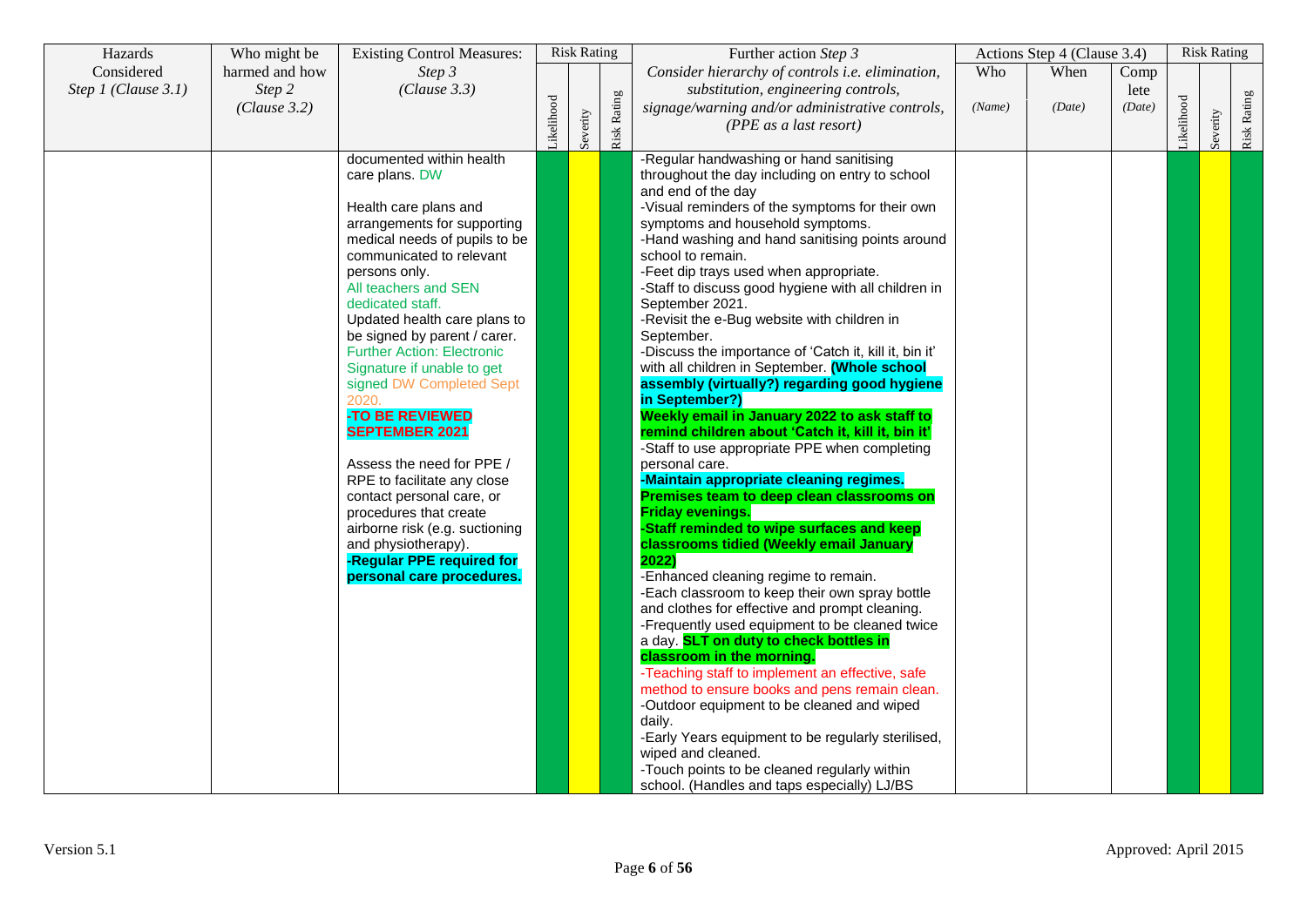| Hazards Considered *Step 1 (Clause 3.1)* | Who might be harmed and how *Step 2 (Clause 3.2)* | Existing Control Measures: *Step 3 (Clause 3.3)* | Risk Rating | | | Further action *Step 3* *Consider hierarchy of controls i.e. elimination, substitution, engineering controls, signage/warning and/or administrative controls, (PPE as a last resort)* | Actions Step 4 (Clause 3.4) | | | Risk Rating | | |
|---|---|---|---|---|---|---|---|---|---|---|---|---|
| | | | Likelihood | Severity | Risk Rating | | Who *(Name)* | When *(Date)* | Complete *(Date)* | Likelihood | Severity | Risk Rating |
| | | documented within health care plans. DW<br><br>Health care plans and arrangements for supporting medical needs of pupils to be communicated to relevant persons only.<br>All teachers and SEN dedicated staff.<br>Updated health care plans to be signed by parent / carer.<br>Further Action: Electronic Signature if unable to get signed DW Completed Sept 2020.<br>**-TO BE REVIEWED SEPTEMBER 2021**<br><br>Assess the need for PPE / RPE to facilitate any close contact personal care, or procedures that create airborne risk (e.g. suctioning and physiotherapy).<br>**-Regular PPE required for personal care procedures.** | | | | -Regular handwashing or hand sanitising throughout the day including on entry to school and end of the day<br>-Visual reminders of the symptoms for their own symptoms and household symptoms.<br>-Hand washing and hand sanitising points around school to remain.<br>-Feet dip trays used when appropriate.<br>-Staff to discuss good hygiene with all children in September 2021.<br>-Revisit the e-Bug website with children in September.<br>-Discuss the importance of 'Catch it, kill it, bin it' with all children in September. **(Whole school assembly (virtually?) regarding good hygiene in September?)**<br>**Weekly email in January 2022 to ask staff to remind children about 'Catch it, kill it, bin it'**<br>-Staff to use appropriate PPE when completing personal care.<br>**-Maintain appropriate cleaning regimes.**<br>**Premises team to deep clean classrooms on Friday evenings.**<br>**-Staff reminded to wipe surfaces and keep classrooms tidied (Weekly email January 2022)**<br>-Enhanced cleaning regime to remain.<br>-Each classroom to keep their own spray bottle and clothes for effective and prompt cleaning.<br>-Frequently used equipment to be cleaned twice a day. **SLT on duty to check bottles in classroom in the morning.**<br>-Teaching staff to implement an effective, safe method to ensure books and pens remain clean.<br>-Outdoor equipment to be cleaned and wiped daily.<br>-Early Years equipment to be regularly sterilised, wiped and cleaned.<br>-Touch points to be cleaned regularly within school. (Handles and taps especially) LJ/BS | | | | | | |

Version 5.1

Approved: April 2015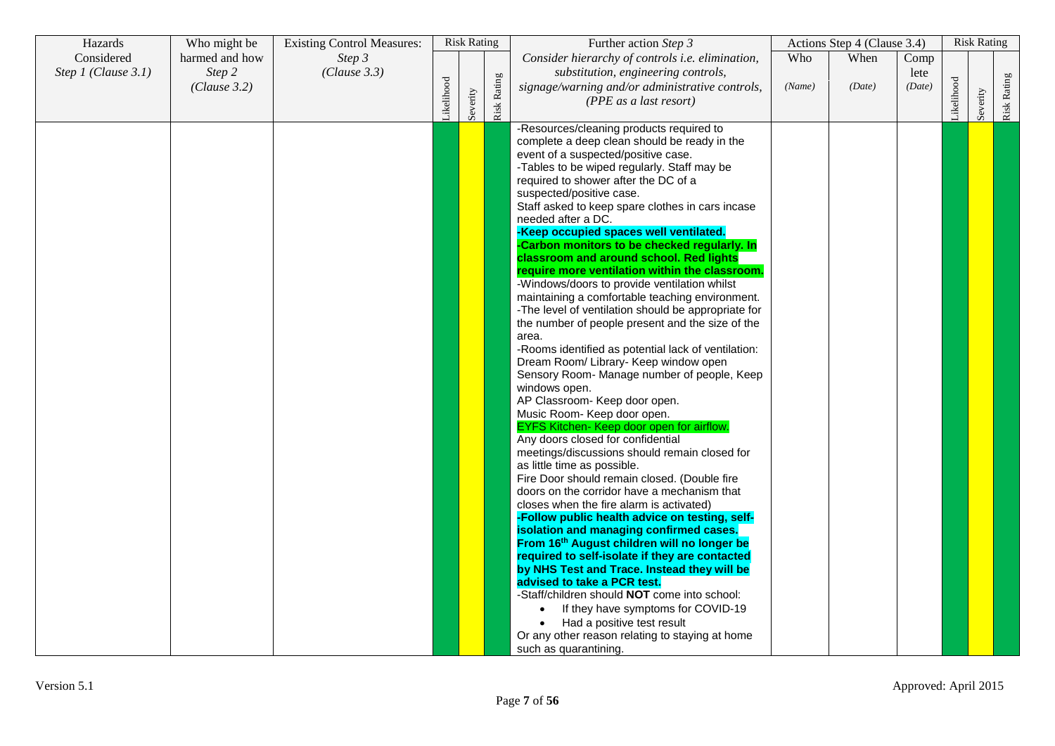| Hazards Considered *Step 1 (Clause 3.1)* | Who might be harmed and how *Step 2 (Clause 3.2)* | Existing Control Measures: *Step 3 (Clause 3.3)* | Risk Rating | | | Further action *Step 3* *Consider hierarchy of controls i.e. elimination, substitution, engineering controls, signage/warning and/or administrative controls, (PPE as a last resort)* | Actions Step 4 (Clause 3.4) | | | Risk Rating | | |
|---|---|---|---|---|---|---|---|---|---|---|---|---|
| | | | Likelihood | Severity | Risk Rating | | Who *(Name)* | When *(Date)* | Complete *(Date)* | Likelihood | Severity | Risk Rating |
| | | | | | | -Resources/cleaning products required to complete a deep clean should be ready in the event of a suspected/positive case.<br>-Tables to be wiped regularly. Staff may be required to shower after the DC of a suspected/positive case.<br>Staff asked to keep spare clothes in cars incase needed after a DC.<br>**-Keep occupied spaces well ventilated.**<br>**-Carbon monitors to be checked regularly. In classroom and around school. Red lights require more ventilation within the classroom.**<br>-Windows/doors to provide ventilation whilst maintaining a comfortable teaching environment.<br>-The level of ventilation should be appropriate for the number of people present and the size of the area.<br>-Rooms identified as potential lack of ventilation:<br>Dream Room/ Library- Keep window open<br>Sensory Room- Manage number of people, Keep windows open.<br>AP Classroom- Keep door open.<br>Music Room- Keep door open.<br>EYFS Kitchen- Keep door open for airflow.<br>Any doors closed for confidential meetings/discussions should remain closed for as little time as possible.<br>Fire Door should remain closed. (Double fire doors on the corridor have a mechanism that closes when the fire alarm is activated)<br>**-Follow public health advice on testing, self-isolation and managing confirmed cases.**<br>**From 16th August children will no longer be required to self-isolate if they are contacted by NHS Test and Trace. Instead they will be advised to take a PCR test.**<br>-Staff/children should **NOT** come into school:<br>• If they have symptoms for COVID-19<br>• Had a positive test result<br>Or any other reason relating to staying at home such as quarantining. | | | | | | |

Version 5.1 | Approved: April 2015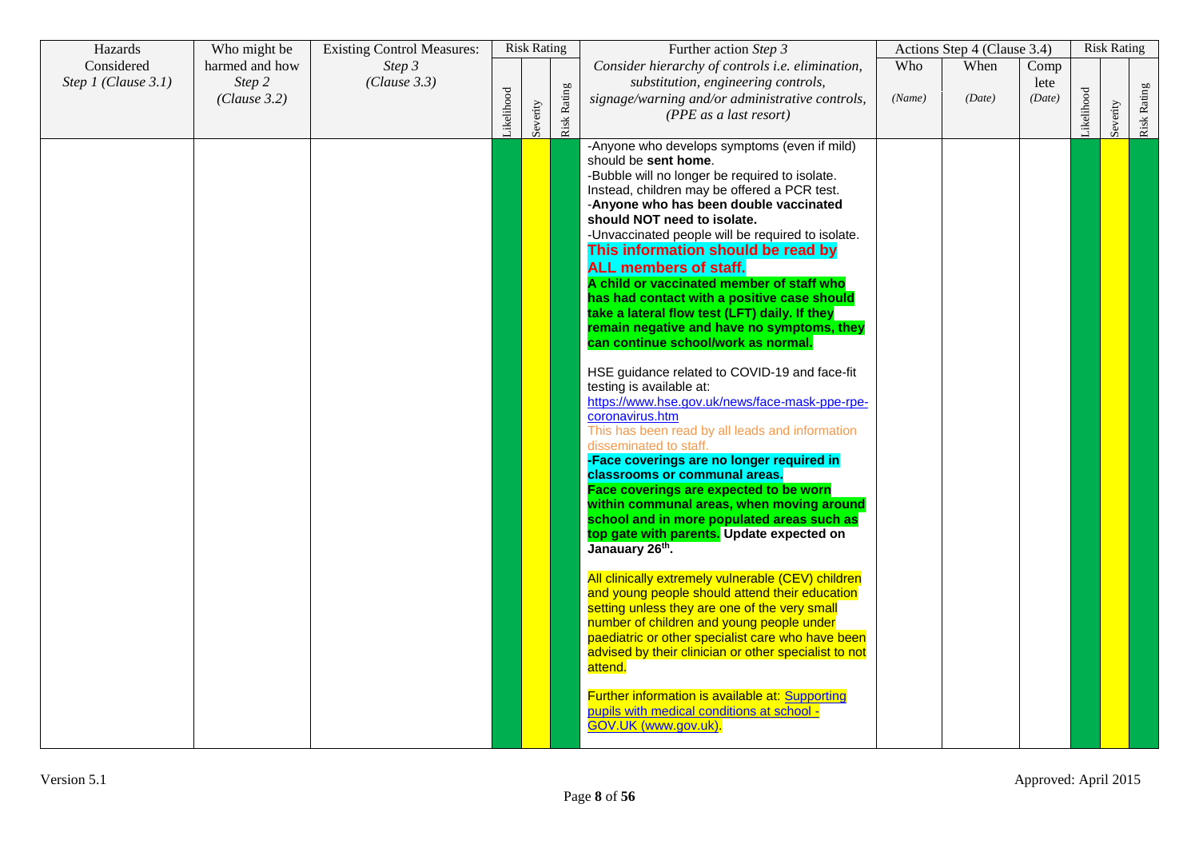| Hazards Considered *Step 1 (Clause 3.1)* | Who might be harmed and how *Step 2 (Clause 3.2)* | Existing Control Measures: *Step 3 (Clause 3.3)* | Risk Rating | | | Further action *Step 3* *Consider hierarchy of controls i.e. elimination, substitution, engineering controls, signage/warning and/or administrative controls, (PPE as a last resort)* | Actions Step 4 (Clause 3.4) | | | Risk Rating | | |
|---|---|---|---|---|---|---|---|---|---|---|---|---|
| | | | Likelihood | Severity | Risk Rating | | Who *(Name)* | When *(Date)* | Complete *(Date)* | Likelihood | Severity | Risk Rating |
| | | | | | | -Anyone who develops symptoms (even if mild) should be **sent home**.<br>-Bubble will no longer be required to isolate. Instead, children may be offered a PCR test.<br>-**Anyone who has been double vaccinated should NOT need to isolate.**<br>-Unvaccinated people will be required to isolate.<br>**This information should be read by ALL members of staff.**<br>**A child or vaccinated member of staff who has had contact with a positive case should take a lateral flow test (LFT) daily. If they remain negative and have no symptoms, they can continue school/work as normal.**<br><br>HSE guidance related to COVID-19 and face-fit testing is available at: https://www.hse.gov.uk/news/face-mask-ppe-rpe-coronavirus.htm<br>This has been read by all leads and information disseminated to staff.<br>**-Face coverings are no longer required in classrooms or communal areas.**<br>**Face coverings are expected to be worn within communal areas, when moving around school and in more populated areas such as top gate with parents. Update expected on Janauary 26th.**<br><br>All clinically extremely vulnerable (CEV) children and young people should attend their education setting unless they are one of the very small number of children and young people under paediatric or other specialist care who have been advised by their clinician or other specialist to not attend.<br><br>Further information is available at: Supporting pupils with medical conditions at school - GOV.UK (www.gov.uk). | | | | | | |

Version 5.1

Approved: April 2015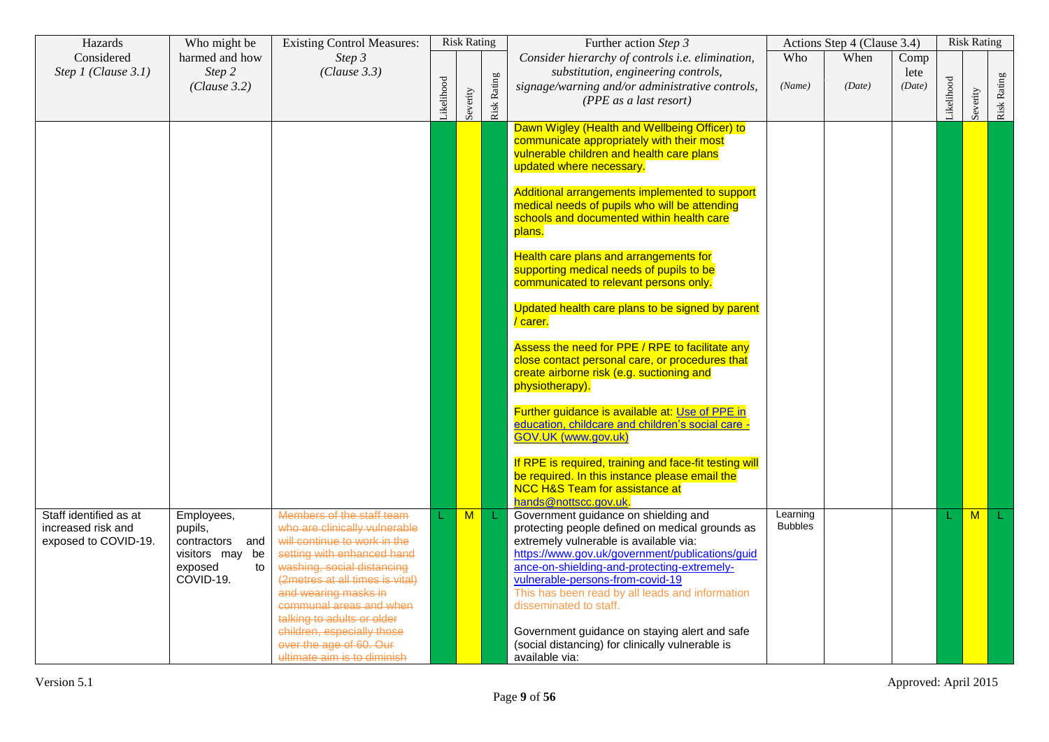| Hazards Considered *Step 1 (Clause 3.1)* | Who might be harmed and how *Step 2 (Clause 3.2)* | Existing Control Measures: *Step 3 (Clause 3.3)* | Risk Rating | | | Further action *Step 3* *Consider hierarchy of controls i.e. elimination, substitution, engineering controls, signage/warning and/or administrative controls, (PPE as a last resort)* | Actions Step 4 (Clause 3.4) | | | Risk Rating | | |
|---|---|---|---|---|---|---|---|---|---|---|---|---|
| | | | Likelihood | Severity | Risk Rating | | Who *(Name)* | When *(Date)* | Complete *(Date)* | Likelihood | Severity | Risk Rating |
| | | | | | | Dawn Wigley (Health and Wellbeing Officer) to communicate appropriately with their most vulnerable children and health care plans updated where necessary.<br><br>Additional arrangements implemented to support medical needs of pupils who will be attending schools and documented within health care plans.<br><br>Health care plans and arrangements for supporting medical needs of pupils to be communicated to relevant persons only.<br><br>Updated health care plans to be signed by parent / carer.<br><br>Assess the need for PPE / RPE to facilitate any close contact personal care, or procedures that create airborne risk (e.g. suctioning and physiotherapy).<br><br>Further guidance is available at: Use of PPE in education, childcare and children's social care - GOV.UK (www.gov.uk)<br><br>If RPE is required, training and face-fit testing will be required. In this instance please email the NCC H&S Team for assistance at hands@nottscc.gov.uk. | | | | | | |
| Staff identified as at increased risk and exposed to COVID-19. | Employees, pupils, contractors and visitors may be exposed to COVID-19. | ~~Members of the staff team who are clinically vulnerable will continue to work in the setting with enhanced hand washing, social distancing (2metres at all times is vital) and wearing masks in communal areas and when talking to adults or older children, especially those over the age of 60. Our ultimate aim is to diminish~~ | L | M | L | Government guidance on shielding and protecting people defined on medical grounds as extremely vulnerable is available via:<br>https://www.gov.uk/government/publications/guidance-on-shielding-and-protecting-extremely-vulnerable-persons-from-covid-19<br>This has been read by all leads and information disseminated to staff.<br><br>Government guidance on staying alert and safe (social distancing) for clinically vulnerable is available via: | Learning Bubbles | | | L | M | L |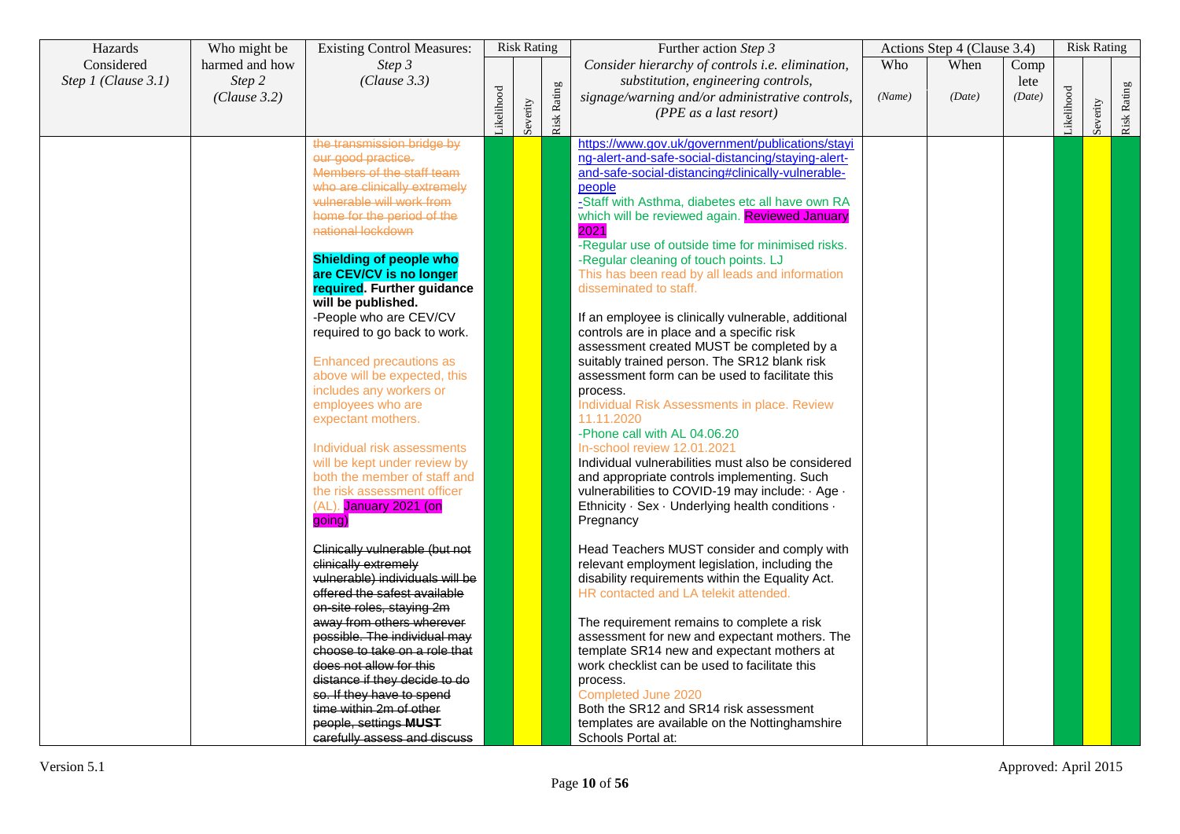| Hazards Considered *Step 1 (Clause 3.1)* | Who might be harmed and how *Step 2 (Clause 3.2)* | Existing Control Measures: *Step 3 (Clause 3.3)* | Risk Rating | | | Further action *Step 3* *Consider hierarchy of controls i.e. elimination, substitution, engineering controls, signage/warning and/or administrative controls, (PPE as a last resort)* | Actions Step 4 (Clause 3.4) | | | Risk Rating | | |
|---|---|---|---|---|---|---|---|---|---|---|---|---|
| | | | Likelihood | Severity | Risk Rating | | Who *(Name)* | When *(Date)* | Complete *(Date)* | Likelihood | Severity | Risk Rating |
| | | ~~the transmission bridge by our good practice.~~ ~~Members of the staff team who are clinically extremely vulnerable will work from home for the period of the national lockdown~~ **Shielding of people who are CEV/CV is no longer required. Further guidance will be published.** -People who are CEV/CV required to go back to work. Enhanced precautions as above will be expected, this includes any workers or employees who are expectant mothers. Individual risk assessments will be kept under review by both the member of staff and the risk assessment officer (AL). January 2021 (on going) ~~Clinically vulnerable (but not clinically extremely vulnerable) individuals will be offered the safest available on-site roles, staying 2m away from others wherever possible. The individual may choose to take on a role that does not allow for this distance if they decide to do so. If they have to spend time within 2m of other people, settings **MUST** carefully assess and discuss~~ | | | | https://www.gov.uk/government/publications/staying-alert-and-safe-social-distancing/staying-alert-and-safe-social-distancing#clinically-vulnerable-people -Staff with Asthma, diabetes etc all have own RA which will be reviewed again. Reviewed January 2021 -Regular use of outside time for minimised risks. -Regular cleaning of touch points. LJ This has been read by all leads and information disseminated to staff. If an employee is clinically vulnerable, additional controls are in place and a specific risk assessment created MUST be completed by a suitably trained person. The SR12 blank risk assessment form can be used to facilitate this process. Individual Risk Assessments in place. Review 11.11.2020 -Phone call with AL 04.06.20 In-school review 12.01.2021 Individual vulnerabilities must also be considered and appropriate controls implementing. Such vulnerabilities to COVID-19 may include: · Age · Ethnicity · Sex · Underlying health conditions · Pregnancy Head Teachers MUST consider and comply with relevant employment legislation, including the disability requirements within the Equality Act. HR contacted and LA telekit attended. The requirement remains to complete a risk assessment for new and expectant mothers. The template SR14 new and expectant mothers at work checklist can be used to facilitate this process. Completed June 2020 Both the SR12 and SR14 risk assessment templates are available on the Nottinghamshire Schools Portal at: | | | | | | |

Version 5.1 Approved: April 2015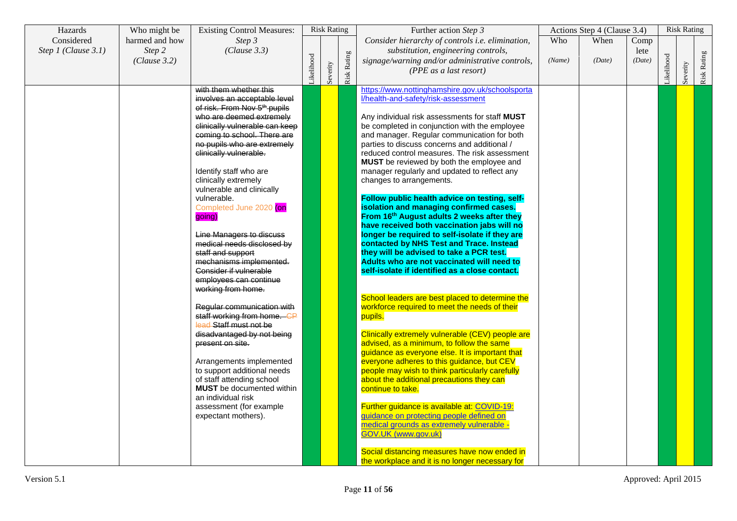| Hazards Considered Step 1 (Clause 3.1) | Who might be harmed and how Step 2 (Clause 3.2) | Existing Control Measures: Step 3 (Clause 3.3) | Risk Rating | | | Further action Step 3 Consider hierarchy of controls i.e. elimination, substitution, engineering controls, signage/warning and/or administrative controls, (PPE as a last resort) | Actions Step 4 (Clause 3.4) | | | Risk Rating | | |
|---|---|---|---|---|---|---|---|---|---|---|---|---|
| | | | Likelihood | Severity | Risk Rating | | Who (Name) | When (Date) | Complete (Date) | Likelihood | Severity | Risk Rating |
| | | ~~with them whether this involves an acceptable level of risk. From Nov 5th pupils who are deemed extremely clinically vulnerable can keep coming to school. There are no pupils who are extremely clinically vulnerable.~~<br><br>Identify staff who are clinically extremely vulnerable and clinically vulnerable.<br>Completed June 2020 (on going)<br><br>~~Line Managers to discuss medical needs disclosed by staff and support mechanisms implemented. Consider if vulnerable employees can continue working from home.~~<br><br>~~Regular communication with staff working from home. CP lead Staff must not be disadvantaged by not being present on site.~~<br><br>Arrangements implemented to support additional needs of staff attending school **MUST** be documented within an individual risk assessment (for example expectant mothers). | | | | https://www.nottinghamshire.gov.uk/schoolsportal/health-and-safety/risk-assessment<br><br>Any individual risk assessments for staff **MUST** be completed in conjunction with the employee and manager. Regular communication for both parties to discuss concerns and additional / reduced control measures. The risk assessment **MUST** be reviewed by both the employee and manager regularly and updated to reflect any changes to arrangements.<br><br>**Follow public health advice on testing, self-isolation and managing confirmed cases. From 16th August adults 2 weeks after they have received both vaccination jabs will no longer be required to self-isolate if they are contacted by NHS Test and Trace. Instead they will be advised to take a PCR test. Adults who are not vaccinated will need to self-isolate if identified as a close contact.**<br><br>School leaders are best placed to determine the workforce required to meet the needs of their pupils.<br><br>Clinically extremely vulnerable (CEV) people are advised, as a minimum, to follow the same guidance as everyone else. It is important that everyone adheres to this guidance, but CEV people may wish to think particularly carefully about the additional precautions they can continue to take.<br><br>Further guidance is available at: COVID-19: guidance on protecting people defined on medical grounds as extremely vulnerable - GOV.UK (www.gov.uk)<br><br>Social distancing measures have now ended in the workplace and it is no longer necessary for | | | | | | |

Version 5.1 Approved: April 2015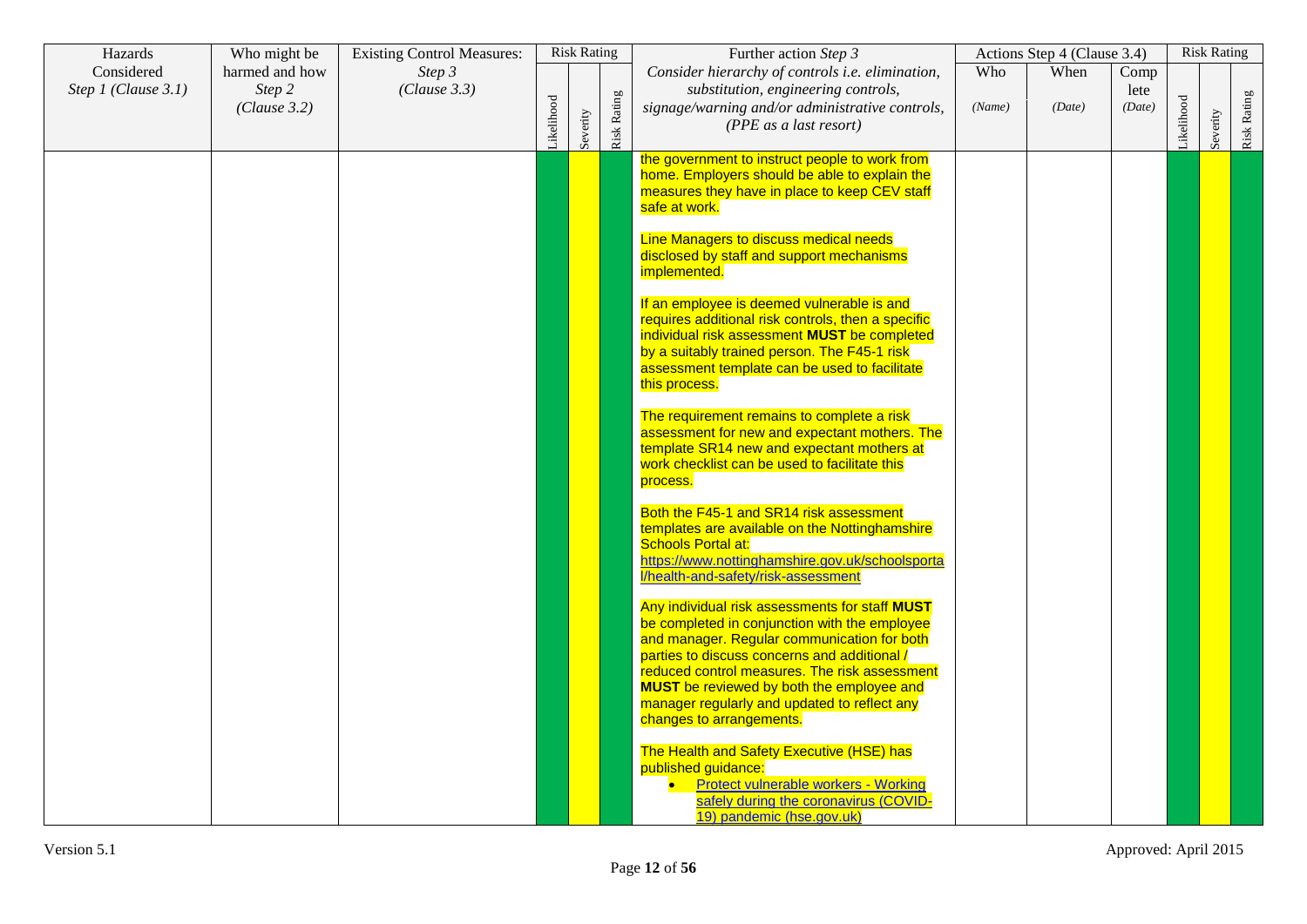| Hazards Considered *Step 1 (Clause 3.1)* | Who might be harmed and how *Step 2 (Clause 3.2)* | Existing Control Measures: *Step 3 (Clause 3.3)* | Risk Rating | | | Further action *Step 3* *Consider hierarchy of controls i.e. elimination, substitution, engineering controls, signage/warning and/or administrative controls, (PPE as a last resort)* | Actions Step 4 (Clause 3.4) | | | Risk Rating | | |
|---|---|---|---|---|---|---|---|---|---|---|---|---|
| | | | Likelihood | Severity | Risk Rating | | Who *(Name)* | When *(Date)* | Complete *(Date)* | Likelihood | Severity | Risk Rating |
| | | | | | | the government to instruct people to work from home. Employers should be able to explain the measures they have in place to keep CEV staff safe at work.<br><br>Line Managers to discuss medical needs disclosed by staff and support mechanisms implemented.<br><br>If an employee is deemed vulnerable is and requires additional risk controls, then a specific individual risk assessment **MUST** be completed by a suitably trained person. The F45-1 risk assessment template can be used to facilitate this process.<br><br>The requirement remains to complete a risk assessment for new and expectant mothers. The template SR14 new and expectant mothers at work checklist can be used to facilitate this process.<br><br>Both the F45-1 and SR14 risk assessment templates are available on the Nottinghamshire Schools Portal at: [https://www.nottinghamshire.gov.uk/schoolsportal/health-and-safety/risk-assessment](https://www.nottinghamshire.gov.uk/schoolsportal/health-and-safety/risk-assessment)<br><br>Any individual risk assessments for staff **MUST** be completed in conjunction with the employee and manager. Regular communication for both parties to discuss concerns and additional / reduced control measures. The risk assessment **MUST** be reviewed by both the employee and manager regularly and updated to reflect any changes to arrangements.<br><br>The Health and Safety Executive (HSE) has published guidance:<br>• Protect vulnerable workers - Working safely during the coronavirus (COVID-19) pandemic (hse.gov.uk) | | | | | | |

Version 5.1 Approved: April 2015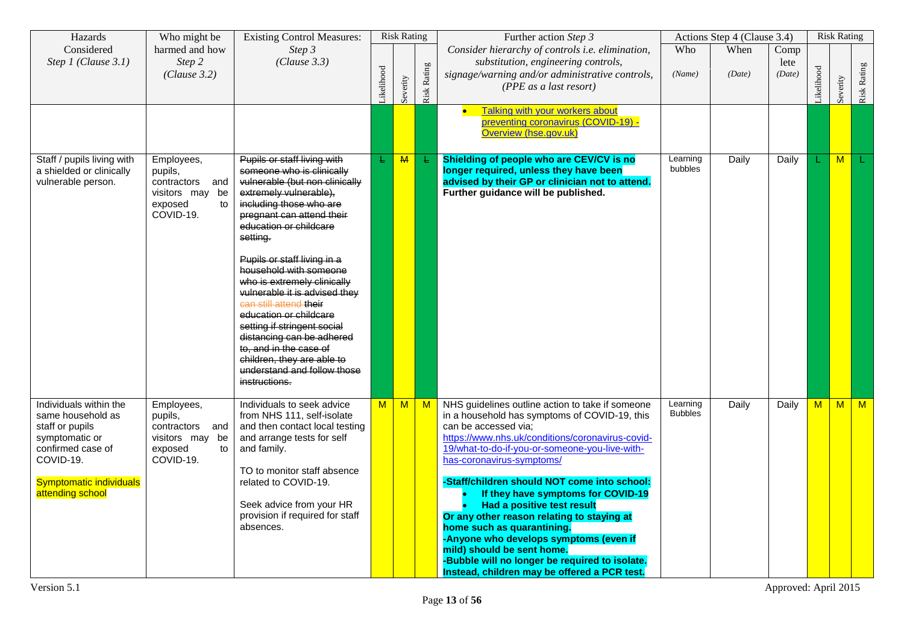| Hazards Considered *Step 1 (Clause 3.1)* | Who might be harmed and how *Step 2 (Clause 3.2)* | Existing Control Measures: *Step 3 (Clause 3.3)* | Risk Rating | | | Further action *Step 3* *Consider hierarchy of controls i.e. elimination, substitution, engineering controls, signage/warning and/or administrative controls, (PPE as a last resort)* | Actions Step 4 (Clause 3.4) | | | Risk Rating | | |
|---|---|---|---|---|---|---|---|---|---|---|---|---|
| | | | Likelihood | Severity | Risk Rating | | Who *(Name)* | When *(Date)* | Complete *(Date)* | Likelihood | Severity | Risk Rating |
| | | | | | | • [Talking with your workers about preventing coronavirus (COVID-19) - Overview (hse.gov.uk)](https://www.hse.gov.uk) | | | | | | |
| Staff / pupils living with a shielded or clinically vulnerable person. | Employees, pupils, contractors and visitors may be exposed to COVID-19. | ~~Pupils or staff living with someone who is clinically vulnerable (but non clinically extremely vulnerable), including those who are pregnant can attend their education or childcare setting.~~<br><br>~~Pupils or staff living in a household with someone who is extremely clinically vulnerable it is advised they can still attend their education or childcare setting if stringent social distancing can be adhered to, and in the case of children, they are able to understand and follow those instructions.~~ | ~~L~~ | ~~M~~ | ~~L~~ | **Shielding of people who are CEV/CV is no longer required, unless they have been advised by their GP or clinician not to attend. Further guidance will be published.** | Learning bubbles | Daily | Daily | L | M | L |
| Individuals within the same household as staff or pupils symptomatic or confirmed case of COVID-19.<br><br>Symptomatic individuals attending school | Employees, pupils, contractors and visitors may be exposed to COVID-19. | Individuals to seek advice from NHS 111, self-isolate and then contact local testing and arrange tests for self and family.<br><br>TO to monitor staff absence related to COVID-19.<br><br>Seek advice from your HR provision if required for staff absences. | M | M | M | NHS guidelines outline action to take if someone in a household has symptoms of COVID-19, this can be accessed via; [https://www.nhs.uk/conditions/coronavirus-covid-19/what-to-do-if-you-or-someone-you-live-with-has-coronavirus-symptoms/](https://www.nhs.uk/conditions/coronavirus-covid-19/what-to-do-if-you-or-someone-you-live-with-has-coronavirus-symptoms/)<br><br>**-Staff/children should NOT come into school:**<br>• **If they have symptoms for COVID-19**<br>• **Had a positive test result**<br>**Or any other reason relating to staying at home such as quarantining.**<br>**-Anyone who develops symptoms (even if mild) should be sent home.**<br>**-Bubble will no longer be required to isolate. Instead, children may be offered a PCR test.** | Learning Bubbles | Daily | Daily | M | M | M |

Version 5.1 Approved: April 2015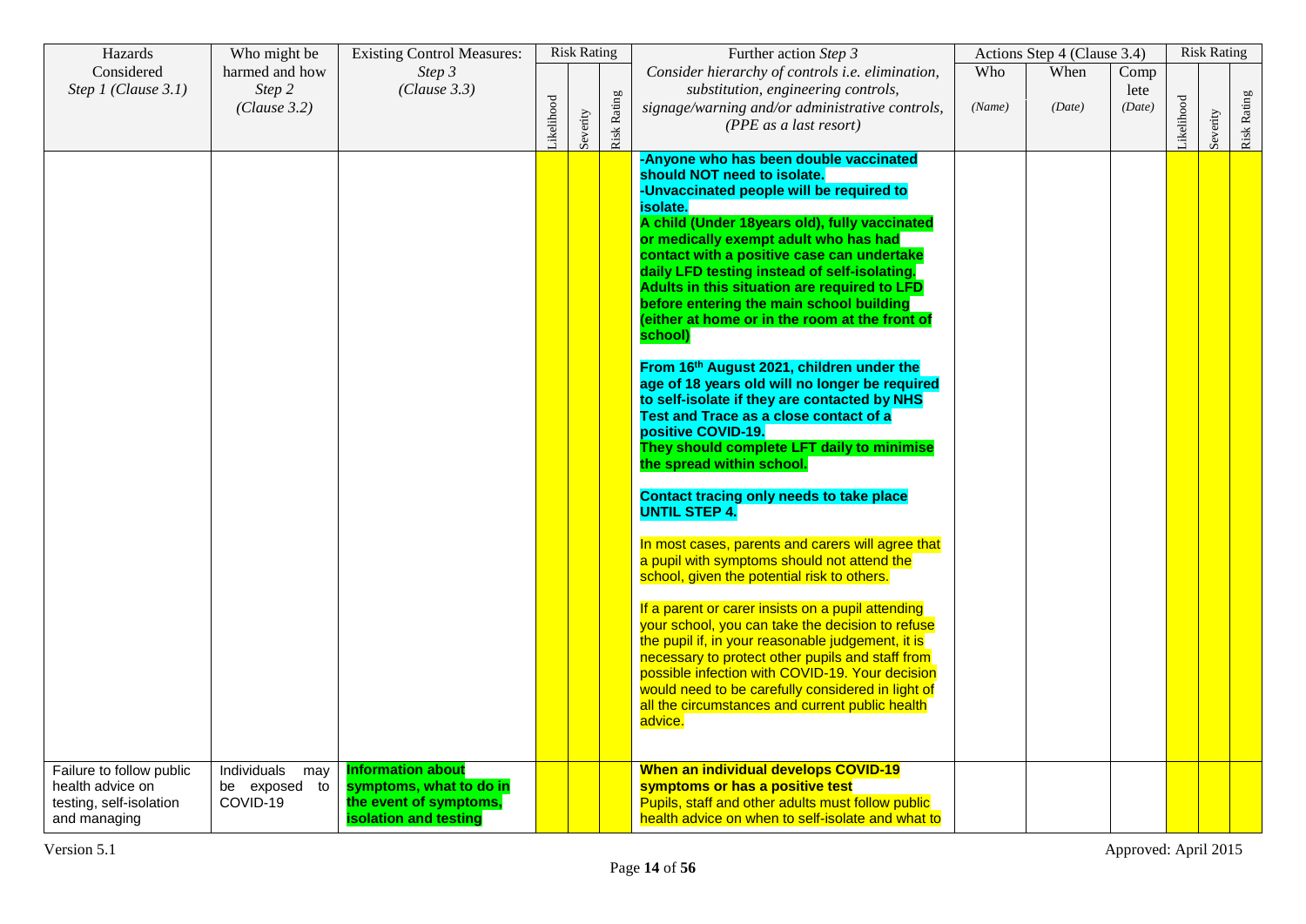| Hazards Considered *Step 1 (Clause 3.1)* | Who might be harmed and how *Step 2 (Clause 3.2)* | Existing Control Measures: *Step 3 (Clause 3.3)* | Risk Rating | | | Further action *Step 3* *Consider hierarchy of controls i.e. elimination, substitution, engineering controls, signage/warning and/or administrative controls, (PPE as a last resort)* | Actions Step 4 (Clause 3.4) | | | Risk Rating | | |
|---|---|---|---|---|---|---|---|---|---|---|---|---|
| | | | Likelihood | Severity | Risk Rating | | Who *(Name)* | When *(Date)* | Complete *(Date)* | Likelihood | Severity | Risk Rating |
| | | | | | | **-Anyone who has been double vaccinated should NOT need to isolate.** <br> **-Unvaccinated people will be required to isolate.** <br> **A child (Under 18years old), fully vaccinated or medically exempt adult who has had contact with a positive case can undertake daily LFD testing instead of self-isolating. Adults in this situation are required to LFD before entering the main school building (either at home or in the room at the front of school)** <br><br> **From 16th August 2021, children under the age of 18 years old will no longer be required to self-isolate if they are contacted by NHS Test and Trace as a close contact of a positive COVID-19.** <br> **They should complete LFT daily to minimise the spread within school.** <br><br> **Contact tracing only needs to take place UNTIL STEP 4.** <br><br> In most cases, parents and carers will agree that a pupil with symptoms should not attend the school, given the potential risk to others. <br><br> If a parent or carer insists on a pupil attending your school, you can take the decision to refuse the pupil if, in your reasonable judgement, it is necessary to protect other pupils and staff from possible infection with COVID-19. Your decision would need to be carefully considered in light of all the circumstances and current public health advice. | | | | | | |
| Failure to follow public health advice on testing, self-isolation and managing | Individuals may be exposed to COVID-19 | **Information about symptoms, what to do in the event of symptoms, isolation and testing** | | | | **When an individual develops COVID-19 symptoms or has a positive test** <br> Pupils, staff and other adults must follow public health advice on when to self-isolate and what to | | | | | | |

Version 5.1 Approved: April 2015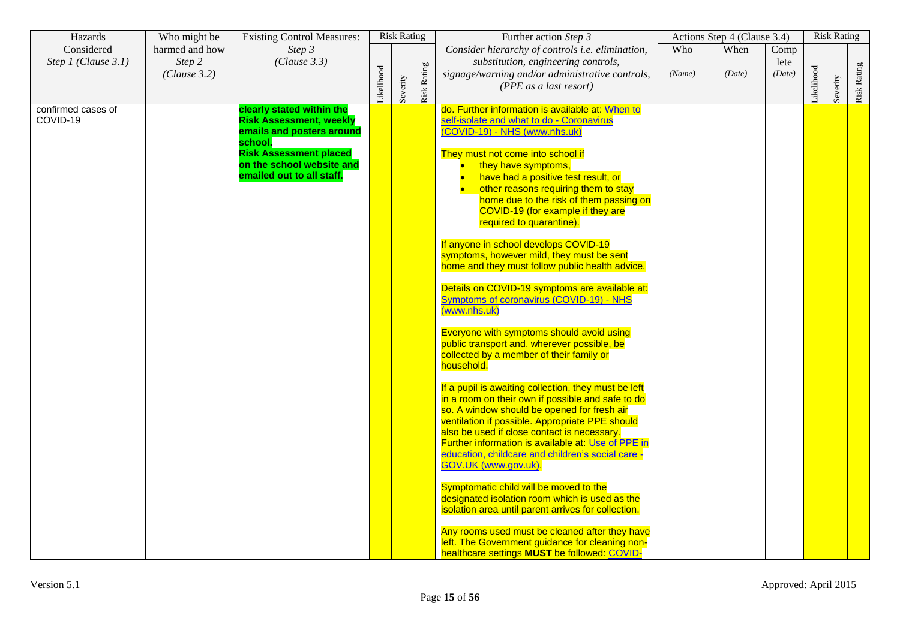| Hazards Considered *Step 1 (Clause 3.1)* | Who might be harmed and how *Step 2 (Clause 3.2)* | Existing Control Measures: *Step 3 (Clause 3.3)* | Risk Rating | | | Further action *Step 3* *Consider hierarchy of controls i.e. elimination, substitution, engineering controls, signage/warning and/or administrative controls, (PPE as a last resort)* | Actions Step 4 (Clause 3.4) | | | Risk Rating | | |
|---|---|---|---|---|---|---|---|---|---|---|---|---|
| | | | Likelihood | Severity | Risk Rating | | Who *(Name)* | When *(Date)* | Complete *(Date)* | Likelihood | Severity | Risk Rating |
| confirmed cases of COVID-19 | | **clearly stated within the Risk Assessment, weekly emails and posters around school.** **Risk Assessment placed on the school website and emailed out to all staff.** | | | | do. Further information is available at: When to self-isolate and what to do - Coronavirus (COVID-19) - NHS (www.nhs.uk)<br><br>They must not come into school if<br>• they have symptoms,<br>• have had a positive test result, or<br>• other reasons requiring them to stay home due to the risk of them passing on COVID-19 (for example if they are required to quarantine).<br><br>If anyone in school develops COVID-19 symptoms, however mild, they must be sent home and they must follow public health advice.<br><br>Details on COVID-19 symptoms are available at: Symptoms of coronavirus (COVID-19) - NHS (www.nhs.uk)<br><br>Everyone with symptoms should avoid using public transport and, wherever possible, be collected by a member of their family or household.<br><br>If a pupil is awaiting collection, they must be left in a room on their own if possible and safe to do so. A window should be opened for fresh air ventilation if possible. Appropriate PPE should also be used if close contact is necessary. Further information is available at: Use of PPE in education, childcare and children's social care - GOV.UK (www.gov.uk).<br><br>Symptomatic child will be moved to the designated isolation room which is used as the isolation area until parent arrives for collection.<br><br>Any rooms used must be cleaned after they have left. The Government guidance for cleaning non-healthcare settings **MUST** be followed: COVID- | | | | | | |

Version 5.1 | Approved: April 2015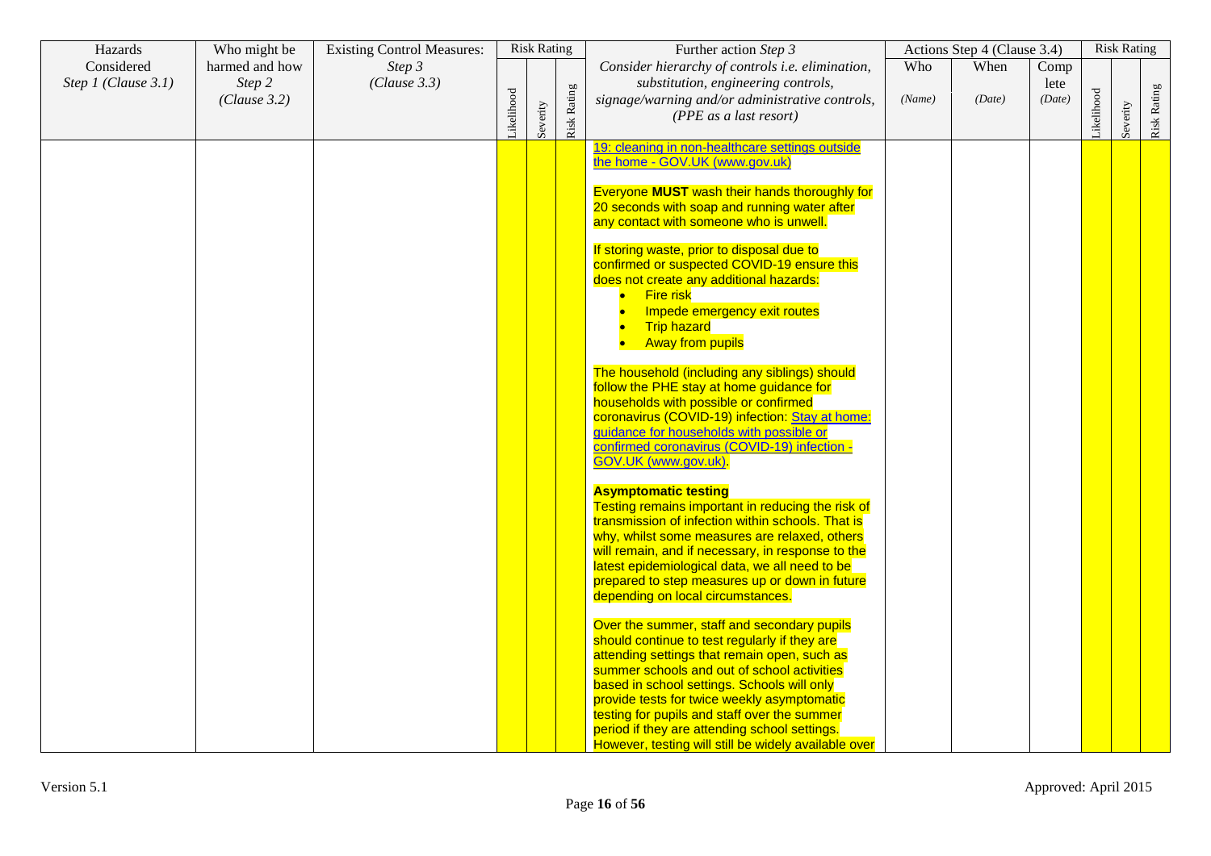| Hazards Considered *Step 1 (Clause 3.1)* | Who might be harmed and how *Step 2 (Clause 3.2)* | Existing Control Measures: *Step 3 (Clause 3.3)* | Risk Rating | | | Further action *Step 3* *Consider hierarchy of controls i.e. elimination, substitution, engineering controls, signage/warning and/or administrative controls, (PPE as a last resort)* | Actions Step 4 (Clause 3.4) | | | Risk Rating | | |
|---|---|---|---|---|---|---|---|---|---|---|---|---|
| | | | Likelihood | Severity | Risk Rating | | Who *(Name)* | When *(Date)* | Complete *(Date)* | Likelihood | Severity | Risk Rating |
| | | | | | | 19: cleaning in non-healthcare settings outside the home - GOV.UK (www.gov.uk)<br><br>Everyone **MUST** wash their hands thoroughly for 20 seconds with soap and running water after any contact with someone who is unwell.<br><br>If storing waste, prior to disposal due to confirmed or suspected COVID-19 ensure this does not create any additional hazards:<br>• Fire risk<br>• Impede emergency exit routes<br>• Trip hazard<br>• Away from pupils<br><br>The household (including any siblings) should follow the PHE stay at home guidance for households with possible or confirmed coronavirus (COVID-19) infection: Stay at home: guidance for households with possible or confirmed coronavirus (COVID-19) infection - GOV.UK (www.gov.uk).<br><br>**Asymptomatic testing**<br>Testing remains important in reducing the risk of transmission of infection within schools. That is why, whilst some measures are relaxed, others will remain, and if necessary, in response to the latest epidemiological data, we all need to be prepared to step measures up or down in future depending on local circumstances.<br><br>Over the summer, staff and secondary pupils should continue to test regularly if they are attending settings that remain open, such as summer schools and out of school activities based in school settings. Schools will only provide tests for twice weekly asymptomatic testing for pupils and staff over the summer period if they are attending school settings. However, testing will still be widely available over | | | | | | |

Version 5.1 Approved: April 2015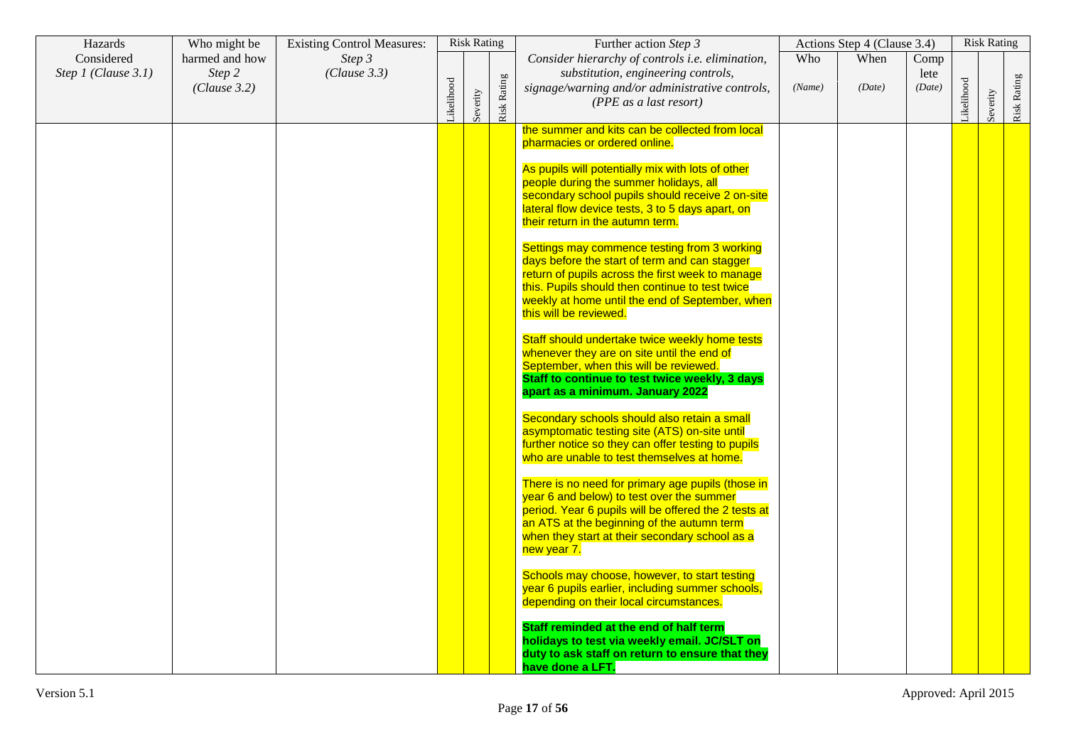| Hazards Considered *Step 1 (Clause 3.1)* | Who might be harmed and how *Step 2 (Clause 3.2)* | Existing Control Measures: *Step 3 (Clause 3.3)* | Risk Rating | | | Further action *Step 3* *Consider hierarchy of controls i.e. elimination, substitution, engineering controls, signage/warning and/or administrative controls, (PPE as a last resort)* | Actions Step 4 (Clause 3.4) | | | Risk Rating | | |
|---|---|---|---|---|---|---|---|---|---|---|---|---|
| | | | Likelihood | Severity | Risk Rating | | Who *(Name)* | When *(Date)* | Complete *(Date)* | Likelihood | Severity | Risk Rating |
| | | | | | | the summer and kits can be collected from local pharmacies or ordered online.<br><br>As pupils will potentially mix with lots of other people during the summer holidays, all secondary school pupils should receive 2 on-site lateral flow device tests, 3 to 5 days apart, on their return in the autumn term.<br><br>Settings may commence testing from 3 working days before the start of term and can stagger return of pupils across the first week to manage this. Pupils should then continue to test twice weekly at home until the end of September, when this will be reviewed.<br><br>Staff should undertake twice weekly home tests whenever they are on site until the end of September, when this will be reviewed.<br>**Staff to continue to test twice weekly, 3 days apart as a minimum. January 2022**<br><br>Secondary schools should also retain a small asymptomatic testing site (ATS) on-site until further notice so they can offer testing to pupils who are unable to test themselves at home.<br><br>There is no need for primary age pupils (those in year 6 and below) to test over the summer period. Year 6 pupils will be offered the 2 tests at an ATS at the beginning of the autumn term when they start at their secondary school as a new year 7.<br><br>Schools may choose, however, to start testing year 6 pupils earlier, including summer schools, depending on their local circumstances.<br><br>**Staff reminded at the end of half term holidays to test via weekly email. JC/SLT on duty to ask staff on return to ensure that they have done a LFT.** | | | | | | |

Version 5.1

Approved: April 2015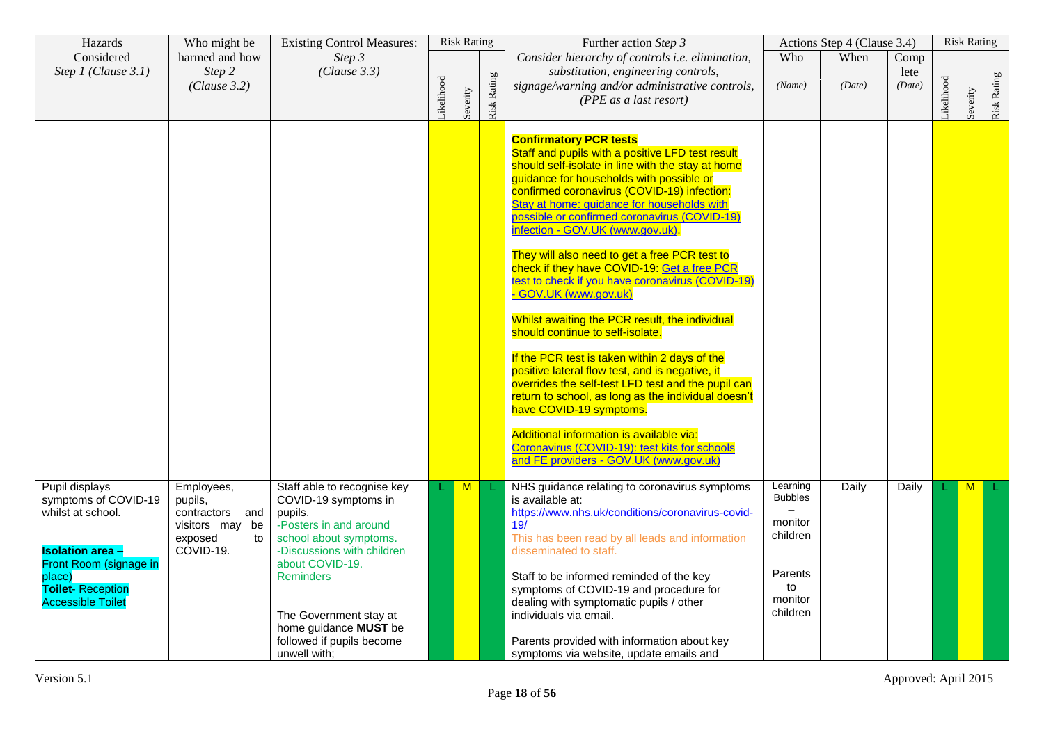| Hazards Considered *Step 1 (Clause 3.1)* | Who might be harmed and how *Step 2 (Clause 3.2)* | Existing Control Measures: *Step 3 (Clause 3.3)* | Risk Rating | | | Further action *Step 3* *Consider hierarchy of controls i.e. elimination, substitution, engineering controls, signage/warning and/or administrative controls, (PPE as a last resort)* | Actions Step 4 (Clause 3.4) | | | Risk Rating | | |
|---|---|---|---|---|---|---|---|---|---|---|---|---|
| | | | Likelihood | Severity | Risk Rating | | Who *(Name)* | When *(Date)* | Complete *(Date)* | Likelihood | Severity | Risk Rating |
| | | | | | | **Confirmatory PCR tests**<br>Staff and pupils with a positive LFD test result should self-isolate in line with the stay at home guidance for households with possible or confirmed coronavirus (COVID-19) infection: Stay at home: guidance for households with possible or confirmed coronavirus (COVID-19) infection - GOV.UK (www.gov.uk).<br><br>They will also need to get a free PCR test to check if they have COVID-19: Get a free PCR test to check if you have coronavirus (COVID-19) - GOV.UK (www.gov.uk)<br><br>Whilst awaiting the PCR result, the individual should continue to self-isolate.<br><br>If the PCR test is taken within 2 days of the positive lateral flow test, and is negative, it overrides the self-test LFD test and the pupil can return to school, as long as the individual doesn't have COVID-19 symptoms.<br><br>Additional information is available via: Coronavirus (COVID-19): test kits for schools and FE providers - GOV.UK (www.gov.uk) | | | | | | |
| Pupil displays symptoms of COVID-19 whilst at school.<br><br>**Isolation area –** Front Room (signage in place)<br>**Toilet**- Reception Accessible Toilet | Employees, pupils, contractors and visitors may be exposed to COVID-19. | Staff able to recognise key COVID-19 symptoms in pupils.<br>-Posters in and around school about symptoms.<br>-Discussions with children about COVID-19.<br>Reminders<br><br>The Government stay at home guidance **MUST** be followed if pupils become unwell with; | L | M | L | NHS guidance relating to coronavirus symptoms is available at: https://www.nhs.uk/conditions/coronavirus-covid-19/<br>This has been read by all leads and information disseminated to staff.<br><br>Staff to be informed reminded of the key symptoms of COVID-19 and procedure for dealing with symptomatic pupils / other individuals via email.<br><br>Parents provided with information about key symptoms via website, update emails and | Learning Bubbles – monitor children<br><br>Parents to monitor children | Daily | Daily | L | M | L |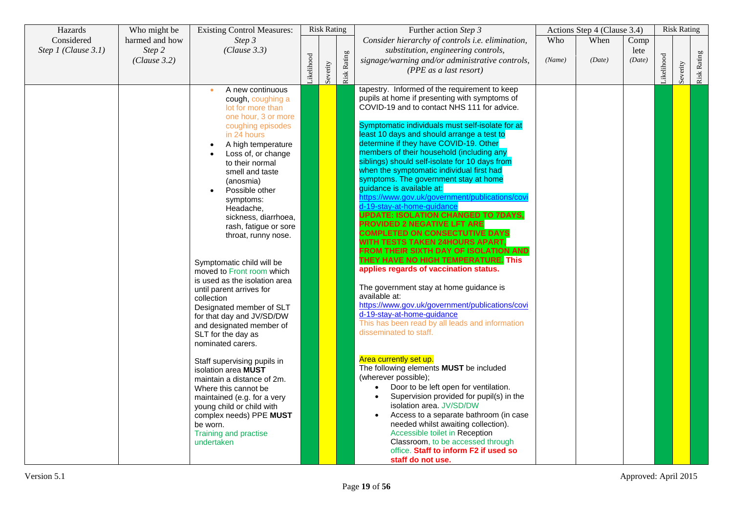| Hazards Considered *Step 1 (Clause 3.1)* | Who might be harmed and how *Step 2 (Clause 3.2)* | Existing Control Measures: *Step 3 (Clause 3.3)* | Risk Rating | | | Further action *Step 3* *Consider hierarchy of controls i.e. elimination, substitution, engineering controls, signage/warning and/or administrative controls, (PPE as a last resort)* | Actions Step 4 (Clause 3.4) | | | Risk Rating | | |
|---|---|---|---|---|---|---|---|---|---|---|---|---|
| | | | Likelihood | Severity | Risk Rating | | Who *(Name)* | When *(Date)* | Complete *(Date)* | Likelihood | Severity | Risk Rating |
| | | • A new continuous cough, coughing a lot for more than one hour, 3 or more coughing episodes in 24 hours<br>• A high temperature<br>• Loss of, or change to their normal smell and taste (anosmia)<br>• Possible other symptoms: Headache, sickness, diarrhoea, rash, fatigue or sore throat, runny nose.<br><br>Symptomatic child will be moved to Front room which is used as the isolation area until parent arrives for collection<br>Designated member of SLT for that day and JV/SD/DW and designated member of SLT for the day as nominated carers.<br><br>Staff supervising pupils in isolation area **MUST** maintain a distance of 2m. Where this cannot be maintained (e.g. for a very young child or child with complex needs) PPE **MUST** be worn.<br>Training and practise undertaken | | | | tapestry. Informed of the requirement to keep pupils at home if presenting with symptoms of COVID-19 and to contact NHS 111 for advice.<br><br>Symptomatic individuals must self-isolate for at least 10 days and should arrange a test to determine if they have COVID-19. Other members of their household (including any siblings) should self-isolate for 10 days from when the symptomatic individual first had symptoms. The government stay at home guidance is available at: https://www.gov.uk/government/publications/covid-19-stay-at-home-guidance<br>**UPDATE: ISOLATION CHANGED TO 7DAYS, PROVIDED 2 NEGATIVE LFT ARE COMPLETED ON CONSECUTIVE DAYS WITH TESTS TAKEN 24HOURS APART, FROM THEIR SIXTH DAY OF ISOLATION AND THEY HAVE NO HIGH TEMPERATURE. This applies regards of vaccination status.**<br><br>The government stay at home guidance is available at: https://www.gov.uk/government/publications/covid-19-stay-at-home-guidance<br>This has been read by all leads and information disseminated to staff.<br><br>Area currently set up.<br>The following elements **MUST** be included (wherever possible);<br>• Door to be left open for ventilation.<br>• Supervision provided for pupil(s) in the isolation area. JV/SD/DW<br>• Access to a separate bathroom (in case needed whilst awaiting collection). Accessible toilet in Reception Classroom, to be accessed through office. **Staff to inform F2 if used so staff do not use.** | | | | | | |

Version 5.1 | Approved: April 2015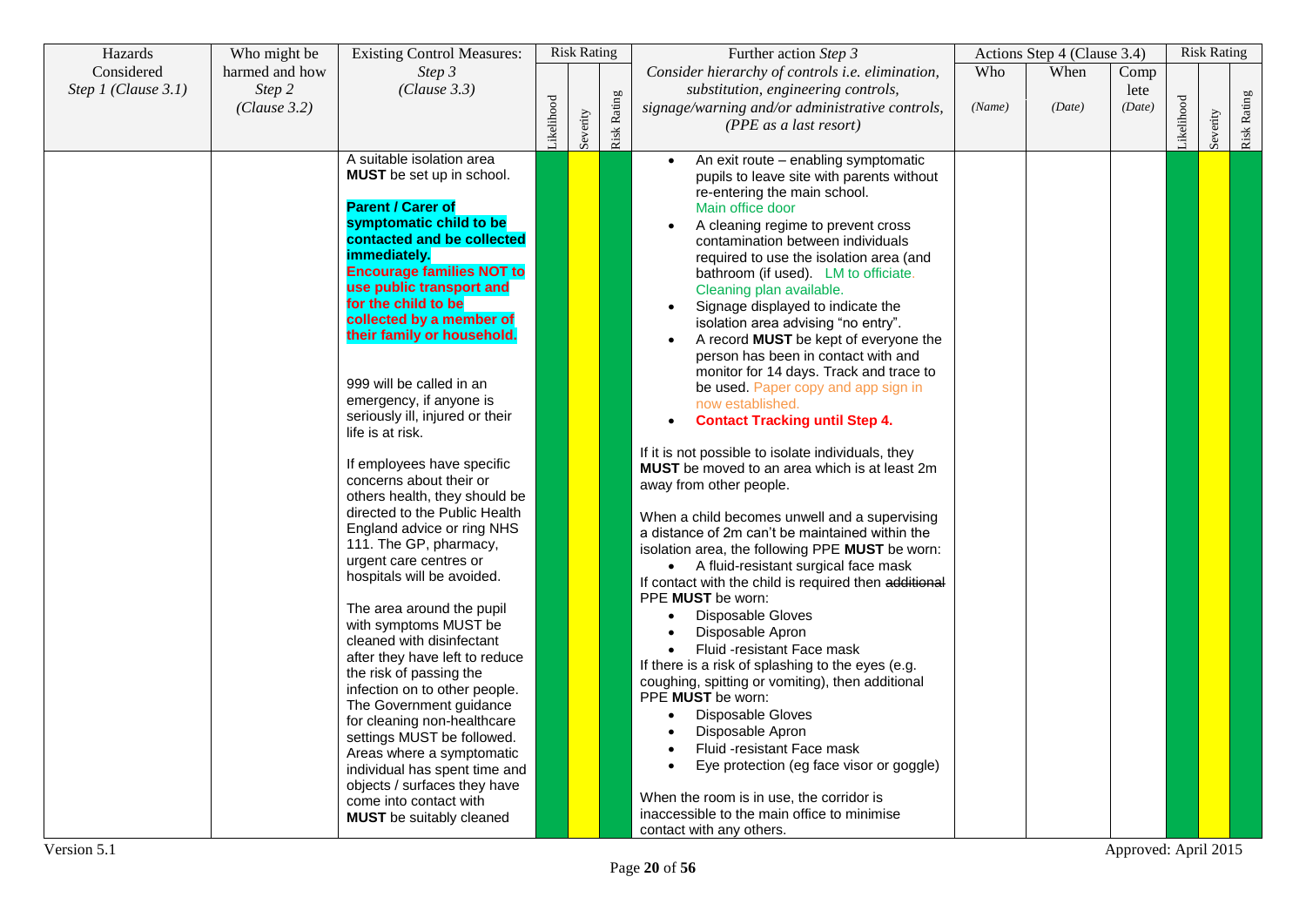| Hazards Considered *Step 1 (Clause 3.1)* | Who might be harmed and how *Step 2 (Clause 3.2)* | Existing Control Measures: *Step 3 (Clause 3.3)* | Risk Rating | | | Further action *Step 3* *Consider hierarchy of controls i.e. elimination, substitution, engineering controls, signage/warning and/or administrative controls, (PPE as a last resort)* | Actions Step 4 (Clause 3.4) | | | Risk Rating | | |
|---|---|---|---|---|---|---|---|---|---|---|---|---|
| | | | Likelihood | Severity | Risk Rating | | Who *(Name)* | When *(Date)* | Complete *(Date)* | Likelihood | Severity | Risk Rating |
| | | A suitable isolation area **MUST** be set up in school.<br><br>**Parent / Carer of symptomatic child to be contacted and be collected immediately.**<br>**Encourage families NOT to use public transport and for the child to be collected by a member of their family or household.**<br><br>999 will be called in an emergency, if anyone is seriously ill, injured or their life is at risk.<br><br>If employees have specific concerns about their or others health, they should be directed to the Public Health England advice or ring NHS 111. The GP, pharmacy, urgent care centres or hospitals will be avoided.<br><br>The area around the pupil with symptoms MUST be cleaned with disinfectant after they have left to reduce the risk of passing the infection on to other people. The Government guidance for cleaning non-healthcare settings MUST be followed. Areas where a symptomatic individual has spent time and objects / surfaces they have come into contact with **MUST** be suitably cleaned | | | | • An exit route – enabling symptomatic pupils to leave site with parents without re-entering the main school. Main office door<br>• A cleaning regime to prevent cross contamination between individuals required to use the isolation area (and bathroom (if used). LM to officiate. Cleaning plan available.<br>• Signage displayed to indicate the isolation area advising "no entry".<br>• A record **MUST** be kept of everyone the person has been in contact with and monitor for 14 days. Track and trace to be used. Paper copy and app sign in now established.<br>• **Contact Tracking until Step 4.**<br><br>If it is not possible to isolate individuals, they **MUST** be moved to an area which is at least 2m away from other people.<br><br>When a child becomes unwell and a supervising a distance of 2m can't be maintained within the isolation area, the following PPE **MUST** be worn:<br>• A fluid-resistant surgical face mask<br>If contact with the child is required then ~~additional~~ PPE **MUST** be worn:<br>• Disposable Gloves<br>• Disposable Apron<br>• Fluid -resistant Face mask<br>If there is a risk of splashing to the eyes (e.g. coughing, spitting or vomiting), then additional PPE **MUST** be worn:<br>• Disposable Gloves<br>• Disposable Apron<br>• Fluid -resistant Face mask<br>• Eye protection (eg face visor or goggle)<br><br>When the room is in use, the corridor is inaccessible to the main office to minimise contact with any others. | | | | | | |

Version 5.1 Approved: April 2015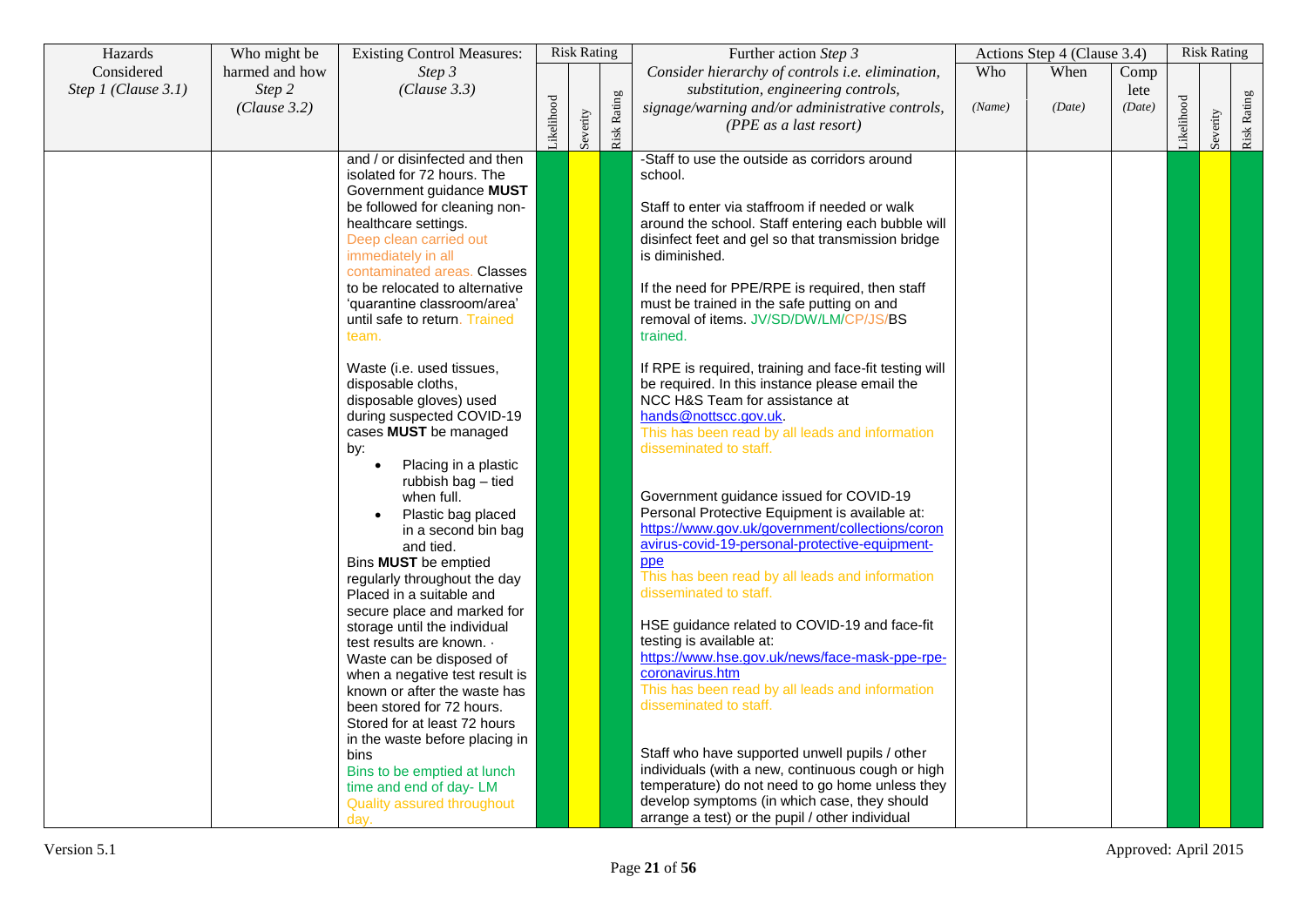| Hazards Considered *Step 1 (Clause 3.1)* | Who might be harmed and how *Step 2 (Clause 3.2)* | Existing Control Measures: *Step 3 (Clause 3.3)* | Risk Rating | | | Further action *Step 3* *Consider hierarchy of controls i.e. elimination, substitution, engineering controls, signage/warning and/or administrative controls, (PPE as a last resort)* | Actions Step 4 (Clause 3.4) | | | Risk Rating | | |
|---|---|---|---|---|---|---|---|---|---|---|---|---|
| | | | Likelihood | Severity | Risk Rating | | Who *(Name)* | When *(Date)* | Complete *(Date)* | Likelihood | Severity | Risk Rating |
| | | and / or disinfected and then isolated for 72 hours. The Government guidance **MUST** be followed for cleaning non-healthcare settings.<br>Deep clean carried out immediately in all contaminated areas. Classes to be relocated to alternative 'quarantine classroom/area' until safe to return. Trained team.<br><br>Waste (i.e. used tissues, disposable cloths, disposable gloves) used during suspected COVID-19 cases **MUST** be managed by:<br>• Placing in a plastic rubbish bag – tied when full.<br>• Plastic bag placed in a second bin bag and tied.<br>Bins **MUST** be emptied regularly throughout the day Placed in a suitable and secure place and marked for storage until the individual test results are known. · Waste can be disposed of when a negative test result is known or after the waste has been stored for 72 hours. Stored for at least 72 hours in the waste before placing in bins<br>Bins to be emptied at lunch time and end of day- LM<br>Quality assured throughout day. | | | | -Staff to use the outside as corridors around school.<br><br>Staff to enter via staffroom if needed or walk around the school. Staff entering each bubble will disinfect feet and gel so that transmission bridge is diminished.<br><br>If the need for PPE/RPE is required, then staff must be trained in the safe putting on and removal of items. JV/SD/DW/LM/CP/JS/BS trained.<br><br>If RPE is required, training and face-fit testing will be required. In this instance please email the NCC H&S Team for assistance at hands@nottscc.gov.uk.<br>This has been read by all leads and information disseminated to staff.<br><br>Government guidance issued for COVID-19 Personal Protective Equipment is available at: https://www.gov.uk/government/collections/coronavirus-covid-19-personal-protective-equipment-ppe<br>This has been read by all leads and information disseminated to staff.<br><br>HSE guidance related to COVID-19 and face-fit testing is available at: https://www.hse.gov.uk/news/face-mask-ppe-rpe-coronavirus.htm<br>This has been read by all leads and information disseminated to staff.<br><br>Staff who have supported unwell pupils / other individuals (with a new, continuous cough or high temperature) do not need to go home unless they develop symptoms (in which case, they should arrange a test) or the pupil / other individual | | | | | | |

Version 5.1 Approved: April 2015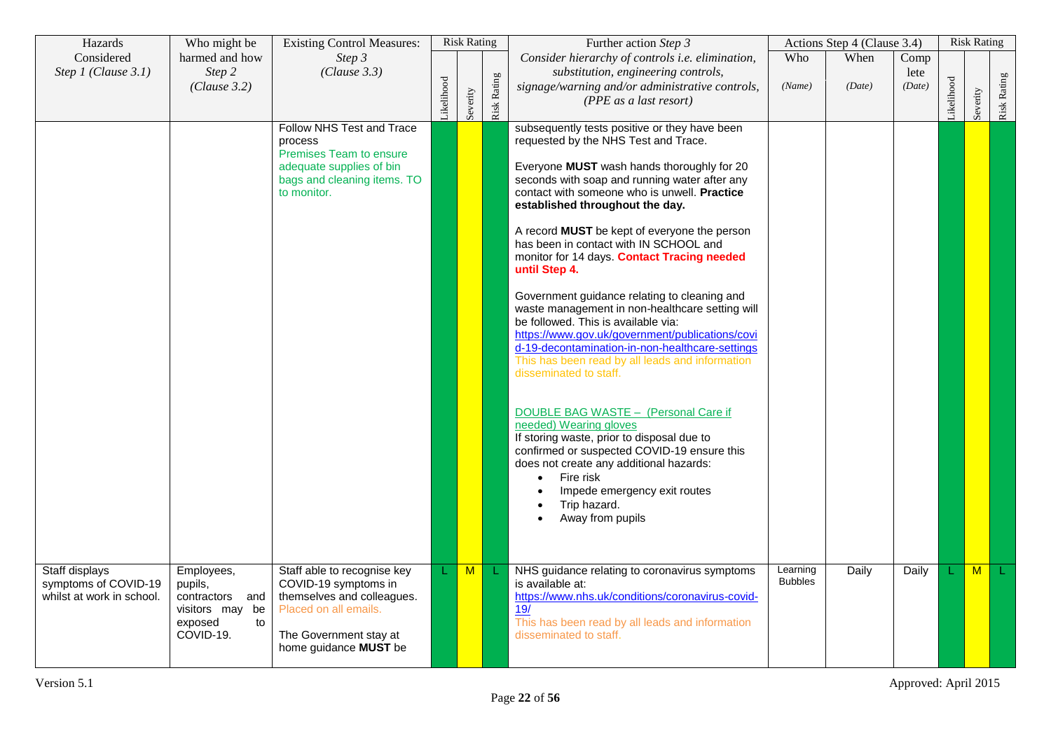| Hazards Considered *Step 1 (Clause 3.1)* | Who might be harmed and how *Step 2 (Clause 3.2)* | Existing Control Measures: *Step 3 (Clause 3.3)* | Risk Rating | | | Further action *Step 3* *Consider hierarchy of controls i.e. elimination, substitution, engineering controls, signage/warning and/or administrative controls, (PPE as a last resort)* | Actions Step 4 (Clause 3.4) | | | Risk Rating | | |
|---|---|---|---|---|---|---|---|---|---|---|---|---|
| | | | Likelihood | Severity | Risk Rating | | Who *(Name)* | When *(Date)* | Complete *(Date)* | Likelihood | Severity | Risk Rating |
| | | Follow NHS Test and Trace process<br>Premises Team to ensure adequate supplies of bin bags and cleaning items. TO to monitor. | | | | subsequently tests positive or they have been requested by the NHS Test and Trace.<br><br>Everyone **MUST** wash hands thoroughly for 20 seconds with soap and running water after any contact with someone who is unwell. **Practice established throughout the day.**<br><br>A record **MUST** be kept of everyone the person has been in contact with IN SCHOOL and monitor for 14 days. **Contact Tracing needed until Step 4.**<br><br>Government guidance relating to cleaning and waste management in non-healthcare setting will be followed. This is available via: https://www.gov.uk/government/publications/covid-19-decontamination-in-non-healthcare-settings<br>This has been read by all leads and information disseminated to staff.<br><br>DOUBLE BAG WASTE – (Personal Care if needed) Wearing gloves<br>If storing waste, prior to disposal due to confirmed or suspected COVID-19 ensure this does not create any additional hazards:<br>• Fire risk<br>• Impede emergency exit routes<br>• Trip hazard.<br>• Away from pupils | | | | | | |
| Staff displays symptoms of COVID-19 whilst at work in school. | Employees, pupils, contractors and visitors may be exposed to COVID-19. | Staff able to recognise key COVID-19 symptoms in themselves and colleagues. Placed on all emails.<br><br>The Government stay at home guidance **MUST** be | L | M | L | NHS guidance relating to coronavirus symptoms is available at: https://www.nhs.uk/conditions/coronavirus-covid-19/<br>This has been read by all leads and information disseminated to staff. | Learning Bubbles | Daily | Daily | L | M | L |

Version 5.1 Approved: April 2015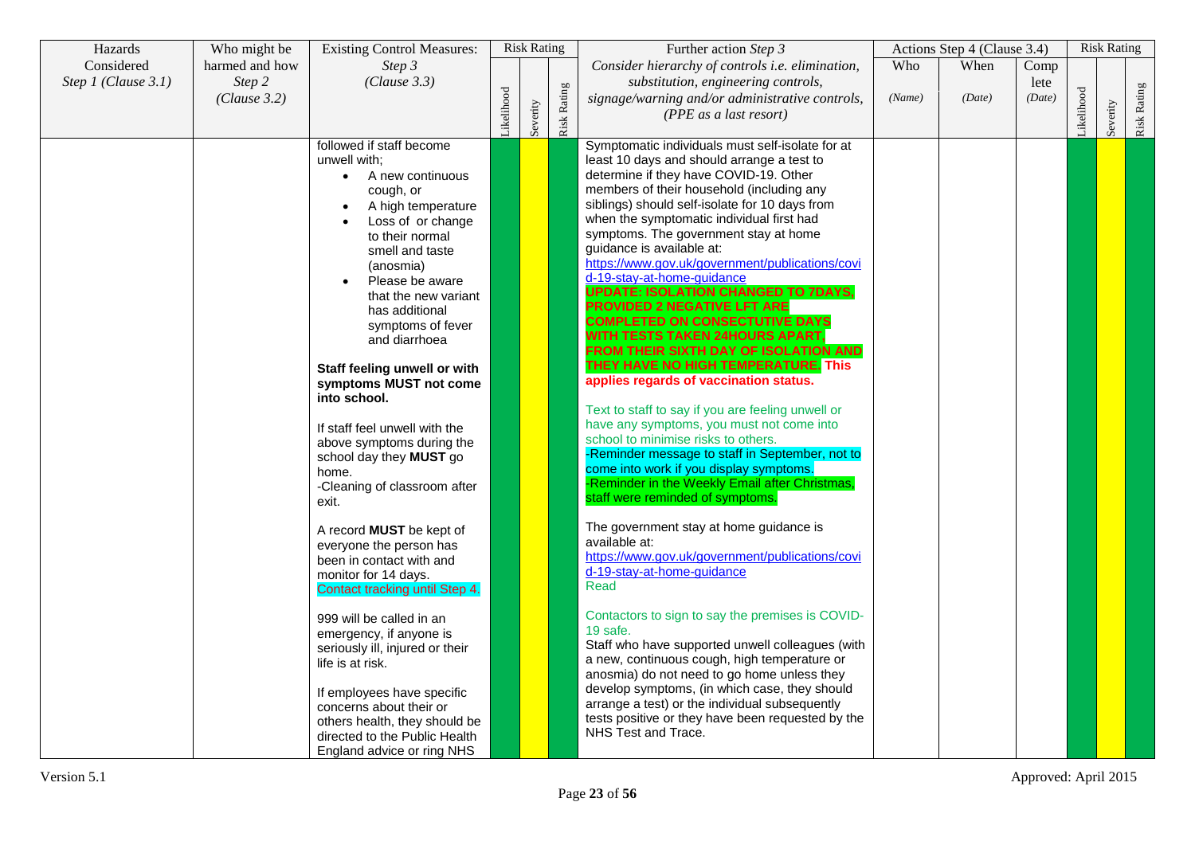| Hazards Considered *Step 1 (Clause 3.1)* | Who might be harmed and how *Step 2 (Clause 3.2)* | Existing Control Measures: *Step 3 (Clause 3.3)* | Risk Rating | | | Further action *Step 3* *Consider hierarchy of controls i.e. elimination, substitution, engineering controls, signage/warning and/or administrative controls, (PPE as a last resort)* | Actions Step 4 (Clause 3.4) | | | Risk Rating | | |
|---|---|---|---|---|---|---|---|---|---|---|---|---|
| | | | Likelihood | Severity | Risk Rating | | Who *(Name)* | When *(Date)* | Complete *(Date)* | Likelihood | Severity | Risk Rating |
| | | followed if staff become unwell with;<br>• A new continuous cough, or<br>• A high temperature<br>• Loss of or change to their normal smell and taste (anosmia)<br>• Please be aware that the new variant has additional symptoms of fever and diarrhoea<br><br>**Staff feeling unwell or with symptoms MUST not come into school.**<br><br>If staff feel unwell with the above symptoms during the school day they **MUST** go home.<br>-Cleaning of classroom after exit.<br><br>A record **MUST** be kept of everyone the person has been in contact with and monitor for 14 days.<br>Contact tracking until Step 4.<br><br>999 will be called in an emergency, if anyone is seriously ill, injured or their life is at risk.<br><br>If employees have specific concerns about their or others health, they should be directed to the Public Health England advice or ring NHS | | | | Symptomatic individuals must self-isolate for at least 10 days and should arrange a test to determine if they have COVID-19. Other members of their household (including any siblings) should self-isolate for 10 days from when the symptomatic individual first had symptoms. The government stay at home guidance is available at: https://www.gov.uk/government/publications/covid-19-stay-at-home-guidance<br>**UPDATE: ISOLATION CHANGED TO 7DAYS, PROVIDED 2 NEGATIVE LFT ARE COMPLETED ON CONSECTUTIVE DAYS WITH TESTS TAKEN 24HOURS APART, FROM THEIR SIXTH DAY OF ISOLATION AND THEY HAVE NO HIGH TEMPERATURE. This applies regards of vaccination status.**<br><br>Text to staff to say if you are feeling unwell or have any symptoms, you must not come into school to minimise risks to others.<br>-Reminder message to staff in September, not to come into work if you display symptoms.<br>-Reminder in the Weekly Email after Christmas, staff were reminded of symptoms.<br><br>The government stay at home guidance is available at: https://www.gov.uk/government/publications/covid-19-stay-at-home-guidance<br>Read<br><br>Contactors to sign to say the premises is COVID-19 safe.<br>Staff who have supported unwell colleagues (with a new, continuous cough, high temperature or anosmia) do not need to go home unless they develop symptoms, (in which case, they should arrange a test) or the individual subsequently tests positive or they have been requested by the NHS Test and Trace. | | | | | | |

Version 5.1 Approved: April 2015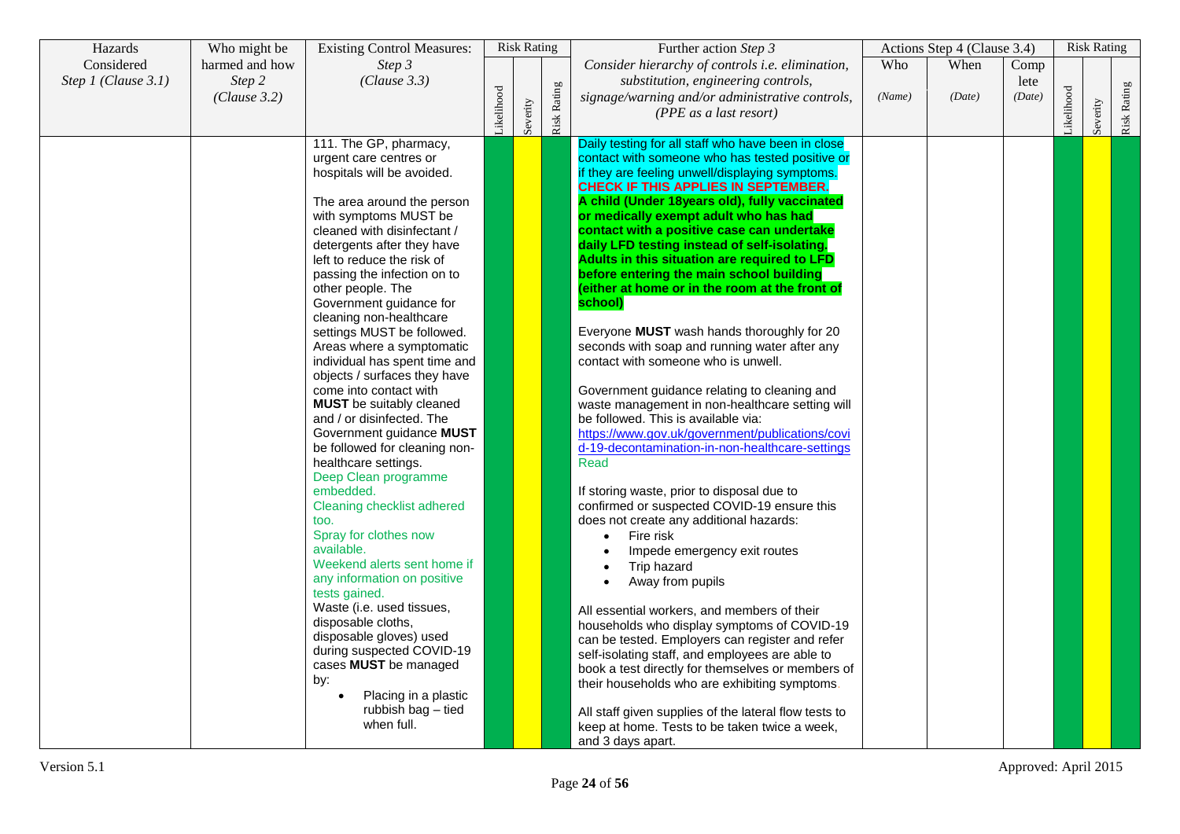| Hazards Considered *Step 1 (Clause 3.1)* | Who might be harmed and how *Step 2 (Clause 3.2)* | Existing Control Measures: *Step 3 (Clause 3.3)* | Risk Rating | | | Further action *Step 3* *Consider hierarchy of controls i.e. elimination, substitution, engineering controls, signage/warning and/or administrative controls, (PPE as a last resort)* | Actions Step 4 (Clause 3.4) | | | Risk Rating | | |
|---|---|---|---|---|---|---|---|---|---|---|---|---|
| | | | Likelihood | Severity | Risk Rating | | Who *(Name)* | When *(Date)* | Complete *(Date)* | Likelihood | Severity | Risk Rating |
| | | 111. The GP, pharmacy, urgent care centres or hospitals will be avoided.<br><br>The area around the person with symptoms MUST be cleaned with disinfectant / detergents after they have left to reduce the risk of passing the infection on to other people. The Government guidance for cleaning non-healthcare settings MUST be followed. Areas where a symptomatic individual has spent time and objects / surfaces they have come into contact with **MUST** be suitably cleaned and / or disinfected. The Government guidance **MUST** be followed for cleaning non-healthcare settings.<br>Deep Clean programme embedded.<br>Cleaning checklist adhered too.<br>Spray for clothes now available.<br>Weekend alerts sent home if any information on positive tests gained.<br>Waste (i.e. used tissues, disposable cloths, disposable gloves) used during suspected COVID-19 cases **MUST** be managed by:<br>• Placing in a plastic rubbish bag – tied when full. | | | | Daily testing for all staff who have been in close contact with someone who has tested positive or if they are feeling unwell/displaying symptoms. **CHECK IF THIS APPLIES IN SEPTEMBER.**<br>**A child (Under 18years old), fully vaccinated or medically exempt adult who has had contact with a positive case can undertake daily LFD testing instead of self-isolating. Adults in this situation are required to LFD before entering the main school building (either at home or in the room at the front of school)**<br><br>Everyone **MUST** wash hands thoroughly for 20 seconds with soap and running water after any contact with someone who is unwell.<br><br>Government guidance relating to cleaning and waste management in non-healthcare setting will be followed. This is available via: https://www.gov.uk/government/publications/covid-19-decontamination-in-non-healthcare-settings<br>Read<br><br>If storing waste, prior to disposal due to confirmed or suspected COVID-19 ensure this does not create any additional hazards:<br>• Fire risk<br>• Impede emergency exit routes<br>• Trip hazard<br>• Away from pupils<br><br>All essential workers, and members of their households who display symptoms of COVID-19 can be tested. Employers can register and refer self-isolating staff, and employees are able to book a test directly for themselves or members of their households who are exhibiting symptoms.<br><br>All staff given supplies of the lateral flow tests to keep at home. Tests to be taken twice a week, and 3 days apart. | | | | | | |

Version 5.1 Approved: April 2015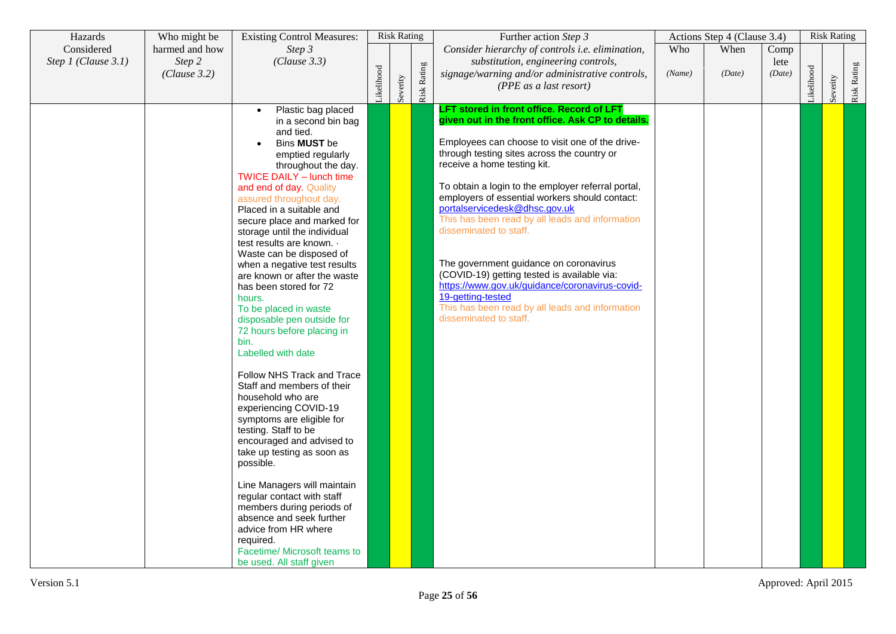| Hazards Considered *Step 1 (Clause 3.1)* | Who might be harmed and how *Step 2 (Clause 3.2)* | Existing Control Measures: *Step 3 (Clause 3.3)* | Risk Rating | | | Further action *Step 3* *Consider hierarchy of controls i.e. elimination, substitution, engineering controls, signage/warning and/or administrative controls, (PPE as a last resort)* | Actions Step 4 (Clause 3.4) | | | Risk Rating | | |
|---|---|---|---|---|---|---|---|---|---|---|---|---|
| | | | Likelihood | Severity | Risk Rating | | Who *(Name)* | When *(Date)* | Complete *(Date)* | Likelihood | Severity | Risk Rating |
| | | • Plastic bag placed in a second bin bag and tied.<br>• Bins **MUST** be emptied regularly throughout the day.<br>TWICE DAILY – lunch time and end of day. Quality assured throughout day.<br>Placed in a suitable and secure place and marked for storage until the individual test results are known. · Waste can be disposed of when a negative test results are known or after the waste has been stored for 72 hours.<br>To be placed in waste disposable pen outside for 72 hours before placing in bin.<br>Labelled with date<br><br>Follow NHS Track and Trace Staff and members of their household who are experiencing COVID-19 symptoms are eligible for testing. Staff to be encouraged and advised to take up testing as soon as possible.<br><br>Line Managers will maintain regular contact with staff members during periods of absence and seek further advice from HR where required.<br>Facetime/ Microsoft teams to be used. All staff given | | | | **LFT stored in front office. Record of LFT given out in the front office. Ask CP to details.**<br><br>Employees can choose to visit one of the drive-through testing sites across the country or receive a home testing kit.<br><br>To obtain a login to the employer referral portal, employers of essential workers should contact: portalservicedesk@dhsc.gov.uk<br>This has been read by all leads and information disseminated to staff.<br><br>The government guidance on coronavirus (COVID-19) getting tested is available via: https://www.gov.uk/guidance/coronavirus-covid-19-getting-tested<br>This has been read by all leads and information disseminated to staff. | | | | | | |

Version 5.1 Approved: April 2015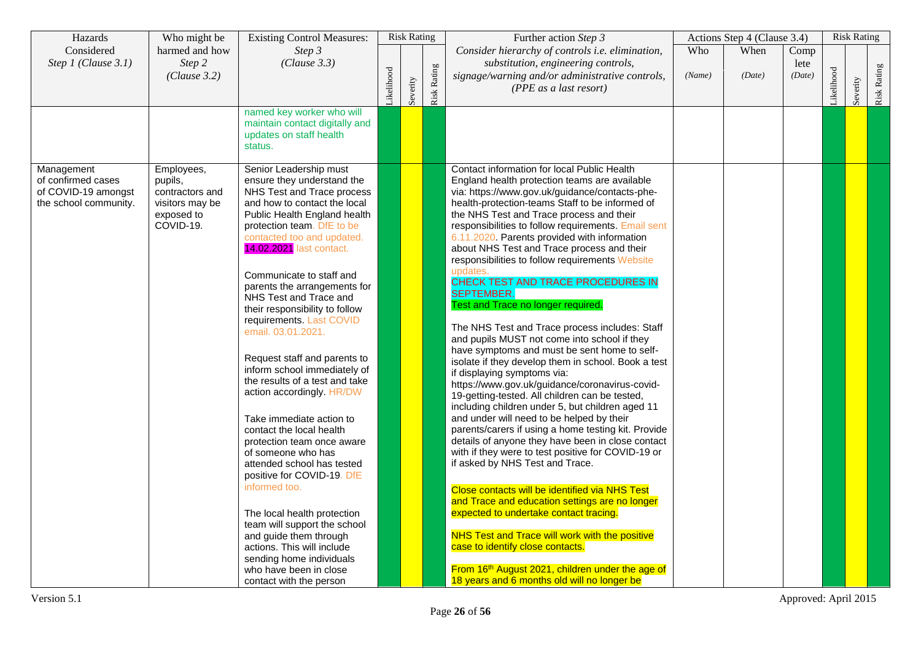| Hazards Considered *Step 1 (Clause 3.1)* | Who might be harmed and how *Step 2 (Clause 3.2)* | Existing Control Measures: *Step 3 (Clause 3.3)* | Risk Rating | | | Further action *Step 3* *Consider hierarchy of controls i.e. elimination, substitution, engineering controls, signage/warning and/or administrative controls, (PPE as a last resort)* | Actions Step 4 (Clause 3.4) | | | Risk Rating | | |
|---|---|---|---|---|---|---|---|---|---|---|---|---|
| | | | Likelihood | Severity | Risk Rating | | Who *(Name)* | When *(Date)* | Complete *(Date)* | Likelihood | Severity | Risk Rating |
| | | named key worker who will maintain contact digitally and updates on staff health status. | | | | | | | | | | |
| Management of confirmed cases of COVID-19 amongst the school community. | Employees, pupils, contractors and visitors may be exposed to COVID-19. | Senior Leadership must ensure they understand the NHS Test and Trace process and how to contact the local Public Health England health protection team. DfE to be contacted too and updated. 14.02.2021 last contact.<br><br>Communicate to staff and parents the arrangements for NHS Test and Trace and their responsibility to follow requirements. Last COVID email. 03.01.2021.<br><br>Request staff and parents to inform school immediately of the results of a test and take action accordingly. HR/DW<br><br>Take immediate action to contact the local health protection team once aware of someone who has attended school has tested positive for COVID-19. DfE informed too.<br><br>The local health protection team will support the school and guide them through actions. This will include sending home individuals who have been in close contact with the person | | | | Contact information for local Public Health England health protection teams are available via: https://www.gov.uk/guidance/contacts-phe-health-protection-teams Staff to be informed of the NHS Test and Trace process and their responsibilities to follow requirements. Email sent 6.11.2020. Parents provided with information about NHS Test and Trace process and their responsibilities to follow requirements Website updates.<br>CHECK TEST AND TRACE PROCEDURES IN SEPTEMBER.<br>Test and Trace no longer required.<br><br>The NHS Test and Trace process includes: Staff and pupils MUST not come into school if they have symptoms and must be sent home to self-isolate if they develop them in school. Book a test if displaying symptoms via: https://www.gov.uk/guidance/coronavirus-covid-19-getting-tested. All children can be tested, including children under 5, but children aged 11 and under will need to be helped by their parents/carers if using a home testing kit. Provide details of anyone they have been in close contact with if they were to test positive for COVID-19 or if asked by NHS Test and Trace.<br><br>Close contacts will be identified via NHS Test and Trace and education settings are no longer expected to undertake contact tracing.<br><br>NHS Test and Trace will work with the positive case to identify close contacts.<br><br>From 16th August 2021, children under the age of 18 years and 6 months old will no longer be | | | | | | |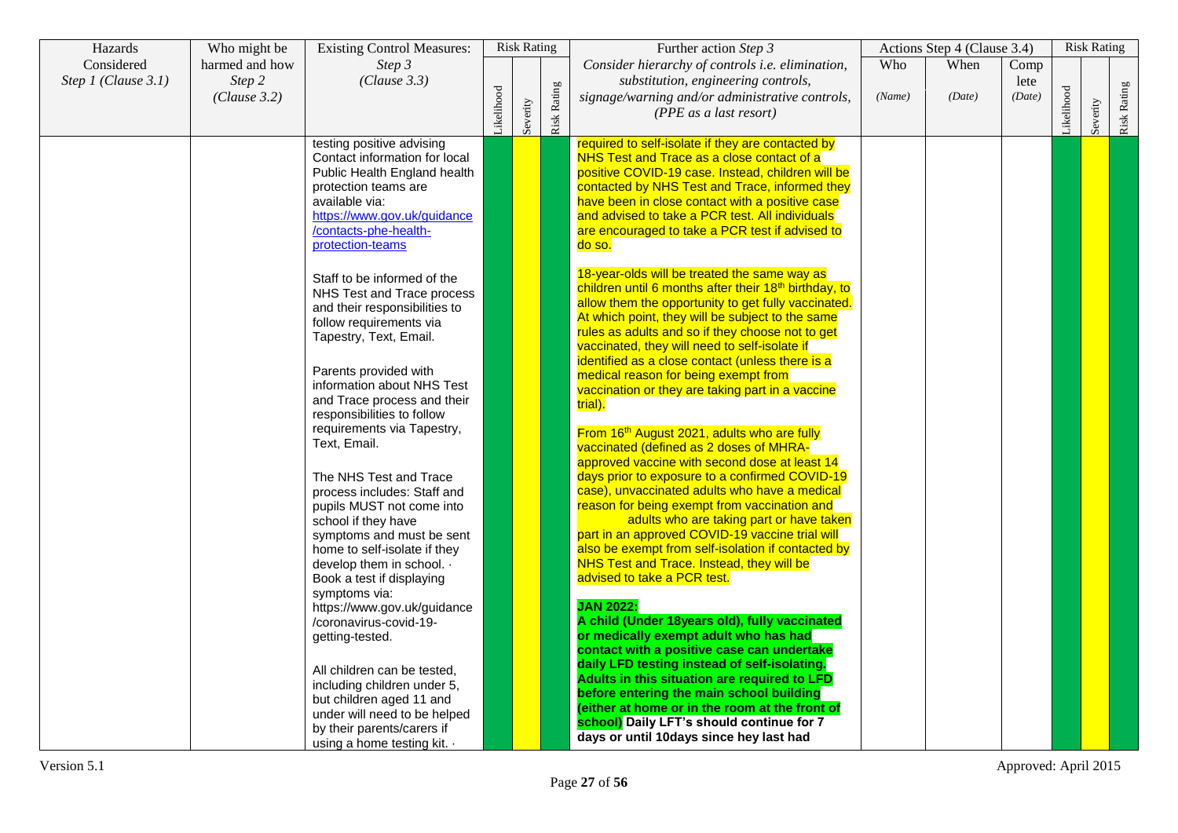| Hazards Considered *Step 1 (Clause 3.1)* | Who might be harmed and how *Step 2 (Clause 3.2)* | Existing Control Measures: *Step 3 (Clause 3.3)* | Risk Rating | | | Further action *Step 3* *Consider hierarchy of controls i.e. elimination, substitution, engineering controls, signage/warning and/or administrative controls, (PPE as a last resort)* | Actions Step 4 (Clause 3.4) | | | Risk Rating | | |
|---|---|---|---|---|---|---|---|---|---|---|---|---|
| | | | Likelihood | Severity | Risk Rating | | Who *(Name)* | When *(Date)* | Complete *(Date)* | Likelihood | Severity | Risk Rating |
| | | testing positive advising Contact information for local Public Health England health protection teams are available via: https://www.gov.uk/guidance/contacts-phe-health-protection-teams<br><br>Staff to be informed of the NHS Test and Trace process and their responsibilities to follow requirements via Tapestry, Text, Email.<br><br>Parents provided with information about NHS Test and Trace process and their responsibilities to follow requirements via Tapestry, Text, Email.<br><br>The NHS Test and Trace process includes: Staff and pupils MUST not come into school if they have symptoms and must be sent home to self-isolate if they develop them in school. · Book a test if displaying symptoms via: https://www.gov.uk/guidance/coronavirus-covid-19-getting-tested.<br><br>All children can be tested, including children under 5, but children aged 11 and under will need to be helped by their parents/carers if using a home testing kit. · | | | | required to self-isolate if they are contacted by NHS Test and Trace as a close contact of a positive COVID-19 case. Instead, children will be contacted by NHS Test and Trace, informed they have been in close contact with a positive case and advised to take a PCR test. All individuals are encouraged to take a PCR test if advised to do so.<br><br>18-year-olds will be treated the same way as children until 6 months after their 18th birthday, to allow them the opportunity to get fully vaccinated. At which point, they will be subject to the same rules as adults and so if they choose not to get vaccinated, they will need to self-isolate if identified as a close contact (unless there is a medical reason for being exempt from vaccination or they are taking part in a vaccine trial).<br><br>From 16th August 2021, adults who are fully vaccinated (defined as 2 doses of MHRA-approved vaccine with second dose at least 14 days prior to exposure to a confirmed COVID-19 case), unvaccinated adults who have a medical reason for being exempt from vaccination and adults who are taking part or have taken part in an approved COVID-19 vaccine trial will also be exempt from self-isolation if contacted by NHS Test and Trace. Instead, they will be advised to take a PCR test.<br><br>**JAN 2022:**<br>**A child (Under 18years old), fully vaccinated or medically exempt adult who has had contact with a positive case can undertake daily LFD testing instead of self-isolating. Adults in this situation are required to LFD before entering the main school building (either at home or in the room at the front of school) Daily LFT's should continue for 7 days or until 10days since hey last had** | | | | | | |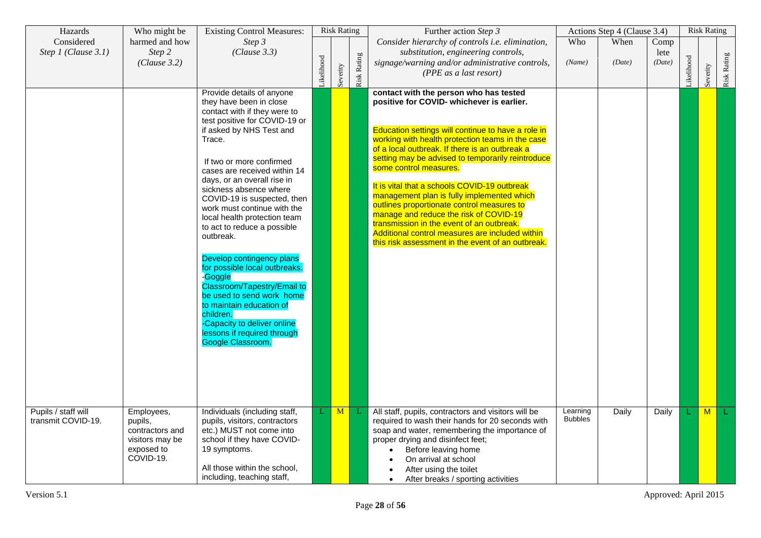| Hazards Considered *Step 1 (Clause 3.1)* | Who might be harmed and how *Step 2 (Clause 3.2)* | Existing Control Measures: *Step 3 (Clause 3.3)* | Risk Rating | | | Further action *Step 3* *Consider hierarchy of controls i.e. elimination, substitution, engineering controls, signage/warning and/or administrative controls, (PPE as a last resort)* | Actions Step 4 (Clause 3.4) | | | Risk Rating | | |
|---|---|---|---|---|---|---|---|---|---|---|---|---|
| | | | Likelihood | Severity | Risk Rating | | Who *(Name)* | When *(Date)* | Complete *(Date)* | Likelihood | Severity | Risk Rating |
| | | Provide details of anyone they have been in close contact with if they were to test positive for COVID-19 or if asked by NHS Test and Trace.<br><br>If two or more confirmed cases are received within 14 days, or an overall rise in sickness absence where COVID-19 is suspected, then work must continue with the local health protection team to act to reduce a possible outbreak.<br><br>Develop contingency plans for possible local outbreaks.<br>-Goggle Classroom/Tapestry/Email to be used to send work home to maintain education of children.<br>-Capacity to deliver online lessons if required through Google Classroom. | | | | **contact with the person who has tested positive for COVID- whichever is earlier.**<br><br>Education settings will continue to have a role in working with health protection teams in the case of a local outbreak. If there is an outbreak a setting may be advised to temporarily reintroduce some control measures.<br><br>It is vital that a schools COVID-19 outbreak management plan is fully implemented which outlines proportionate control measures to manage and reduce the risk of COVID-19 transmission in the event of an outbreak. Additional control measures are included within this risk assessment in the event of an outbreak. | | | | | | |
| Pupils / staff will transmit COVID-19. | Employees, pupils, contractors and visitors may be exposed to COVID-19. | Individuals (including staff, pupils, visitors, contractors etc.) MUST not come into school if they have COVID-19 symptoms.<br><br>All those within the school, including, teaching staff, | L | M | L | All staff, pupils, contractors and visitors will be required to wash their hands for 20 seconds with soap and water, remembering the importance of proper drying and disinfect feet;<br>• Before leaving home<br>• On arrival at school<br>• After using the toilet<br>• After breaks / sporting activities | Learning Bubbles | Daily | Daily | L | M | L |

Version 5.1 Approved: April 2015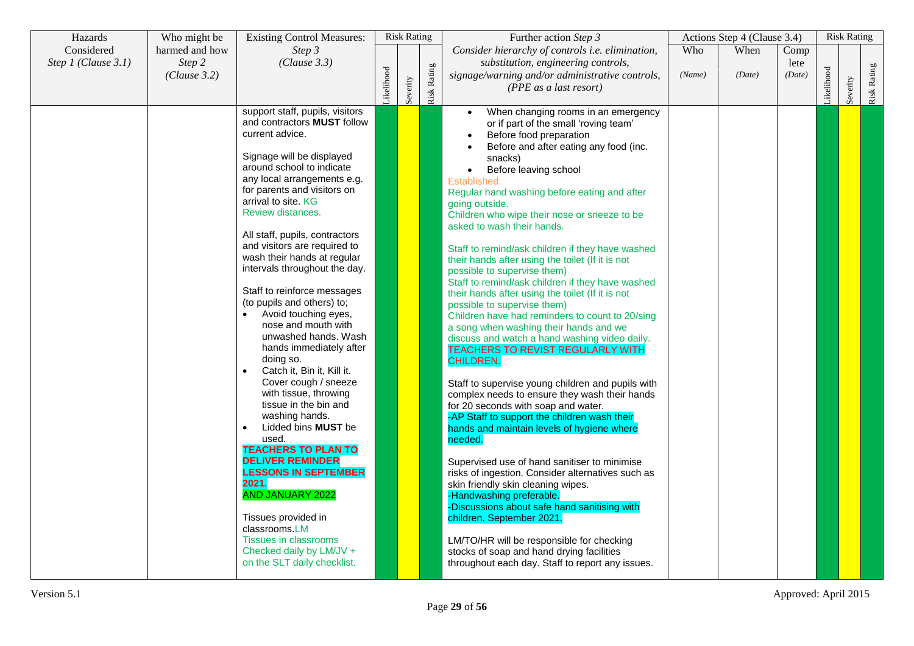| Hazards Considered *Step 1 (Clause 3.1)* | Who might be harmed and how *Step 2 (Clause 3.2)* | Existing Control Measures: *Step 3 (Clause 3.3)* | Risk Rating | | | Further action *Step 3* *Consider hierarchy of controls i.e. elimination, substitution, engineering controls, signage/warning and/or administrative controls, (PPE as a last resort)* | Actions Step 4 (Clause 3.4) | | | Risk Rating | | |
|---|---|---|---|---|---|---|---|---|---|---|---|---|
| | | | Likelihood | Severity | Risk Rating | | Who *(Name)* | When *(Date)* | Complete *(Date)* | Likelihood | Severity | Risk Rating |
| | | support staff, pupils, visitors and contractors **MUST** follow current advice.<br><br>Signage will be displayed around school to indicate any local arrangements e.g. for parents and visitors on arrival to site. KG<br>Review distances.<br><br>All staff, pupils, contractors and visitors are required to wash their hands at regular intervals throughout the day.<br><br>Staff to reinforce messages (to pupils and others) to;<br>• Avoid touching eyes, nose and mouth with unwashed hands. Wash hands immediately after doing so.<br>• Catch it, Bin it, Kill it. Cover cough / sneeze with tissue, throwing tissue in the bin and washing hands.<br>• Lidded bins **MUST** be used.<br>**TEACHERS TO PLAN TO DELIVER REMINDER LESSONS IN SEPTEMBER 2021.**<br>AND JANUARY 2022<br><br>Tissues provided in classrooms.LM<br>Tissues in classrooms Checked daily by LM/JV + on the SLT daily checklist. | | | | • When changing rooms in an emergency or if part of the small 'roving team'<br>• Before food preparation<br>• Before and after eating any food (inc. snacks)<br>• Before leaving school<br>Established:<br>Regular hand washing before eating and after going outside.<br>Children who wipe their nose or sneeze to be asked to wash their hands.<br><br>Staff to remind/ask children if they have washed their hands after using the toilet (If it is not possible to supervise them)<br>Staff to remind/ask children if they have washed their hands after using the toilet (If it is not possible to supervise them)<br>Children have had reminders to count to 20/sing a song when washing their hands and we discuss and watch a hand washing video daily.<br>TEACHERS TO REVIST REGULARLY WITH CHILDREN.<br><br>Staff to supervise young children and pupils with complex needs to ensure they wash their hands for 20 seconds with soap and water.<br>-AP Staff to support the children wash their hands and maintain levels of hygiene where needed.<br><br>Supervised use of hand sanitiser to minimise risks of ingestion. Consider alternatives such as skin friendly skin cleaning wipes.<br>-Handwashing preferable.<br>-Discussions about safe hand sanitising with children. September 2021.<br><br>LM/TO/HR will be responsible for checking stocks of soap and hand drying facilities throughout each day. Staff to report any issues. | | | | | | |

Version 5.1 Approved: April 2015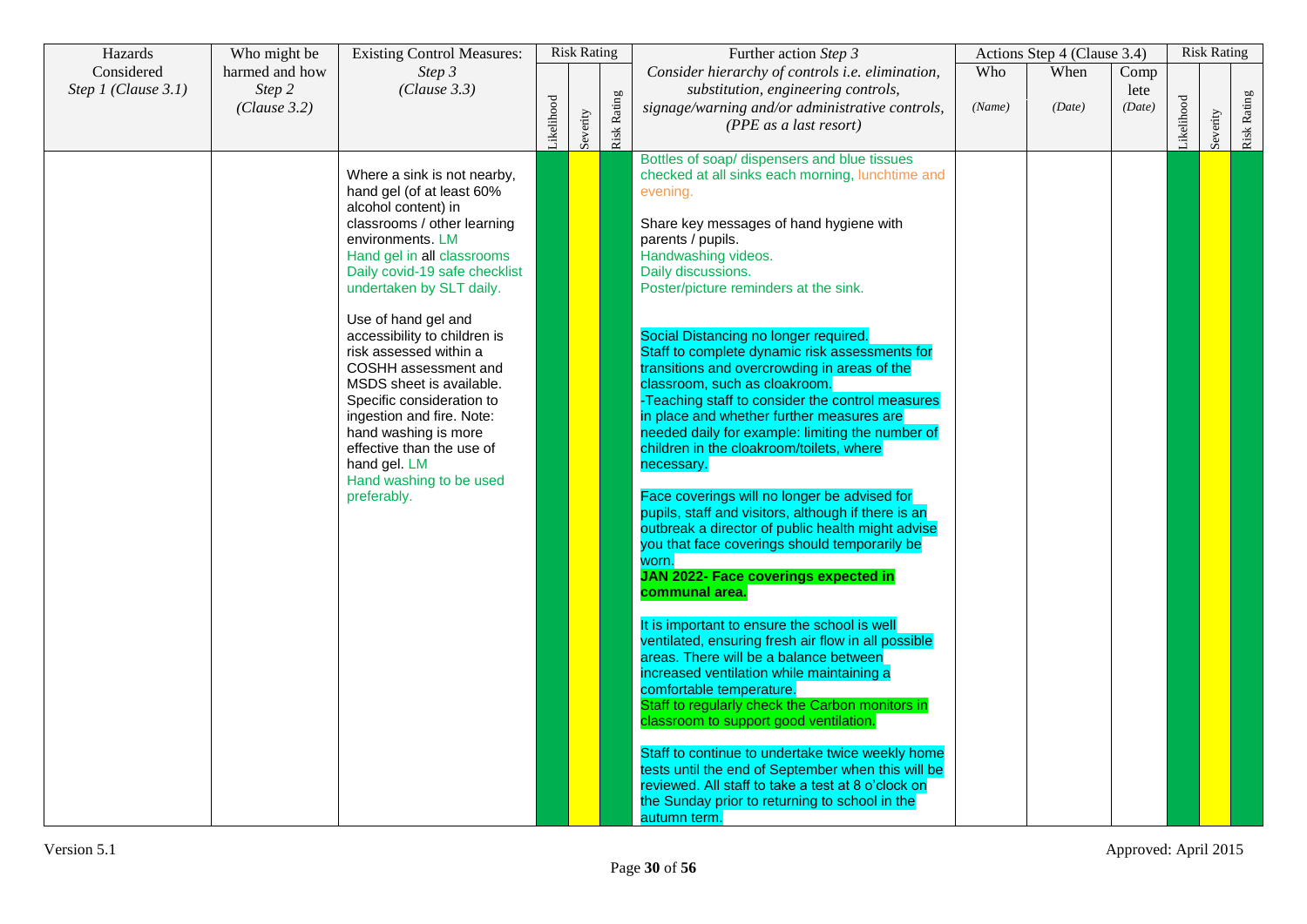| Hazards Considered *Step 1 (Clause 3.1)* | Who might be harmed and how *Step 2 (Clause 3.2)* | Existing Control Measures: *Step 3 (Clause 3.3)* | Risk Rating | | | Further action *Step 3* *Consider hierarchy of controls i.e. elimination, substitution, engineering controls, signage/warning and/or administrative controls, (PPE as a last resort)* | Actions Step 4 (Clause 3.4) | | | Risk Rating | | |
|---|---|---|---|---|---|---|---|---|---|---|---|---|
| | | | Likelihood | Severity | Risk Rating | | Who *(Name)* | When *(Date)* | Complete *(Date)* | Likelihood | Severity | Risk Rating |
| | | Where a sink is not nearby, hand gel (of at least 60% alcohol content) in classrooms / other learning environments. LM<br>Hand gel in all classrooms<br>Daily covid-19 safe checklist undertaken by SLT daily.<br><br>Use of hand gel and accessibility to children is risk assessed within a COSHH assessment and MSDS sheet is available. Specific consideration to ingestion and fire. Note: hand washing is more effective than the use of hand gel. LM<br>Hand washing to be used preferably. | | | | Bottles of soap/ dispensers and blue tissues checked at all sinks each morning, lunchtime and evening.<br><br>Share key messages of hand hygiene with parents / pupils.<br>Handwashing videos.<br>Daily discussions.<br>Poster/picture reminders at the sink.<br><br>Social Distancing no longer required.<br>Staff to complete dynamic risk assessments for transitions and overcrowding in areas of the classroom, such as cloakroom.<br>-Teaching staff to consider the control measures in place and whether further measures are needed daily for example: limiting the number of children in the cloakroom/toilets, where necessary.<br><br>Face coverings will no longer be advised for pupils, staff and visitors, although if there is an outbreak a director of public health might advise you that face coverings should temporarily be worn.<br>**JAN 2022- Face coverings expected in communal area.**<br><br>It is important to ensure the school is well ventilated, ensuring fresh air flow in all possible areas. There will be a balance between increased ventilation while maintaining a comfortable temperature.<br>Staff to regularly check the Carbon monitors in classroom to support good ventilation.<br><br>Staff to continue to undertake twice weekly home tests until the end of September when this will be reviewed. All staff to take a test at 8 o'clock on the Sunday prior to returning to school in the autumn term. | | | | | | |

Version 5.1

Approved: April 2015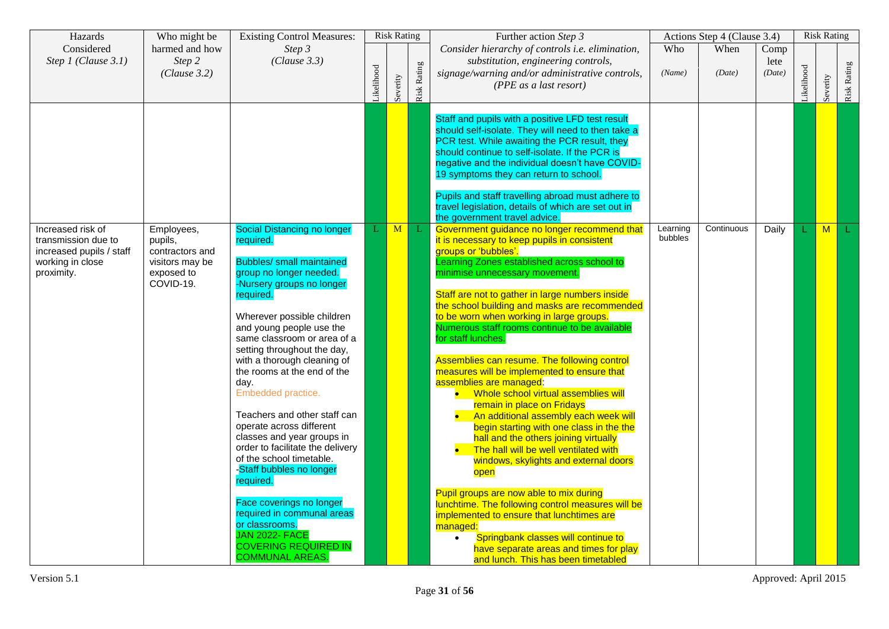| Hazards Considered *Step 1 (Clause 3.1)* | Who might be harmed and how *Step 2 (Clause 3.2)* | Existing Control Measures: *Step 3 (Clause 3.3)* | Risk Rating | | | Further action *Step 3* *Consider hierarchy of controls i.e. elimination, substitution, engineering controls, signage/warning and/or administrative controls, (PPE as a last resort)* | Actions Step 4 (Clause 3.4) | | | Risk Rating | | |
|---|---|---|---|---|---|---|---|---|---|---|---|---|
| | | | Likelihood | Severity | Risk Rating | | Who *(Name)* | When *(Date)* | Complete *(Date)* | Likelihood | Severity | Risk Rating |
| | | | | | | Staff and pupils with a positive LFD test result should self-isolate. They will need to then take a PCR test. While awaiting the PCR result, they should continue to self-isolate. If the PCR is negative and the individual doesn't have COVID-19 symptoms they can return to school.<br><br>Pupils and staff travelling abroad must adhere to travel legislation, details of which are set out in the government travel advice. | | | | | | |
| Increased risk of transmission due to increased pupils / staff working in close proximity. | Employees, pupils, contractors and visitors may be exposed to COVID-19. | Social Distancing no longer required.<br><br>Bubbles/ small maintained group no longer needed.<br>-Nursery groups no longer required.<br><br>Wherever possible children and young people use the same classroom or area of a setting throughout the day, with a thorough cleaning of the rooms at the end of the day.<br>Embedded practice.<br><br>Teachers and other staff can operate across different classes and year groups in order to facilitate the delivery of the school timetable.<br>-Staff bubbles no longer required.<br><br>Face coverings no longer required in communal areas or classrooms.<br>JAN 2022- FACE COVERING REQUIRED IN COMMUNAL AREAS. | L | M | L | Government guidance no longer recommend that it is necessary to keep pupils in consistent groups or 'bubbles'.<br>Learning Zones established across school to minimise unnecessary movement.<br><br>Staff are not to gather in large numbers inside the school building and masks are recommended to be worn when working in large groups.<br>Numerous staff rooms continue to be available for staff lunches.<br><br>Assemblies can resume. The following control measures will be implemented to ensure that assemblies are managed:<br>• Whole school virtual assemblies will remain in place on Fridays<br>• An additional assembly each week will begin starting with one class in the the hall and the others joining virtually<br>• The hall will be well ventilated with windows, skylights and external doors open<br><br>Pupil groups are now able to mix during lunchtime. The following control measures will be implemented to ensure that lunchtimes are managed:<br>• Springbank classes will continue to have separate areas and times for play and lunch. This has been timetabled | Learning bubbles | Continuous | Daily | L | M | L |

Version 5.1 Approved: April 2015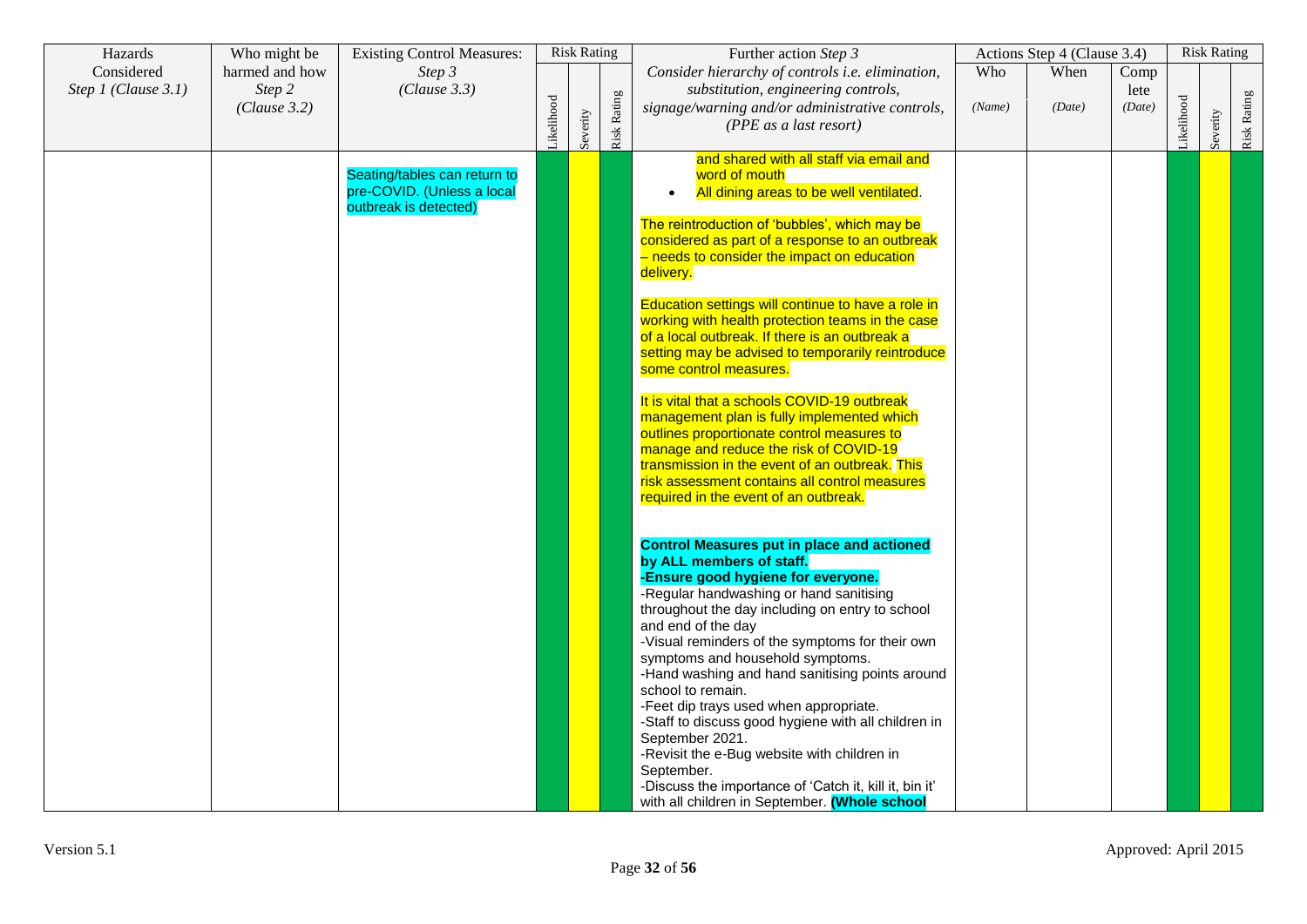| Hazards Considered *Step 1 (Clause 3.1)* | Who might be harmed and how *Step 2 (Clause 3.2)* | Existing Control Measures: *Step 3 (Clause 3.3)* | Risk Rating | | | Further action *Step 3* *Consider hierarchy of controls i.e. elimination, substitution, engineering controls, signage/warning and/or administrative controls, (PPE as a last resort)* | Actions Step 4 (Clause 3.4) | | | Risk Rating | | |
|---|---|---|---|---|---|---|---|---|---|---|---|---|
| | | | Likelihood | Severity | Risk Rating | | Who *(Name)* | When *(Date)* | Complete *(Date)* | Likelihood | Severity | Risk Rating |
| | | Seating/tables can return to pre-COVID. (Unless a local outbreak is detected) | | | | and shared with all staff via email and word of mouth<br>• All dining areas to be well ventilated.<br><br>The reintroduction of 'bubbles', which may be considered as part of a response to an outbreak – needs to consider the impact on education delivery.<br><br>Education settings will continue to have a role in working with health protection teams in the case of a local outbreak. If there is an outbreak a setting may be advised to temporarily reintroduce some control measures.<br><br>It is vital that a schools COVID-19 outbreak management plan is fully implemented which outlines proportionate control measures to manage and reduce the risk of COVID-19 transmission in the event of an outbreak. This risk assessment contains all control measures required in the event of an outbreak.<br><br>**Control Measures put in place and actioned by ALL members of staff.**<br>**-Ensure good hygiene for everyone.**<br>-Regular handwashing or hand sanitising throughout the day including on entry to school and end of the day<br>-Visual reminders of the symptoms for their own symptoms and household symptoms.<br>-Hand washing and hand sanitising points around school to remain.<br>-Feet dip trays used when appropriate.<br>-Staff to discuss good hygiene with all children in September 2021.<br>-Revisit the e-Bug website with children in September.<br>-Discuss the importance of 'Catch it, kill it, bin it' with all children in September. **(Whole school** | | | | | | |

Version 5.1 Approved: April 2015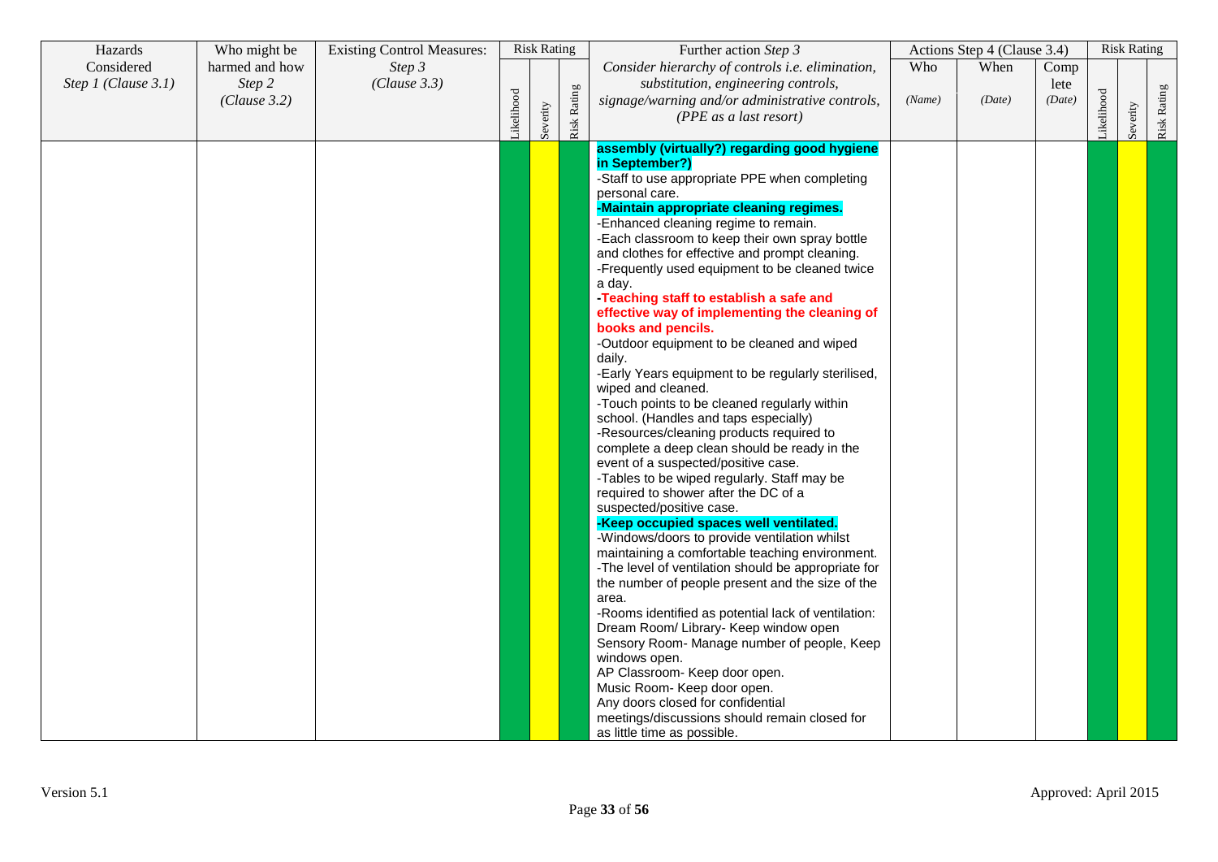| Hazards Considered *Step 1 (Clause 3.1)* | Who might be harmed and how *Step 2 (Clause 3.2)* | Existing Control Measures: *Step 3 (Clause 3.3)* | Risk Rating | | | Further action *Step 3* *Consider hierarchy of controls i.e. elimination, substitution, engineering controls, signage/warning and/or administrative controls, (PPE as a last resort)* | Actions Step 4 (Clause 3.4) | | | Risk Rating | | |
|---|---|---|---|---|---|---|---|---|---|---|---|---|
| | | | Likelihood | Severity | Risk Rating | | Who *(Name)* | When *(Date)* | Complete *(Date)* | Likelihood | Severity | Risk Rating |
| | | | | | | **assembly (virtually?) regarding good hygiene in September?)**<br>-Staff to use appropriate PPE when completing personal care.<br>**-Maintain appropriate cleaning regimes.**<br>-Enhanced cleaning regime to remain.<br>-Each classroom to keep their own spray bottle and clothes for effective and prompt cleaning.<br>-Frequently used equipment to be cleaned twice a day.<br>**-Teaching staff to establish a safe and effective way of implementing the cleaning of books and pencils.**<br>-Outdoor equipment to be cleaned and wiped daily.<br>-Early Years equipment to be regularly sterilised, wiped and cleaned.<br>-Touch points to be cleaned regularly within school. (Handles and taps especially)<br>-Resources/cleaning products required to complete a deep clean should be ready in the event of a suspected/positive case.<br>-Tables to be wiped regularly. Staff may be required to shower after the DC of a suspected/positive case.<br>**-Keep occupied spaces well ventilated.**<br>-Windows/doors to provide ventilation whilst maintaining a comfortable teaching environment.<br>-The level of ventilation should be appropriate for the number of people present and the size of the area.<br>-Rooms identified as potential lack of ventilation:<br>Dream Room/ Library- Keep window open<br>Sensory Room- Manage number of people, Keep windows open.<br>AP Classroom- Keep door open.<br>Music Room- Keep door open.<br>Any doors closed for confidential meetings/discussions should remain closed for as little time as possible. | | | | | | |

Version 5.1

Approved: April 2015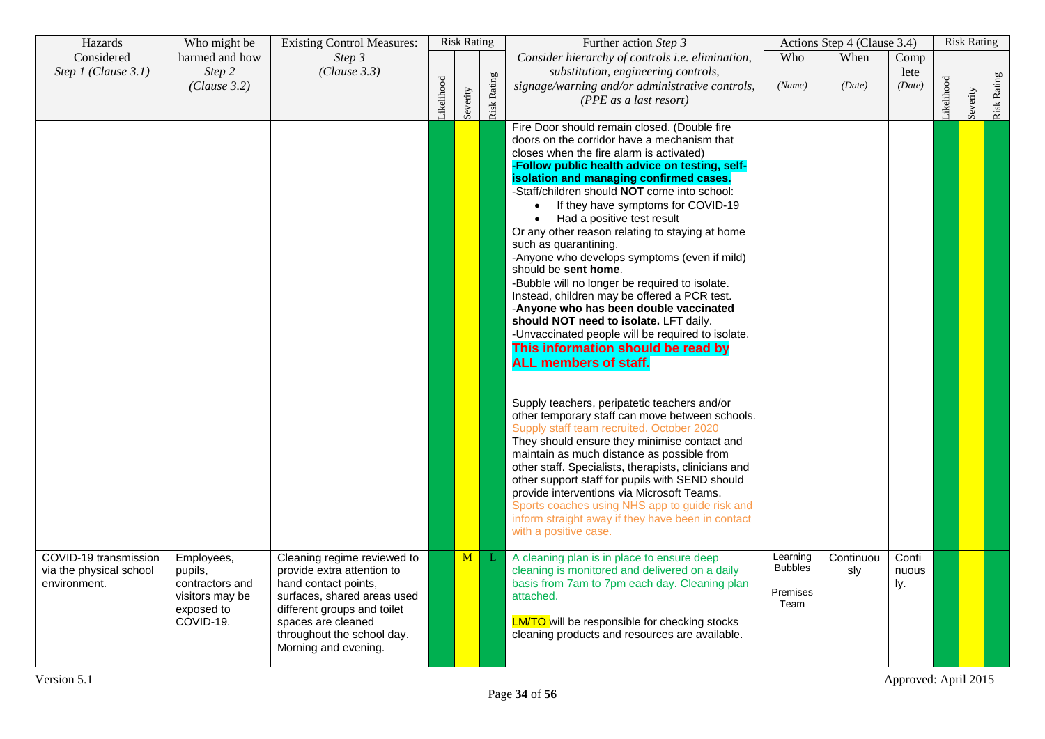| Hazards Considered *Step 1 (Clause 3.1)* | Who might be harmed and how *Step 2 (Clause 3.2)* | Existing Control Measures: *Step 3 (Clause 3.3)* | Risk Rating | | | Further action *Step 3* *Consider hierarchy of controls i.e. elimination, substitution, engineering controls, signage/warning and/or administrative controls, (PPE as a last resort)* | Actions Step 4 (Clause 3.4) | | | Risk Rating | | |
|---|---|---|---|---|---|---|---|---|---|---|---|---|
| | | | Likelihood | Severity | Risk Rating | | Who *(Name)* | When *(Date)* | Complete *(Date)* | Likelihood | Severity | Risk Rating |
| | | | | | | Fire Door should remain closed. (Double fire doors on the corridor have a mechanism that closes when the fire alarm is activated)<br>**-Follow public health advice on testing, self-isolation and managing confirmed cases.**<br>-Staff/children should **NOT** come into school:<br>• If they have symptoms for COVID-19<br>• Had a positive test result<br>Or any other reason relating to staying at home such as quarantining.<br>-Anyone who develops symptoms (even if mild) should be **sent home**.<br>-Bubble will no longer be required to isolate. Instead, children may be offered a PCR test.<br>-**Anyone who has been double vaccinated should NOT need to isolate.** LFT daily.<br>-Unvaccinated people will be required to isolate.<br>**This information should be read by ALL members of staff.**<br><br>Supply teachers, peripatetic teachers and/or other temporary staff can move between schools. Supply staff team recruited. October 2020<br>They should ensure they minimise contact and maintain as much distance as possible from other staff. Specialists, therapists, clinicians and other support staff for pupils with SEND should provide interventions via Microsoft Teams.<br>Sports coaches using NHS app to guide risk and inform straight away if they have been in contact with a positive case. | | | | | | |
| COVID-19 transmission via the physical school environment. | Employees, pupils, contractors and visitors may be exposed to COVID-19. | Cleaning regime reviewed to provide extra attention to hand contact points, surfaces, shared areas used different groups and toilet spaces are cleaned throughout the school day. Morning and evening. | | M | L | A cleaning plan is in place to ensure deep cleaning is monitored and delivered on a daily basis from 7am to 7pm each day. Cleaning plan attached.<br><br>LM/TO will be responsible for checking stocks cleaning products and resources are available. | Learning Bubbles<br><br>Premises Team | Continuously | Continuously. | | | |

Version 5.1 Approved: April 2015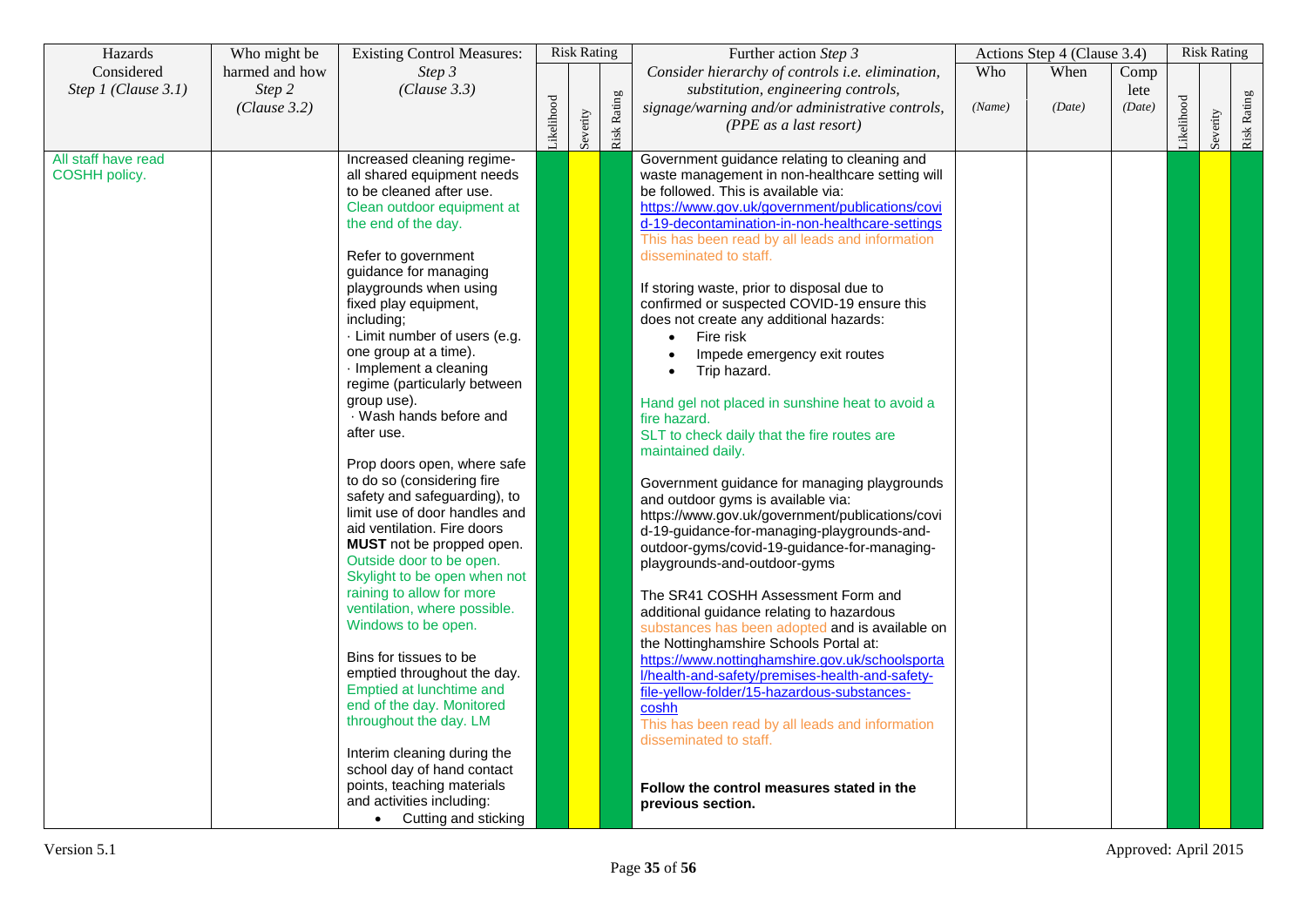| Hazards Considered *Step 1 (Clause 3.1)* | Who might be harmed and how *Step 2 (Clause 3.2)* | Existing Control Measures: *Step 3 (Clause 3.3)* | Risk Rating | | | Further action *Step 3* *Consider hierarchy of controls i.e. elimination, substitution, engineering controls, signage/warning and/or administrative controls, (PPE as a last resort)* | Actions Step 4 (Clause 3.4) | | | Risk Rating | | |
|---|---|---|---|---|---|---|---|---|---|---|---|---|
| | | | Likelihood | Severity | Risk Rating | | Who *(Name)* | When *(Date)* | Complete *(Date)* | Likelihood | Severity | Risk Rating |
| All staff have read COSHH policy. | | Increased cleaning regime- all shared equipment needs to be cleaned after use. Clean outdoor equipment at the end of the day.<br><br>Refer to government guidance for managing playgrounds when using fixed play equipment, including;<br>· Limit number of users (e.g. one group at a time).<br>· Implement a cleaning regime (particularly between group use).<br>· Wash hands before and after use.<br><br>Prop doors open, where safe to do so (considering fire safety and safeguarding), to limit use of door handles and aid ventilation. Fire doors **MUST** not be propped open. Outside door to be open. Skylight to be open when not raining to allow for more ventilation, where possible. Windows to be open.<br><br>Bins for tissues to be emptied throughout the day. Emptied at lunchtime and end of the day. Monitored throughout the day. LM<br><br>Interim cleaning during the school day of hand contact points, teaching materials and activities including:<br>• Cutting and sticking | | | | Government guidance relating to cleaning and waste management in non-healthcare setting will be followed. This is available via: https://www.gov.uk/government/publications/covid-19-decontamination-in-non-healthcare-settings This has been read by all leads and information disseminated to staff.<br><br>If storing waste, prior to disposal due to confirmed or suspected COVID-19 ensure this does not create any additional hazards:<br>• Fire risk<br>• Impede emergency exit routes<br>• Trip hazard.<br><br>Hand gel not placed in sunshine heat to avoid a fire hazard.<br>SLT to check daily that the fire routes are maintained daily.<br><br>Government guidance for managing playgrounds and outdoor gyms is available via: https://www.gov.uk/government/publications/covid-19-guidance-for-managing-playgrounds-and-outdoor-gyms/covid-19-guidance-for-managing-playgrounds-and-outdoor-gyms<br><br>The SR41 COSHH Assessment Form and additional guidance relating to hazardous substances has been adopted and is available on the Nottinghamshire Schools Portal at: https://www.nottinghamshire.gov.uk/schoolsportal/health-and-safety/premises-health-and-safety-file-yellow-folder/15-hazardous-substances-coshh This has been read by all leads and information disseminated to staff.<br><br>**Follow the control measures stated in the previous section.** | | | | | | |

Version 5.1 Approved: April 2015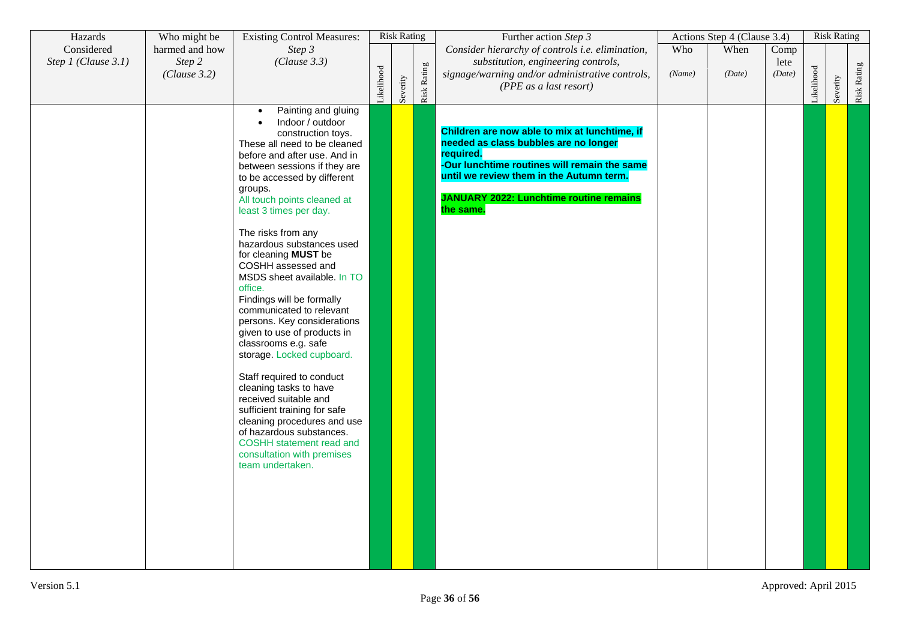| Hazards Considered *Step 1 (Clause 3.1)* | Who might be harmed and how *Step 2 (Clause 3.2)* | Existing Control Measures: *Step 3 (Clause 3.3)* | Risk Rating | | | Further action *Step 3* *Consider hierarchy of controls i.e. elimination, substitution, engineering controls, signage/warning and/or administrative controls, (PPE as a last resort)* | Actions Step 4 (Clause 3.4) | | | Risk Rating | | |
|---|---|---|---|---|---|---|---|---|---|---|---|---|
| | | | Likelihood | Severity | Risk Rating | | Who *(Name)* | When *(Date)* | Complete *(Date)* | Likelihood | Severity | Risk Rating |
| | | • Painting and gluing<br>• Indoor / outdoor construction toys.<br>These all need to be cleaned before and after use. And in between sessions if they are to be accessed by different groups.<br>All touch points cleaned at least 3 times per day.<br><br>The risks from any hazardous substances used for cleaning **MUST** be COSHH assessed and MSDS sheet available. In TO office.<br>Findings will be formally communicated to relevant persons. Key considerations given to use of products in classrooms e.g. safe storage. Locked cupboard.<br><br>Staff required to conduct cleaning tasks to have received suitable and sufficient training for safe cleaning procedures and use of hazardous substances. COSHH statement read and consultation with premises team undertaken. | | | | **Children are now able to mix at lunchtime, if needed as class bubbles are no longer required.**<br>**-Our lunchtime routines will remain the same until we review them in the Autumn term.**<br><br>**JANUARY 2022: Lunchtime routine remains the same.** | | | | | | |

Version 5.1

Approved: April 2015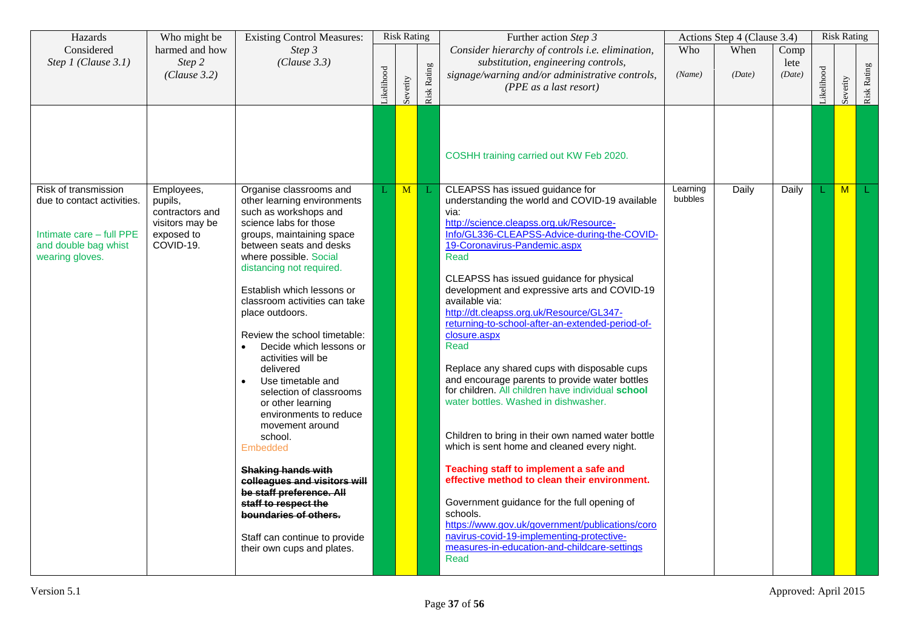| Hazards Considered *Step 1 (Clause 3.1)* | Who might be harmed and how *Step 2 (Clause 3.2)* | Existing Control Measures: *Step 3 (Clause 3.3)* | Risk Rating | | | Further action *Step 3* *Consider hierarchy of controls i.e. elimination, substitution, engineering controls, signage/warning and/or administrative controls, (PPE as a last resort)* | Actions Step 4 (Clause 3.4) | | | Risk Rating | | |
|---|---|---|---|---|---|---|---|---|---|---|---|---|
| | | | Likelihood | Severity | Risk Rating | | Who *(Name)* | When *(Date)* | Complete *(Date)* | Likelihood | Severity | Risk Rating |
| | | | | | | COSHH training carried out KW Feb 2020. | | | | | | |
| Risk of transmission due to contact activities.<br><br>Intimate care – full PPE and double bag whist wearing gloves. | Employees, pupils, contractors and visitors may be exposed to COVID-19. | Organise classrooms and other learning environments such as workshops and science labs for those groups, maintaining space between seats and desks where possible. Social distancing not required.<br><br>Establish which lessons or classroom activities can take place outdoors.<br><br>Review the school timetable:<br>• Decide which lessons or activities will be delivered<br>• Use timetable and selection of classrooms or other learning environments to reduce movement around school.<br>Embedded<br><br>~~**Shaking hands with colleagues and visitors will be staff preference. All staff to respect the boundaries of others.**~~<br><br>Staff can continue to provide their own cups and plates. | L | M | L | CLEAPSS has issued guidance for understanding the world and COVID-19 available via:<br>http://science.cleapss.org.uk/Resource-Info/GL336-CLEAPSS-Advice-during-the-COVID-19-Coronavirus-Pandemic.aspx<br>Read<br><br>CLEAPSS has issued guidance for physical development and expressive arts and COVID-19 available via:<br>http://dt.cleapss.org.uk/Resource/GL347-returning-to-school-after-an-extended-period-of-closure.aspx<br>Read<br><br>Replace any shared cups with disposable cups and encourage parents to provide water bottles for children. All children have individual **school** water bottles. Washed in dishwasher.<br><br>Children to bring in their own named water bottle which is sent home and cleaned every night.<br><br>**Teaching staff to implement a safe and effective method to clean their environment.**<br><br>Government guidance for the full opening of schools.<br>https://www.gov.uk/government/publications/coronavirus-covid-19-implementing-protective-measures-in-education-and-childcare-settings<br>Read | Learning bubbles | Daily | Daily | L | M | L |

Version 5.1 Approved: April 2015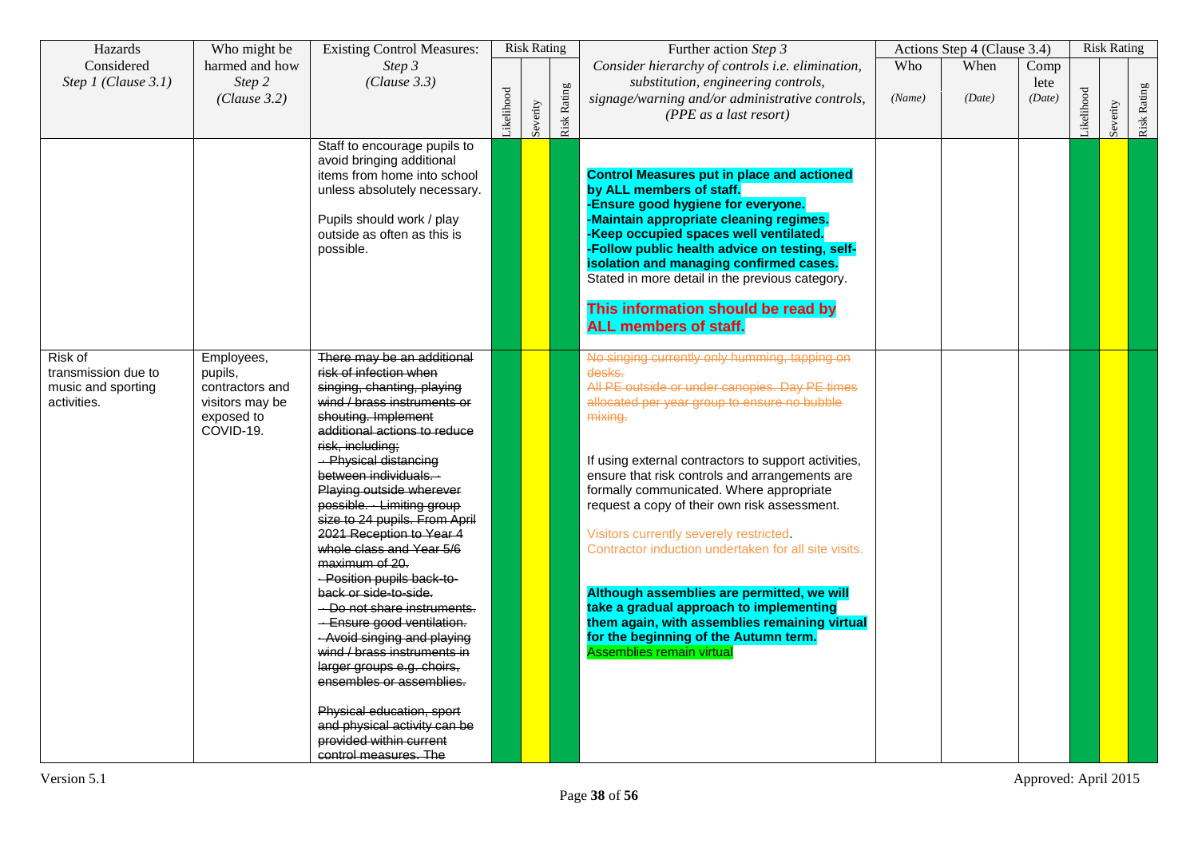| Hazards Considered *Step 1 (Clause 3.1)* | Who might be harmed and how *Step 2 (Clause 3.2)* | Existing Control Measures: *Step 3 (Clause 3.3)* | Risk Rating | | | Further action *Step 3* *Consider hierarchy of controls i.e. elimination, substitution, engineering controls, signage/warning and/or administrative controls, (PPE as a last resort)* | Actions Step 4 (Clause 3.4) | | | Risk Rating | | |
|---|---|---|---|---|---|---|---|---|---|---|---|---|
| | | | Likelihood | Severity | Risk Rating | | Who *(Name)* | When *(Date)* | Complete *(Date)* | Likelihood | Severity | Risk Rating |
| | | Staff to encourage pupils to avoid bringing additional items from home into school unless absolutely necessary.<br><br>Pupils should work / play outside as often as this is possible. | | | | **Control Measures put in place and actioned by ALL members of staff.**<br>**-Ensure good hygiene for everyone.**<br>**-Maintain appropriate cleaning regimes.**<br>**-Keep occupied spaces well ventilated.**<br>**-Follow public health advice on testing, self-isolation and managing confirmed cases.**<br>Stated in more detail in the previous category.<br><br>**This information should be read by ALL members of staff.** | | | | | | |
| Risk of transmission due to music and sporting activities. | Employees, pupils, contractors and visitors may be exposed to COVID-19. | ~~There may be an additional risk of infection when singing, chanting, playing wind / brass instruments or shouting. Implement additional actions to reduce risk, including;~~<br>~~· Physical distancing between individuals. · Playing outside wherever possible. · Limiting group size to 24 pupils. From April 2021 Reception to Year 4 whole class and Year 5/6 maximum of 20.~~<br>~~· Position pupils back-to-back or side-to-side.~~<br>~~· Do not share instruments.~~<br>~~· Ensure good ventilation.~~<br>~~· Avoid singing and playing wind / brass instruments in larger groups e.g. choirs, ensembles or assemblies.~~<br><br>~~Physical education, sport and physical activity can be provided within current control measures. The~~ | | | | ~~No singing currently only humming, tapping on desks.~~<br>~~All PE outside or under canopies. Day PE times allocated per year group to ensure no bubble mixing.~~<br><br>If using external contractors to support activities, ensure that risk controls and arrangements are formally communicated. Where appropriate request a copy of their own risk assessment.<br><br>Visitors currently severely restricted.<br>Contractor induction undertaken for all site visits.<br><br>**Although assemblies are permitted, we will take a gradual approach to implementing them again, with assemblies remaining virtual for the beginning of the Autumn term.**<br>Assemblies remain virtual | | | | | | |

Version 5.1 | Approved: April 2015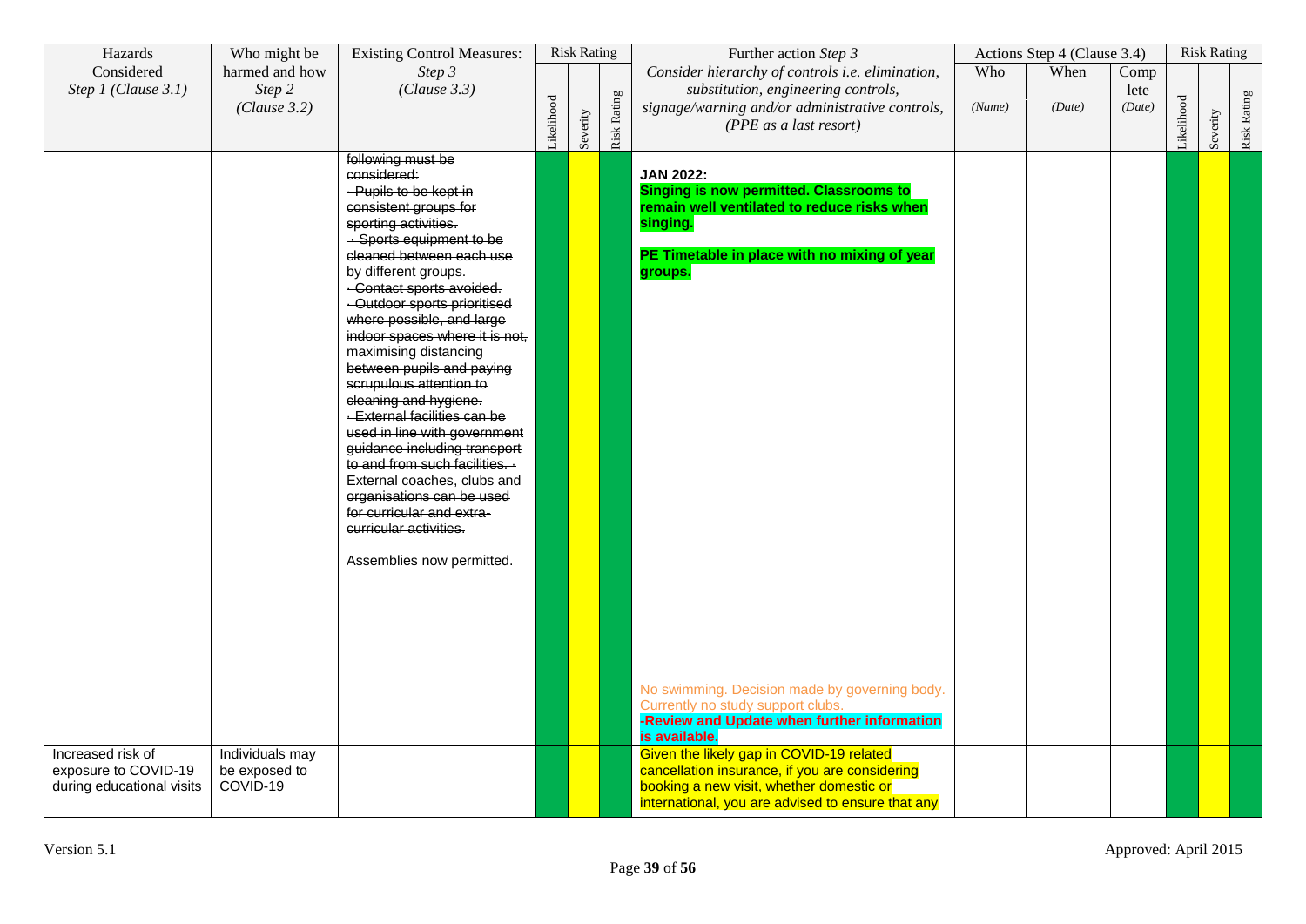| Hazards Considered *Step 1 (Clause 3.1)* | Who might be harmed and how *Step 2 (Clause 3.2)* | Existing Control Measures: *Step 3 (Clause 3.3)* | Risk Rating | | | Further action *Step 3* *Consider hierarchy of controls i.e. elimination, substitution, engineering controls, signage/warning and/or administrative controls, (PPE as a last resort)* | Actions Step 4 (Clause 3.4) | | | Risk Rating | | |
|---|---|---|---|---|---|---|---|---|---|---|---|---|
| | | | Likelihood | Severity | Risk Rating | | Who *(Name)* | When *(Date)* | Complete *(Date)* | Likelihood | Severity | Risk Rating |
| | | ~~following must be considered:~~ ~~- Pupils to be kept in consistent groups for sporting activities.~~ ~~- Sports equipment to be cleaned between each use by different groups.~~ ~~- Contact sports avoided.~~ ~~- Outdoor sports prioritised where possible, and large indoor spaces where it is not, maximising distancing between pupils and paying scrupulous attention to cleaning and hygiene.~~ ~~- External facilities can be used in line with government guidance including transport to and from such facilities. - External coaches, clubs and organisations can be used for curricular and extra-curricular activities.~~ <br><br> Assemblies now permitted. | | | | **JAN 2022:** **Singing is now permitted. Classrooms to remain well ventilated to reduce risks when singing.** <br><br> **PE Timetable in place with no mixing of year groups.** <br><br> No swimming. Decision made by governing body. Currently no study support clubs. **-Review and Update when further information is available.** | | | | | | |
| Increased risk of exposure to COVID-19 during educational visits | Individuals may be exposed to COVID-19 | | | | | Given the likely gap in COVID-19 related cancellation insurance, if you are considering booking a new visit, whether domestic or international, you are advised to ensure that any | | | | | | |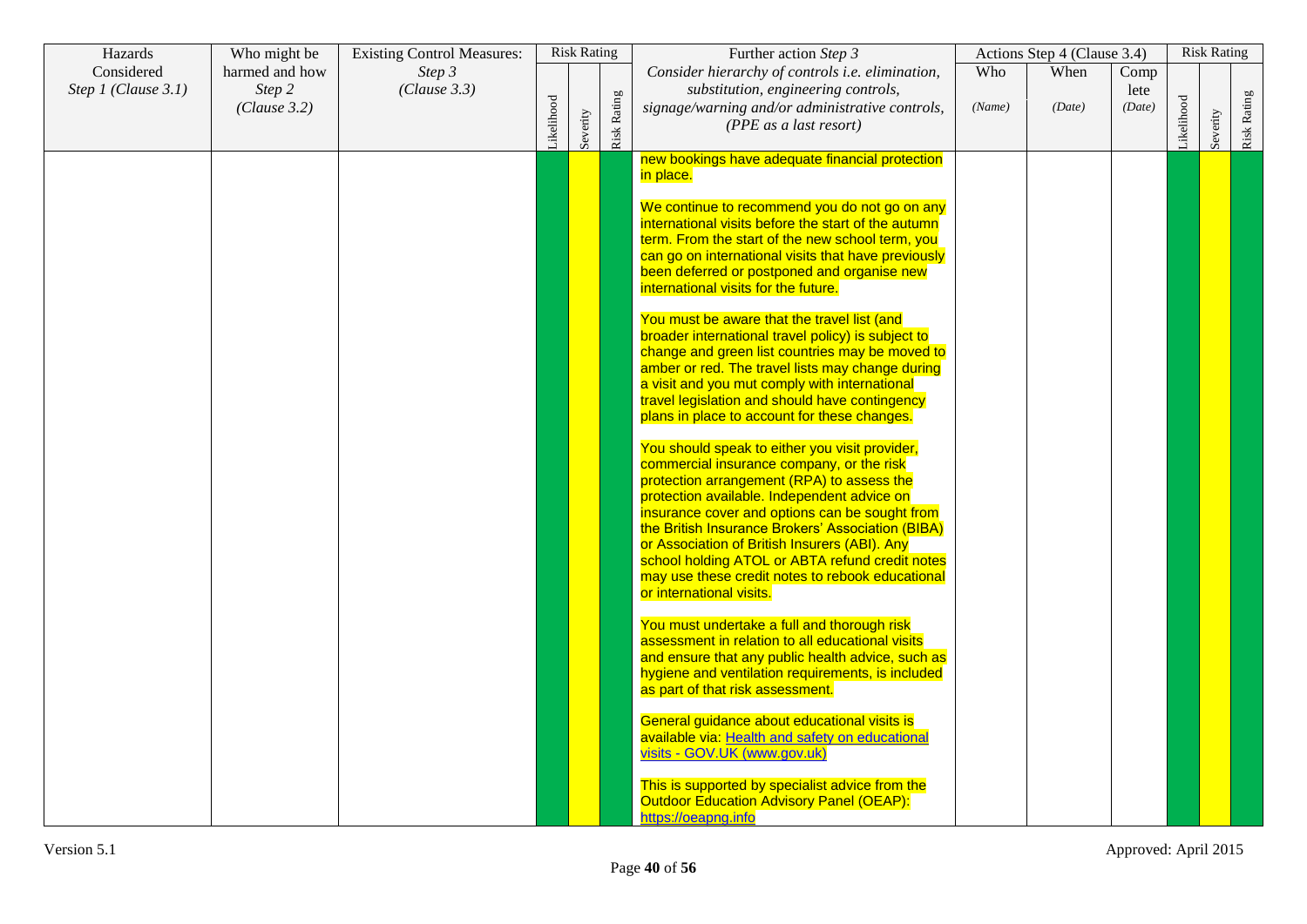| Hazards Considered *Step 1 (Clause 3.1)* | Who might be harmed and how *Step 2 (Clause 3.2)* | Existing Control Measures: *Step 3 (Clause 3.3)* | Risk Rating | | | Further action *Step 3* *Consider hierarchy of controls i.e. elimination, substitution, engineering controls, signage/warning and/or administrative controls, (PPE as a last resort)* | Actions Step 4 (Clause 3.4) | | | Risk Rating | | |
|---|---|---|---|---|---|---|---|---|---|---|---|---|
| | | | Likelihood | Severity | Risk Rating | | Who *(Name)* | When *(Date)* | Complete *(Date)* | Likelihood | Severity | Risk Rating |
| | | | | | | new bookings have adequate financial protection in place.<br><br>We continue to recommend you do not go on any international visits before the start of the autumn term. From the start of the new school term, you can go on international visits that have previously been deferred or postponed and organise new international visits for the future.<br><br>You must be aware that the travel list (and broader international travel policy) is subject to change and green list countries may be moved to amber or red. The travel lists may change during a visit and you mut comply with international travel legislation and should have contingency plans in place to account for these changes.<br><br>You should speak to either you visit provider, commercial insurance company, or the risk protection arrangement (RPA) to assess the protection available. Independent advice on insurance cover and options can be sought from the British Insurance Brokers' Association (BIBA) or Association of British Insurers (ABI). Any school holding ATOL or ABTA refund credit notes may use these credit notes to rebook educational or international visits.<br><br>You must undertake a full and thorough risk assessment in relation to all educational visits and ensure that any public health advice, such as hygiene and ventilation requirements, is included as part of that risk assessment.<br><br>General guidance about educational visits is available via: Health and safety on educational visits - GOV.UK (www.gov.uk)<br><br>This is supported by specialist advice from the Outdoor Education Advisory Panel (OEAP): https://oeapng.info | | | | | | |

Version 5.1

Approved: April 2015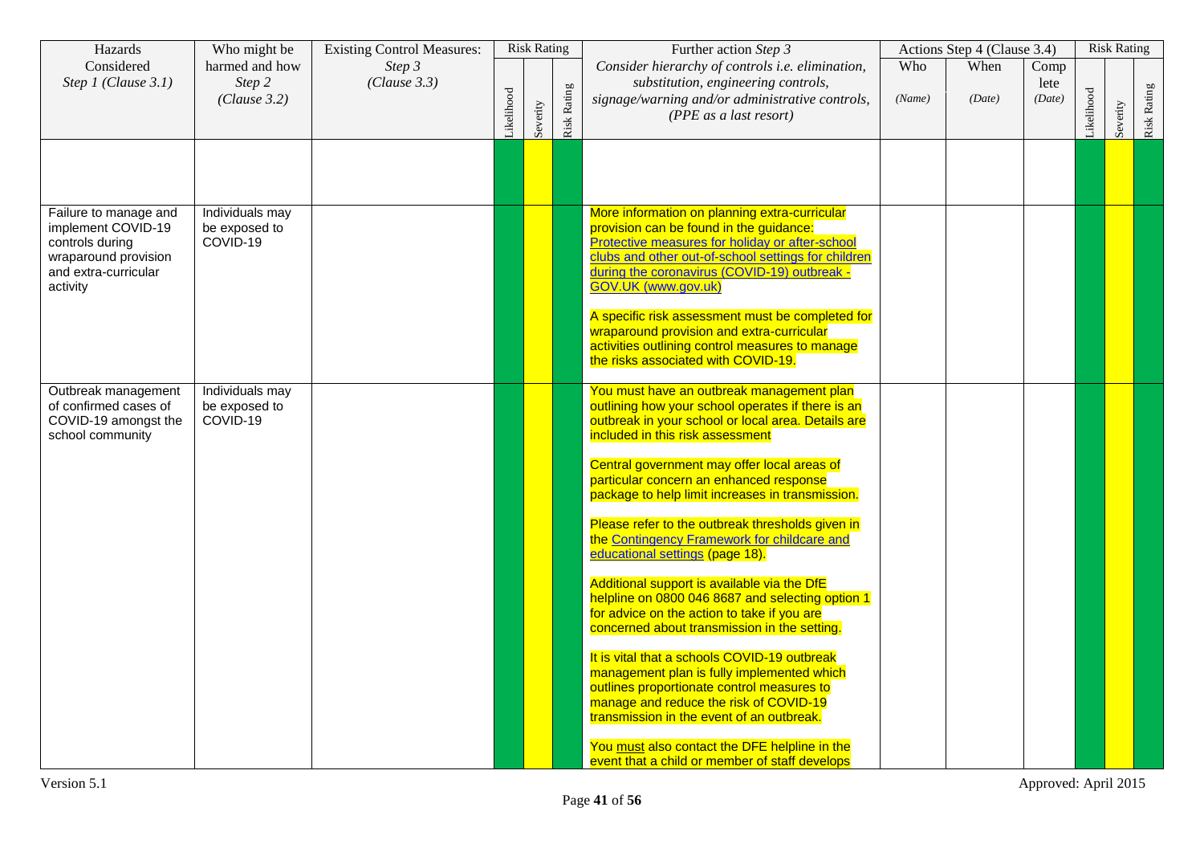| Hazards Considered *Step 1 (Clause 3.1)* | Who might be harmed and how *Step 2 (Clause 3.2)* | Existing Control Measures: *Step 3 (Clause 3.3)* | Risk Rating | | | Further action *Step 3* *Consider hierarchy of controls i.e. elimination, substitution, engineering controls, signage/warning and/or administrative controls, (PPE as a last resort)* | Actions Step 4 (Clause 3.4) | | | Risk Rating | | |
|---|---|---|---|---|---|---|---|---|---|---|---|---|
| | | | Likelihood | Severity | Risk Rating | | Who *(Name)* | When *(Date)* | Complete *(Date)* | Likelihood | Severity | Risk Rating |
| | | | | | | | | | | | | |
| Failure to manage and implement COVID-19 controls during wraparound provision and extra-curricular activity | Individuals may be exposed to COVID-19 | | | | | More information on planning extra-curricular provision can be found in the guidance: [Protective measures for holiday or after-school clubs and other out-of-school settings for children during the coronavirus (COVID-19) outbreak - GOV.UK (www.gov.uk)]<br><br>A specific risk assessment must be completed for wraparound provision and extra-curricular activities outlining control measures to manage the risks associated with COVID-19. | | | | | | |
| Outbreak management of confirmed cases of COVID-19 amongst the school community | Individuals may be exposed to COVID-19 | | | | | You must have an outbreak management plan outlining how your school operates if there is an outbreak in your school or local area. Details are included in this risk assessment<br><br>Central government may offer local areas of particular concern an enhanced response package to help limit increases in transmission.<br><br>Please refer to the outbreak thresholds given in the [Contingency Framework for childcare and educational settings] (page 18).<br><br>Additional support is available via the DfE helpline on 0800 046 8687 and selecting option 1 for advice on the action to take if you are concerned about transmission in the setting.<br><br>It is vital that a schools COVID-19 outbreak management plan is fully implemented which outlines proportionate control measures to manage and reduce the risk of COVID-19 transmission in the event of an outbreak.<br><br>You <u>must</u> also contact the DFE helpline in the event that a child or member of staff develops | | | | | | |

Version 5.1 Approved: April 2015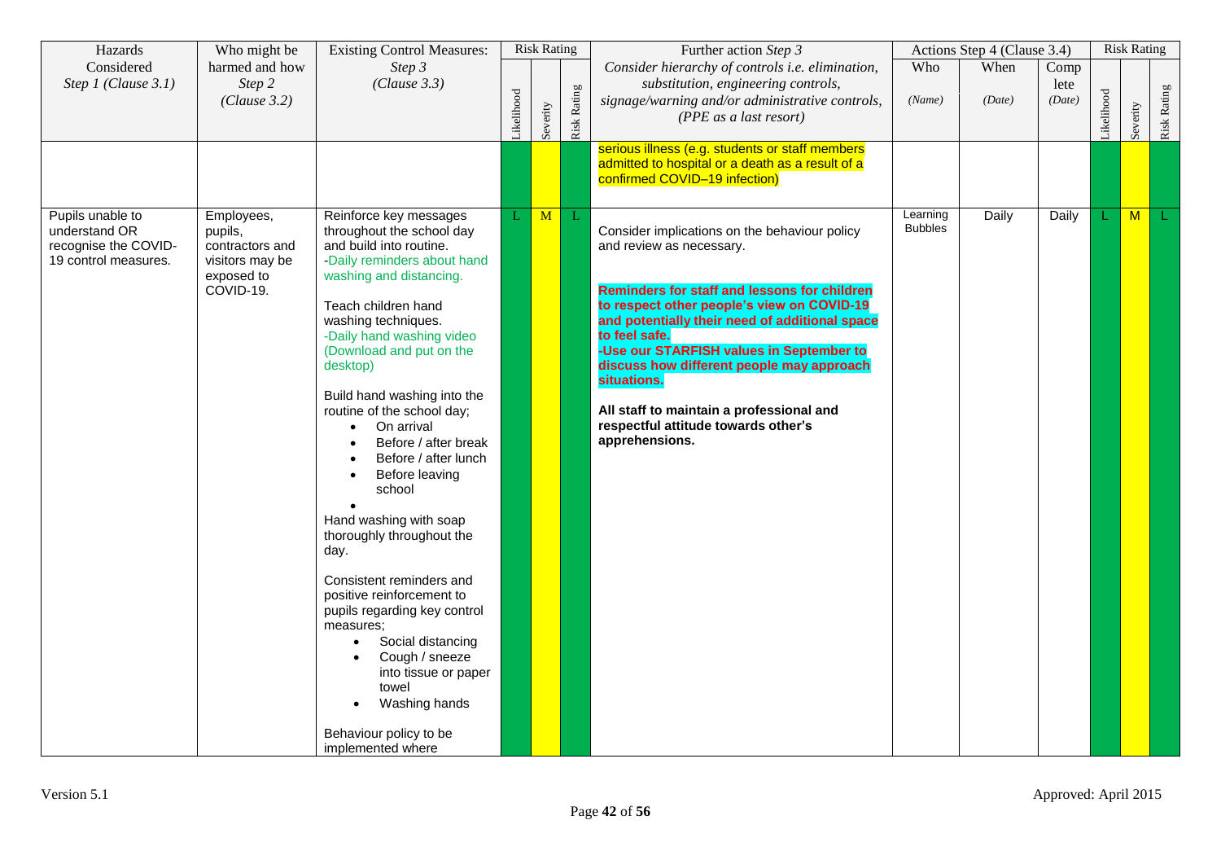| Hazards Considered *Step 1 (Clause 3.1)* | Who might be harmed and how *Step 2 (Clause 3.2)* | Existing Control Measures: *Step 3 (Clause 3.3)* | Risk Rating | | | Further action *Step 3* *Consider hierarchy of controls i.e. elimination, substitution, engineering controls, signage/warning and/or administrative controls, (PPE as a last resort)* | Actions Step 4 (Clause 3.4) | | | Risk Rating | | |
|---|---|---|---|---|---|---|---|---|---|---|---|---|
| | | | Likelihood | Severity | Risk Rating | | Who *(Name)* | When *(Date)* | Complete *(Date)* | Likelihood | Severity | Risk Rating |
| | | | | | | serious illness (e.g. students or staff members admitted to hospital or a death as a result of a confirmed COVID–19 infection) | | | | | | |
| Pupils unable to understand OR recognise the COVID-19 control measures. | Employees, pupils, contractors and visitors may be exposed to COVID-19. | Reinforce key messages throughout the school day and build into routine.<br>-Daily reminders about hand washing and distancing.<br><br>Teach children hand washing techniques.<br>-Daily hand washing video (Download and put on the desktop)<br><br>Build hand washing into the routine of the school day;<br>• On arrival<br>• Before / after break<br>• Before / after lunch<br>• Before leaving school<br><br>Hand washing with soap thoroughly throughout the day.<br><br>Consistent reminders and positive reinforcement to pupils regarding key control measures;<br>• Social distancing<br>• Cough / sneeze into tissue or paper towel<br>• Washing hands<br><br>Behaviour policy to be implemented where | L | M | L | Consider implications on the behaviour policy and review as necessary.<br><br>**Reminders for staff and lessons for children to respect other people's view on COVID-19 and potentially their need of additional space to feel safe.**<br>**-Use our STARFISH values in September to discuss how different people may approach situations.**<br><br>**All staff to maintain a professional and respectful attitude towards other's apprehensions.** | Learning Bubbles | Daily | Daily | L | M | L |

Version 5.1

Approved: April 2015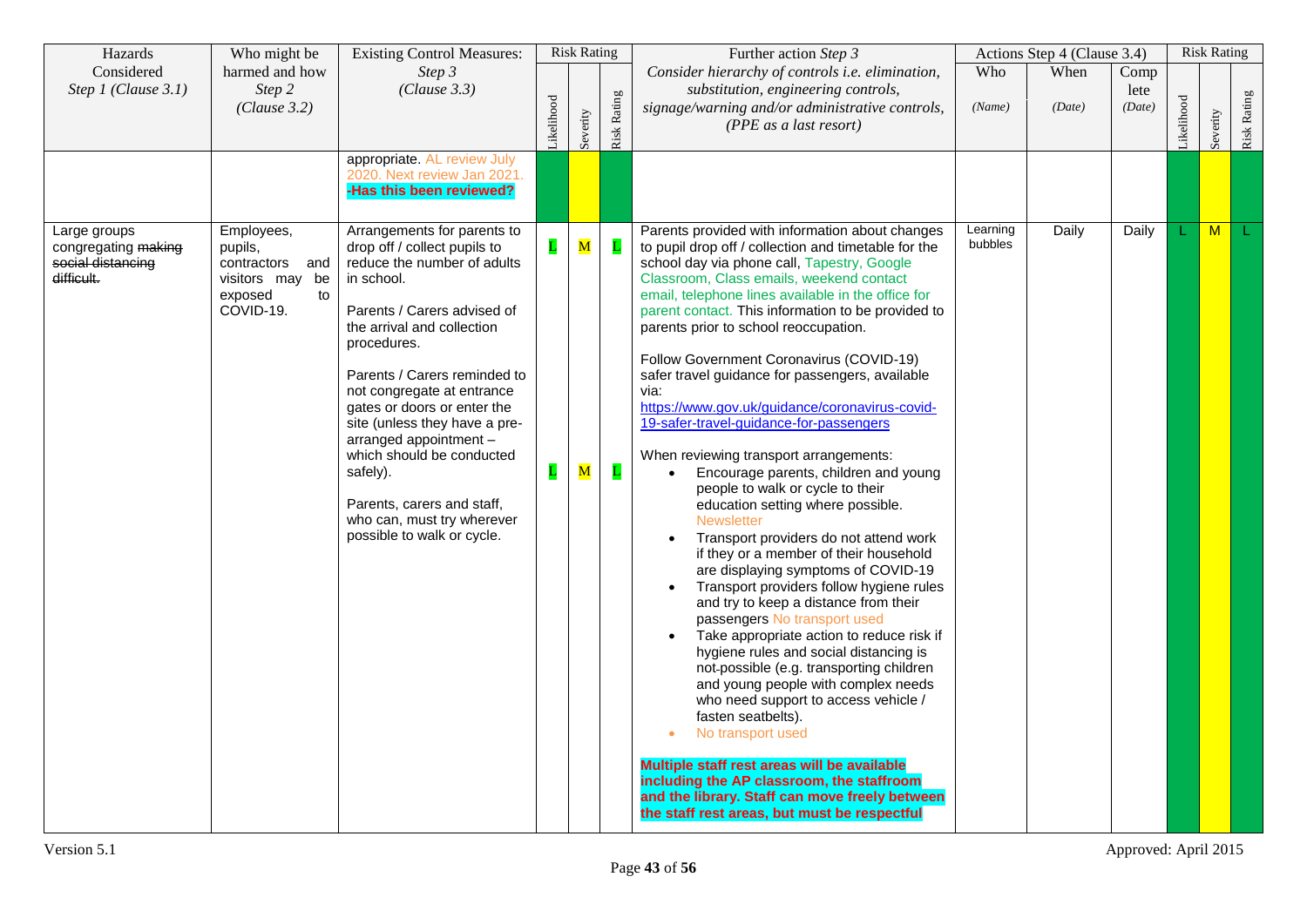| Hazards Considered *Step 1 (Clause 3.1)* | Who might be harmed and how *Step 2 (Clause 3.2)* | Existing Control Measures: *Step 3 (Clause 3.3)* | Risk Rating | | | Further action *Step 3* *Consider hierarchy of controls i.e. elimination, substitution, engineering controls, signage/warning and/or administrative controls, (PPE as a last resort)* | Actions Step 4 (Clause 3.4) | | | Risk Rating | | |
|---|---|---|---|---|---|---|---|---|---|---|---|---|
| | | | Likelihood | Severity | Risk Rating | | Who *(Name)* | When *(Date)* | Complete *(Date)* | Likelihood | Severity | Risk Rating |
| | | appropriate. AL review July 2020. Next review Jan 2021. **-Has this been reviewed?** | | | | | | | | | | |
| Large groups congregating ~~making social distancing difficult.~~ | Employees, pupils, contractors and visitors may be exposed to COVID-19. | Arrangements for parents to drop off / collect pupils to reduce the number of adults in school.<br><br>Parents / Carers advised of the arrival and collection procedures.<br><br>Parents / Carers reminded to not congregate at entrance gates or doors or enter the site (unless they have a pre-arranged appointment – which should be conducted safely).<br><br>Parents, carers and staff, who can, must try wherever possible to walk or cycle. | L<br><br>L | M<br><br>M | L<br><br>L | Parents provided with information about changes to pupil drop off / collection and timetable for the school day via phone call, Tapestry, Google Classroom, Class emails, weekend contact email, telephone lines available in the office for parent contact. This information to be provided to parents prior to school reoccupation.<br><br>Follow Government Coronavirus (COVID-19) safer travel guidance for passengers, available via: https://www.gov.uk/guidance/coronavirus-covid-19-safer-travel-guidance-for-passengers<br><br>When reviewing transport arrangements:<br>• Encourage parents, children and young people to walk or cycle to their education setting where possible. Newsletter<br>• Transport providers do not attend work if they or a member of their household are displaying symptoms of COVID-19<br>• Transport providers follow hygiene rules and try to keep a distance from their passengers No transport used<br>• Take appropriate action to reduce risk if hygiene rules and social distancing is not-possible (e.g. transporting children and young people with complex needs who need support to access vehicle / fasten seatbelts).<br>• No transport used<br><br>**Multiple staff rest areas will be available including the AP classroom, the staffroom and the library. Staff can move freely between the staff rest areas, but must be respectful** | Learning bubbles | Daily | Daily | L | M | L |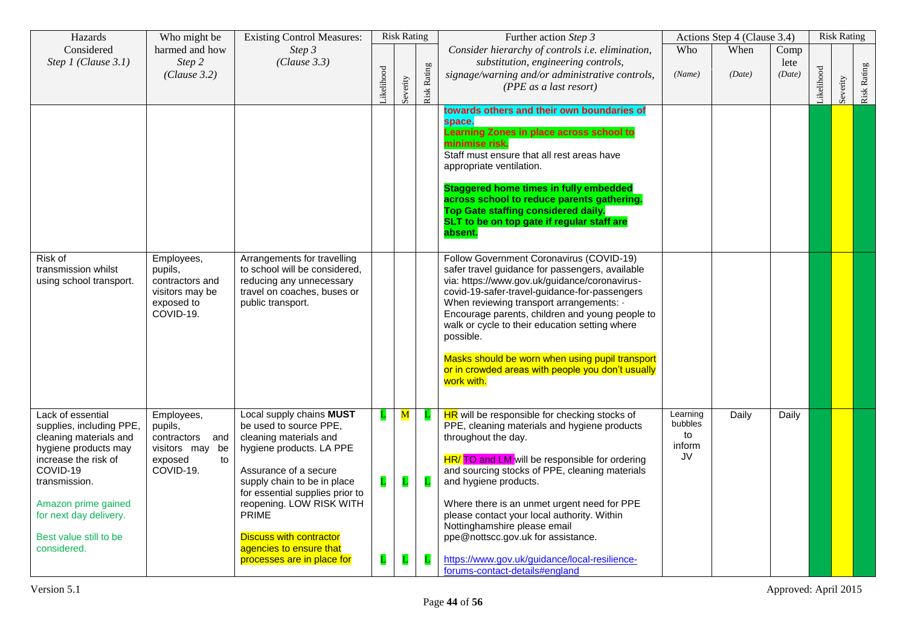| Hazards Considered *Step 1 (Clause 3.1)* | Who might be harmed and how *Step 2 (Clause 3.2)* | Existing Control Measures: *Step 3 (Clause 3.3)* | Risk Rating | | | Further action *Step 3* *Consider hierarchy of controls i.e. elimination, substitution, engineering controls, signage/warning and/or administrative controls, (PPE as a last resort)* | Actions Step 4 (Clause 3.4) | | | Risk Rating | | |
|---|---|---|---|---|---|---|---|---|---|---|---|---|
| | | | Likelihood | Severity | Risk Rating | | Who *(Name)* | When *(Date)* | Complete *(Date)* | Likelihood | Severity | Risk Rating |
| | | | | | | **towards others and their own boundaries of space.** **Learning Zones in place across school to minimise risk.** Staff must ensure that all rest areas have appropriate ventilation. **Staggered home times in fully embedded across school to reduce parents gathering. Top Gate staffing considered daily. SLT to be on top gate if regular staff are absent.** | | | | | | |
| Risk of transmission whilst using school transport. | Employees, pupils, contractors and visitors may be exposed to COVID-19. | Arrangements for travelling to school will be considered, reducing any unnecessary travel on coaches, buses or public transport. | | | | Follow Government Coronavirus (COVID-19) safer travel guidance for passengers, available via: https://www.gov.uk/guidance/coronavirus-covid-19-safer-travel-guidance-for-passengers When reviewing transport arrangements: · Encourage parents, children and young people to walk or cycle to their education setting where possible. Masks should be worn when using pupil transport or in crowded areas with people you don't usually work with. | | | | | | |
| Lack of essential supplies, including PPE, cleaning materials and hygiene products may increase the risk of COVID-19 transmission. Amazon prime gained for next day delivery. Best value still to be considered. | Employees, pupils, contractors and visitors may be exposed to COVID-19. | Local supply chains **MUST** be used to source PPE, cleaning materials and hygiene products. LA PPE<br>Assurance of a secure supply chain to be in place for essential supplies prior to reopening. LOW RISK WITH PRIME<br>Discuss with contractor agencies to ensure that processes are in place for | L<br>L<br>L | M<br>L<br>L | L<br>L<br>L | HR will be responsible for checking stocks of PPE, cleaning materials and hygiene products throughout the day. HR/ TO and LM will be responsible for ordering and sourcing stocks of PPE, cleaning materials and hygiene products. Where there is an unmet urgent need for PPE please contact your local authority. Within Nottinghamshire please email ppe@nottscc.gov.uk for assistance. https://www.gov.uk/guidance/local-resilience-forums-contact-details#england | Learning bubbles to inform JV | Daily | Daily | | | |

Version 5.1 Approved: April 2015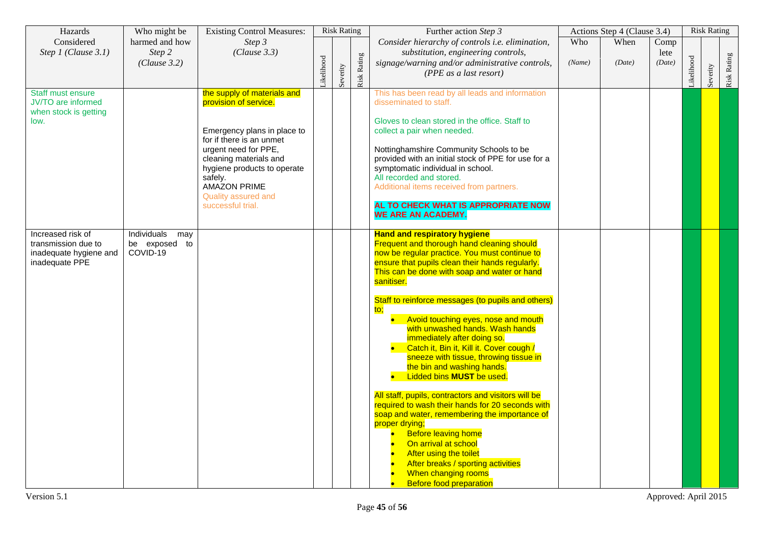| Hazards Considered *Step 1 (Clause 3.1)* | Who might be harmed and how *Step 2 (Clause 3.2)* | Existing Control Measures: *Step 3 (Clause 3.3)* | Risk Rating | | | Further action *Step 3* *Consider hierarchy of controls i.e. elimination, substitution, engineering controls, signage/warning and/or administrative controls, (PPE as a last resort)* | Actions Step 4 (Clause 3.4) | | | Risk Rating | | |
|---|---|---|---|---|---|---|---|---|---|---|---|---|
| | | | Likelihood | Severity | Risk Rating | | Who *(Name)* | When *(Date)* | Complete *(Date)* | Likelihood | Severity | Risk Rating |
| Staff must ensure JV/TO are informed when stock is getting low. | | the supply of materials and provision of service.<br><br>Emergency plans in place to for if there is an unmet urgent need for PPE, cleaning materials and hygiene products to operate safely.<br>AMAZON PRIME<br>Quality assured and successful trial. | | | | This has been read by all leads and information disseminated to staff.<br><br>Gloves to clean stored in the office. Staff to collect a pair when needed.<br><br>Nottinghamshire Community Schools to be provided with an initial stock of PPE for use for a symptomatic individual in school.<br>All recorded and stored.<br>Additional items received from partners.<br><br>**AL TO CHECK WHAT IS APPROPRIATE NOW WE ARE AN ACADEMY.** | | | | | | |
| Increased risk of transmission due to inadequate hygiene and inadequate PPE | Individuals may be exposed to COVID-19 | | | | | **Hand and respiratory hygiene**<br>Frequent and thorough hand cleaning should now be regular practice. You must continue to ensure that pupils clean their hands regularly. This can be done with soap and water or hand sanitiser.<br><br>Staff to reinforce messages (to pupils and others) to;<br>• Avoid touching eyes, nose and mouth with unwashed hands. Wash hands immediately after doing so.<br>• Catch it, Bin it, Kill it. Cover cough / sneeze with tissue, throwing tissue in the bin and washing hands.<br>• Lidded bins **MUST** be used.<br><br>All staff, pupils, contractors and visitors will be required to wash their hands for 20 seconds with soap and water, remembering the importance of proper drying;<br>• Before leaving home<br>• On arrival at school<br>• After using the toilet<br>• After breaks / sporting activities<br>• When changing rooms<br>• Before food preparation | | | | | | |

Version 5.1 Approved: April 2015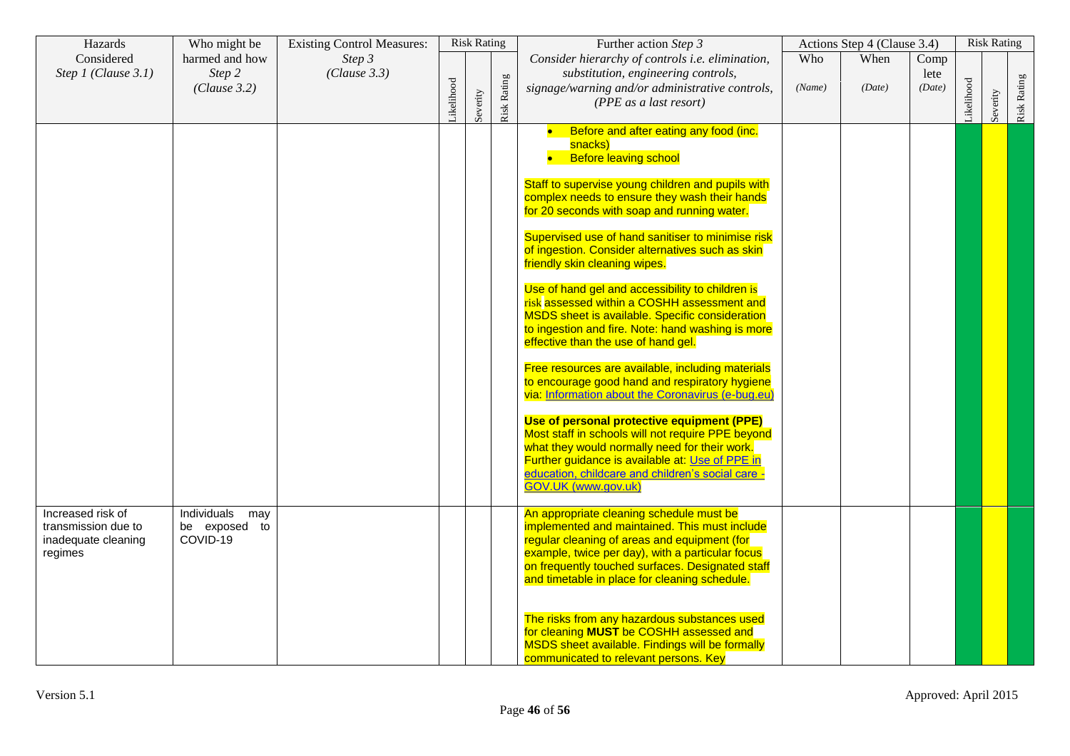| Hazards Considered *Step 1 (Clause 3.1)* | Who might be harmed and how *Step 2 (Clause 3.2)* | Existing Control Measures: *Step 3 (Clause 3.3)* | Risk Rating | | | Further action *Step 3* *Consider hierarchy of controls i.e. elimination, substitution, engineering controls, signage/warning and/or administrative controls, (PPE as a last resort)* | Actions Step 4 (Clause 3.4) | | | Risk Rating | | |
|---|---|---|---|---|---|---|---|---|---|---|---|---|
| | | | Likelihood | Severity | Risk Rating | | Who *(Name)* | When *(Date)* | Complete *(Date)* | Likelihood | Severity | Risk Rating |
| | | | | | | • Before and after eating any food (inc. snacks)<br>• Before leaving school<br><br>Staff to supervise young children and pupils with complex needs to ensure they wash their hands for 20 seconds with soap and running water.<br><br>Supervised use of hand sanitiser to minimise risk of ingestion. Consider alternatives such as skin friendly skin cleaning wipes.<br><br>Use of hand gel and accessibility to children is risk assessed within a COSHH assessment and MSDS sheet is available. Specific consideration to ingestion and fire. Note: hand washing is more effective than the use of hand gel.<br><br>Free resources are available, including materials to encourage good hand and respiratory hygiene via: [Information about the Coronavirus (e-bug.eu)](#)<br><br>**Use of personal protective equipment (PPE)**<br>Most staff in schools will not require PPE beyond what they would normally need for their work. Further guidance is available at: [Use of PPE in education, childcare and children's social care - GOV.UK (www.gov.uk)](#) | | | | | | |
| Increased risk of transmission due to inadequate cleaning regimes | Individuals may be exposed to COVID-19 | | | | | An appropriate cleaning schedule must be implemented and maintained. This must include regular cleaning of areas and equipment (for example, twice per day), with a particular focus on frequently touched surfaces. Designated staff and timetable in place for cleaning schedule.<br><br>The risks from any hazardous substances used for cleaning **MUST** be COSHH assessed and MSDS sheet available. Findings will be formally communicated to relevant persons. Key | | | | | | |

Version 5.1

Approved: April 2015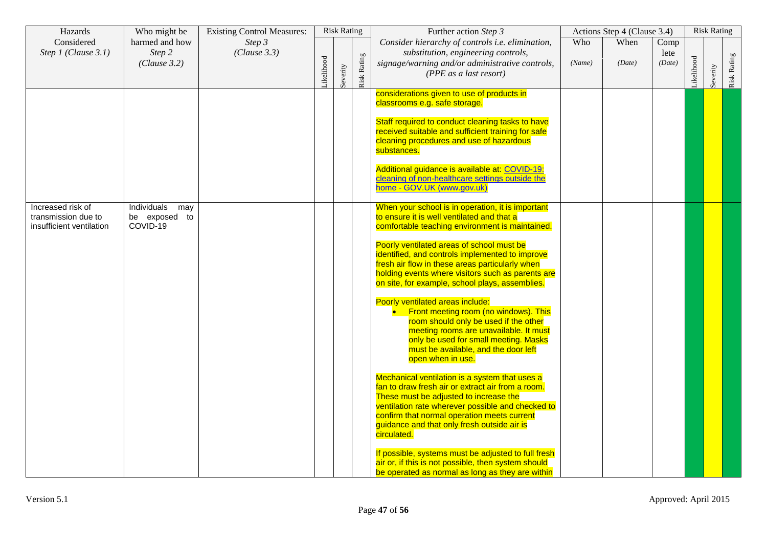| Hazards Considered *Step 1 (Clause 3.1)* | Who might be harmed and how *Step 2 (Clause 3.2)* | Existing Control Measures: *Step 3 (Clause 3.3)* | Risk Rating | | | Further action *Step 3* *Consider hierarchy of controls i.e. elimination, substitution, engineering controls, signage/warning and/or administrative controls, (PPE as a last resort)* | Actions Step 4 (Clause 3.4) | | | Risk Rating | | |
|---|---|---|---|---|---|---|---|---|---|---|---|---|
| | | | Likelihood | Severity | Risk Rating | | Who *(Name)* | When *(Date)* | Complete *(Date)* | Likelihood | Severity | Risk Rating |
| | | | | | | considerations given to use of products in classrooms e.g. safe storage.<br><br>Staff required to conduct cleaning tasks to have received suitable and sufficient training for safe cleaning procedures and use of hazardous substances.<br><br>Additional guidance is available at: [COVID-19: cleaning of non-healthcare settings outside the home - GOV.UK (www.gov.uk)]() | | | | | | |
| Increased risk of transmission due to insufficient ventilation | Individuals may be exposed to COVID-19 | | | | | When your school is in operation, it is important to ensure it is well ventilated and that a comfortable teaching environment is maintained.<br><br>Poorly ventilated areas of school must be identified, and controls implemented to improve fresh air flow in these areas particularly when holding events where visitors such as parents are on site, for example, school plays, assemblies.<br><br>Poorly ventilated areas include:<br>• Front meeting room (no windows). This room should only be used if the other meeting rooms are unavailable. It must only be used for small meeting. Masks must be available, and the door left open when in use.<br><br>Mechanical ventilation is a system that uses a fan to draw fresh air or extract air from a room. These must be adjusted to increase the ventilation rate wherever possible and checked to confirm that normal operation meets current guidance and that only fresh outside air is circulated.<br><br>If possible, systems must be adjusted to full fresh air or, if this is not possible, then system should be operated as normal as long as they are within | | | | | | |

Version 5.1 Approved: April 2015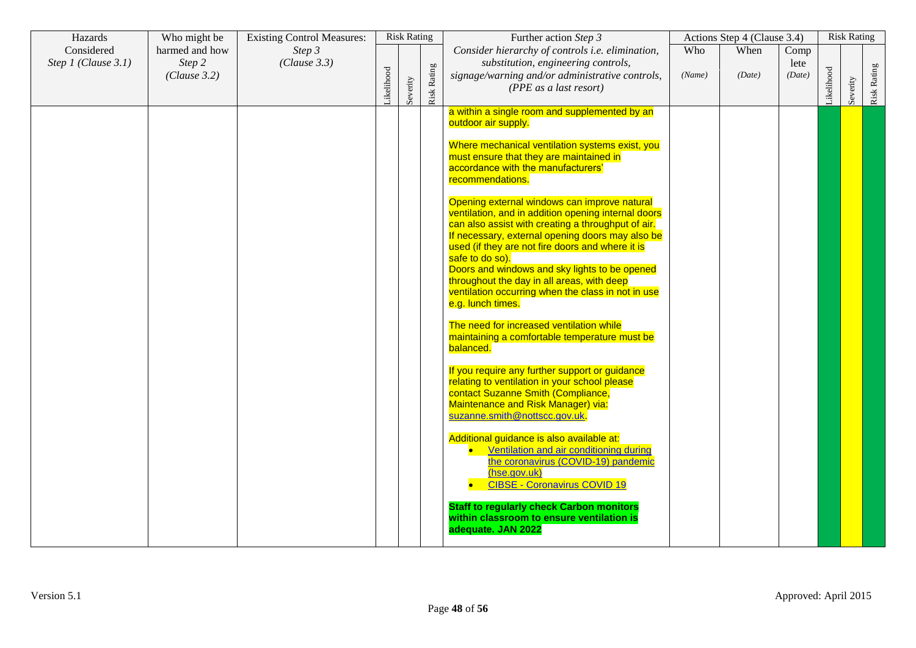| Hazards Considered *Step 1 (Clause 3.1)* | Who might be harmed and how *Step 2 (Clause 3.2)* | Existing Control Measures: *Step 3 (Clause 3.3)* | Risk Rating | | | Further action *Step 3* *Consider hierarchy of controls i.e. elimination, substitution, engineering controls, signage/warning and/or administrative controls, (PPE as a last resort)* | Actions Step 4 (Clause 3.4) | | | Risk Rating | | |
|---|---|---|---|---|---|---|---|---|---|---|---|---|
| | | | Likelihood | Severity | Risk Rating | | Who *(Name)* | When *(Date)* | Complete *(Date)* | Likelihood | Severity | Risk Rating |
| | | | | | | a within a single room and supplemented by an outdoor air supply.<br><br>Where mechanical ventilation systems exist, you must ensure that they are maintained in accordance with the manufacturers' recommendations.<br><br>Opening external windows can improve natural ventilation, and in addition opening internal doors can also assist with creating a throughput of air. If necessary, external opening doors may also be used (if they are not fire doors and where it is safe to do so).<br>Doors and windows and sky lights to be opened throughout the day in all areas, with deep ventilation occurring when the class in not in use e.g. lunch times.<br><br>The need for increased ventilation while maintaining a comfortable temperature must be balanced.<br><br>If you require any further support or guidance relating to ventilation in your school please contact Suzanne Smith (Compliance, Maintenance and Risk Manager) via: suzanne.smith@nottscc.gov.uk.<br><br>Additional guidance is also available at:<br>• Ventilation and air conditioning during the coronavirus (COVID-19) pandemic (hse.gov.uk)<br>• CIBSE - Coronavirus COVID 19<br><br>**Staff to regularly check Carbon monitors within classroom to ensure ventilation is adequate. JAN 2022** | | | | | | |

Version 5.1

Approved: April 2015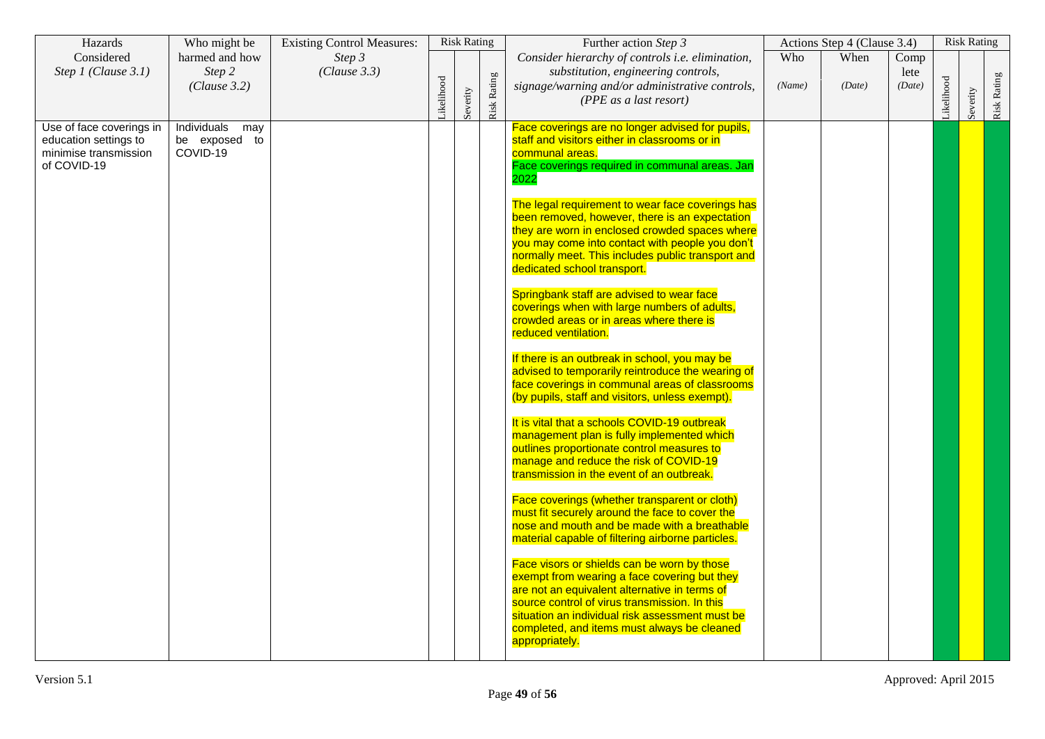| Hazards Considered *Step 1 (Clause 3.1)* | Who might be harmed and how *Step 2 (Clause 3.2)* | Existing Control Measures: *Step 3 (Clause 3.3)* | Risk Rating | | | Further action *Step 3* *Consider hierarchy of controls i.e. elimination, substitution, engineering controls, signage/warning and/or administrative controls, (PPE as a last resort)* | Actions Step 4 (Clause 3.4) | | | Risk Rating | | |
|---|---|---|---|---|---|---|---|---|---|---|---|---|
| | | | Likelihood | Severity | Risk Rating | | Who *(Name)* | When *(Date)* | Complete *(Date)* | Likelihood | Severity | Risk Rating |
| Use of face coverings in education settings to minimise transmission of COVID-19 | Individuals may be exposed to COVID-19 | | | | | Face coverings are no longer advised for pupils, staff and visitors either in classrooms or in communal areas.<br>Face coverings required in communal areas. Jan 2022<br><br>The legal requirement to wear face coverings has been removed, however, there is an expectation they are worn in enclosed crowded spaces where you may come into contact with people you don't normally meet. This includes public transport and dedicated school transport.<br><br>Springbank staff are advised to wear face coverings when with large numbers of adults, crowded areas or in areas where there is reduced ventilation.<br><br>If there is an outbreak in school, you may be advised to temporarily reintroduce the wearing of face coverings in communal areas of classrooms (by pupils, staff and visitors, unless exempt).<br><br>It is vital that a schools COVID-19 outbreak management plan is fully implemented which outlines proportionate control measures to manage and reduce the risk of COVID-19 transmission in the event of an outbreak.<br><br>Face coverings (whether transparent or cloth) must fit securely around the face to cover the nose and mouth and be made with a breathable material capable of filtering airborne particles.<br><br>Face visors or shields can be worn by those exempt from wearing a face covering but they are not an equivalent alternative in terms of source control of virus transmission. In this situation an individual risk assessment must be completed, and items must always be cleaned appropriately. | | | | | | |

Version 5.1 Approved: April 2015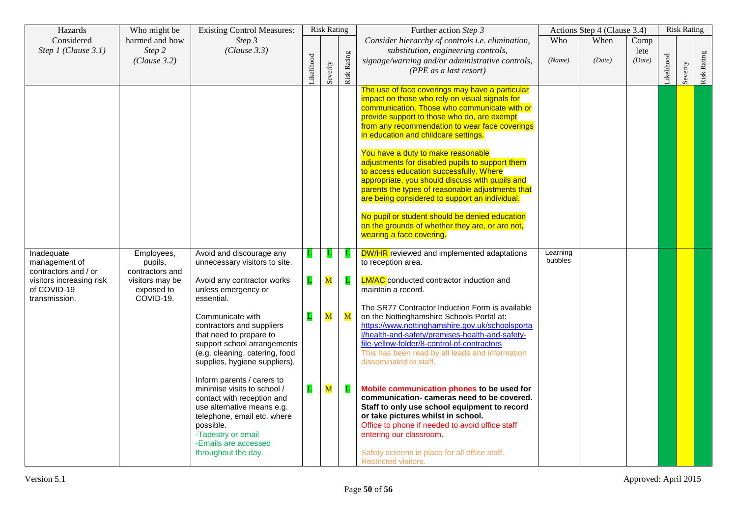| Hazards Considered *Step 1 (Clause 3.1)* | Who might be harmed and how *Step 2 (Clause 3.2)* | Existing Control Measures: *Step 3 (Clause 3.3)* | Risk Rating | | | Further action *Step 3* *Consider hierarchy of controls i.e. elimination, substitution, engineering controls, signage/warning and/or administrative controls, (PPE as a last resort)* | Actions Step 4 (Clause 3.4) | | | Risk Rating | | |
|---|---|---|---|---|---|---|---|---|---|---|---|---|
| | | | Likelihood | Severity | Risk Rating | | Who *(Name)* | When *(Date)* | Complete *(Date)* | Likelihood | Severity | Risk Rating |
| | | | | | | The use of face coverings may have a particular impact on those who rely on visual signals for communication. Those who communicate with or provide support to those who do, are exempt from any recommendation to wear face coverings in education and childcare settings.<br><br>You have a duty to make reasonable adjustments for disabled pupils to support them to access education successfully. Where appropriate, you should discuss with pupils and parents the types of reasonable adjustments that are being considered to support an individual.<br><br>No pupil or student should be denied education on the grounds of whether they are, or are not, wearing a face covering. | | | | | | |
| Inadequate management of contractors and / or visitors increasing risk of COVID-19 transmission. | Employees, pupils, contractors and visitors may be exposed to COVID-19. | Avoid and discourage any unnecessary visitors to site.<br><br>Avoid any contractor works unless emergency or essential.<br><br>Communicate with contractors and suppliers that need to prepare to support school arrangements (e.g. cleaning, catering, food supplies, hygiene suppliers).<br><br>Inform parents / carers to minimise visits to school / contact with reception and use alternative means e.g. telephone, email etc. where possible.<br>-Tapestry or email<br>-Emails are accessed throughout the day. | L<br><br>L<br><br>L<br><br>L | L<br><br>M<br><br>M<br><br>M | L<br><br>L<br><br>M<br><br>L | DW/HR reviewed and implemented adaptations to reception area.<br><br>LM/AC conducted contractor induction and maintain a record.<br><br>The SR77 Contractor Induction Form is available on the Nottinghamshire Schools Portal at: https://www.nottinghamshire.gov.uk/schoolsportal/health-and-safety/premises-health-and-safety-file-yellow-folder/8-control-of-contractors<br>This has been read by all leads and information disseminated to staff.<br><br>**Mobile communication phones to be used for communication- cameras need to be covered. Staff to only use school equipment to record or take pictures whilst in school.**<br>Office to phone if needed to avoid office staff entering our classroom.<br><br>Safety screens in place for all office staff.<br>Restricted visitors. | Learning bubbles | | | | | |

Version 5.1

Approved: April 2015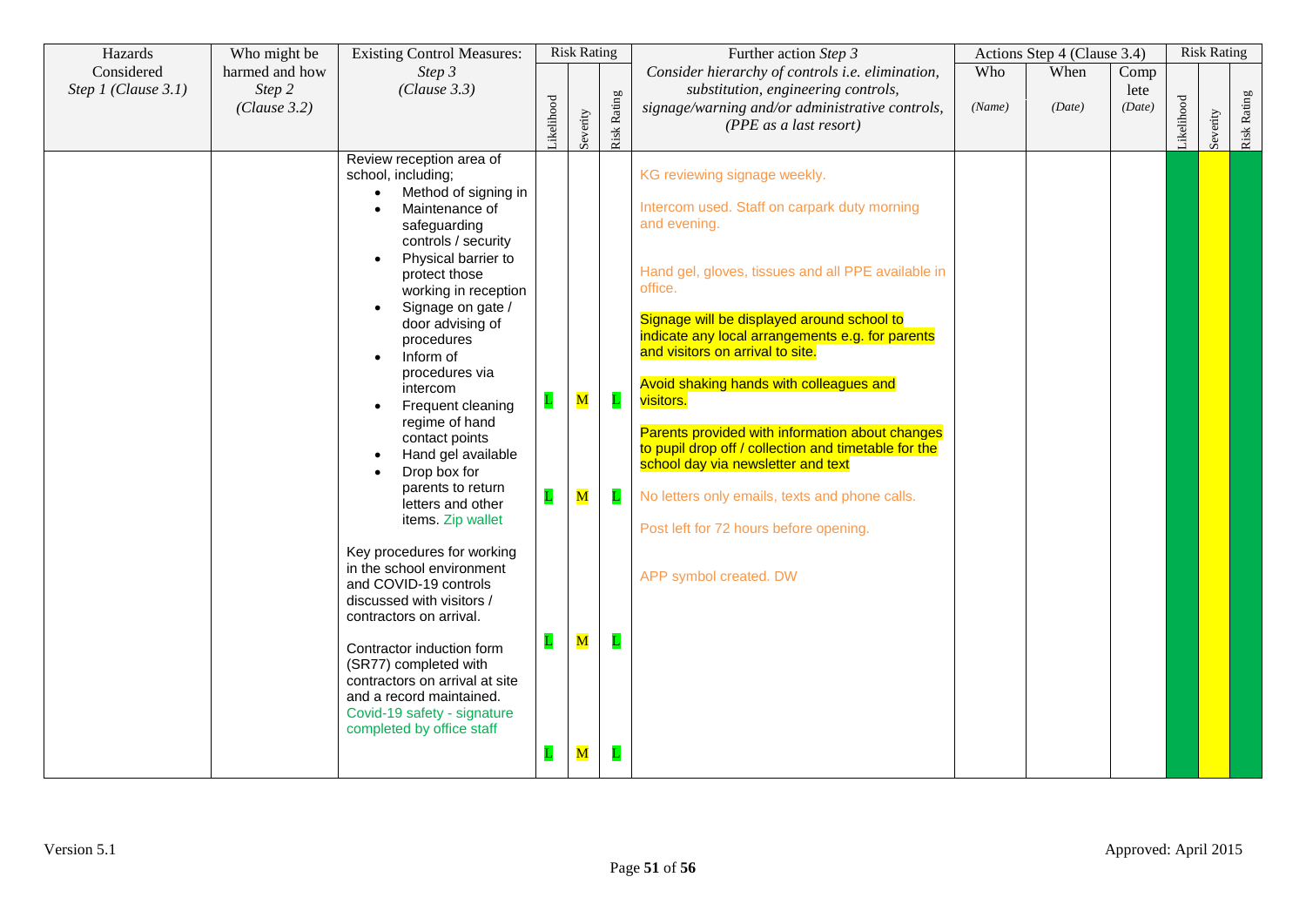| Hazards Considered *Step 1 (Clause 3.1)* | Who might be harmed and how *Step 2 (Clause 3.2)* | Existing Control Measures: *Step 3 (Clause 3.3)* | Risk Rating | | | Further action *Step 3* *Consider hierarchy of controls i.e. elimination, substitution, engineering controls, signage/warning and/or administrative controls, (PPE as a last resort)* | Actions Step 4 (Clause 3.4) | | | Risk Rating | | |
|---|---|---|---|---|---|---|---|---|---|---|---|---|
| | | | Likelihood | Severity | Risk Rating | | Who *(Name)* | When *(Date)* | Complete *(Date)* | Likelihood | Severity | Risk Rating |
| | | Review reception area of school, including;<br>• Method of signing in<br>• Maintenance of safeguarding controls / security<br>• Physical barrier to protect those working in reception<br>• Signage on gate / door advising of procedures<br>• Inform of procedures via intercom<br>• Frequent cleaning regime of hand contact points<br>• Hand gel available<br>• Drop box for parents to return letters and other items. Zip wallet | L<br><br>L | M<br><br>M | L<br><br>L | KG reviewing signage weekly.<br><br>Intercom used. Staff on carpark duty morning and evening.<br><br>Hand gel, gloves, tissues and all PPE available in office.<br><br>Signage will be displayed around school to indicate any local arrangements e.g. for parents and visitors on arrival to site.<br><br>Avoid shaking hands with colleagues and visitors.<br><br>Parents provided with information about changes to pupil drop off / collection and timetable for the school day via newsletter and text<br><br>No letters only emails, texts and phone calls.<br><br>Post left for 72 hours before opening.<br><br>APP symbol created. DW | | | | | | |
| | | Key procedures for working in the school environment and COVID-19 controls discussed with visitors / contractors on arrival. | L | M | L | | | | | | | |
| | | Contractor induction form (SR77) completed with contractors on arrival at site and a record maintained. Covid-19 safety - signature completed by office staff | L | M | L | | | | | | | |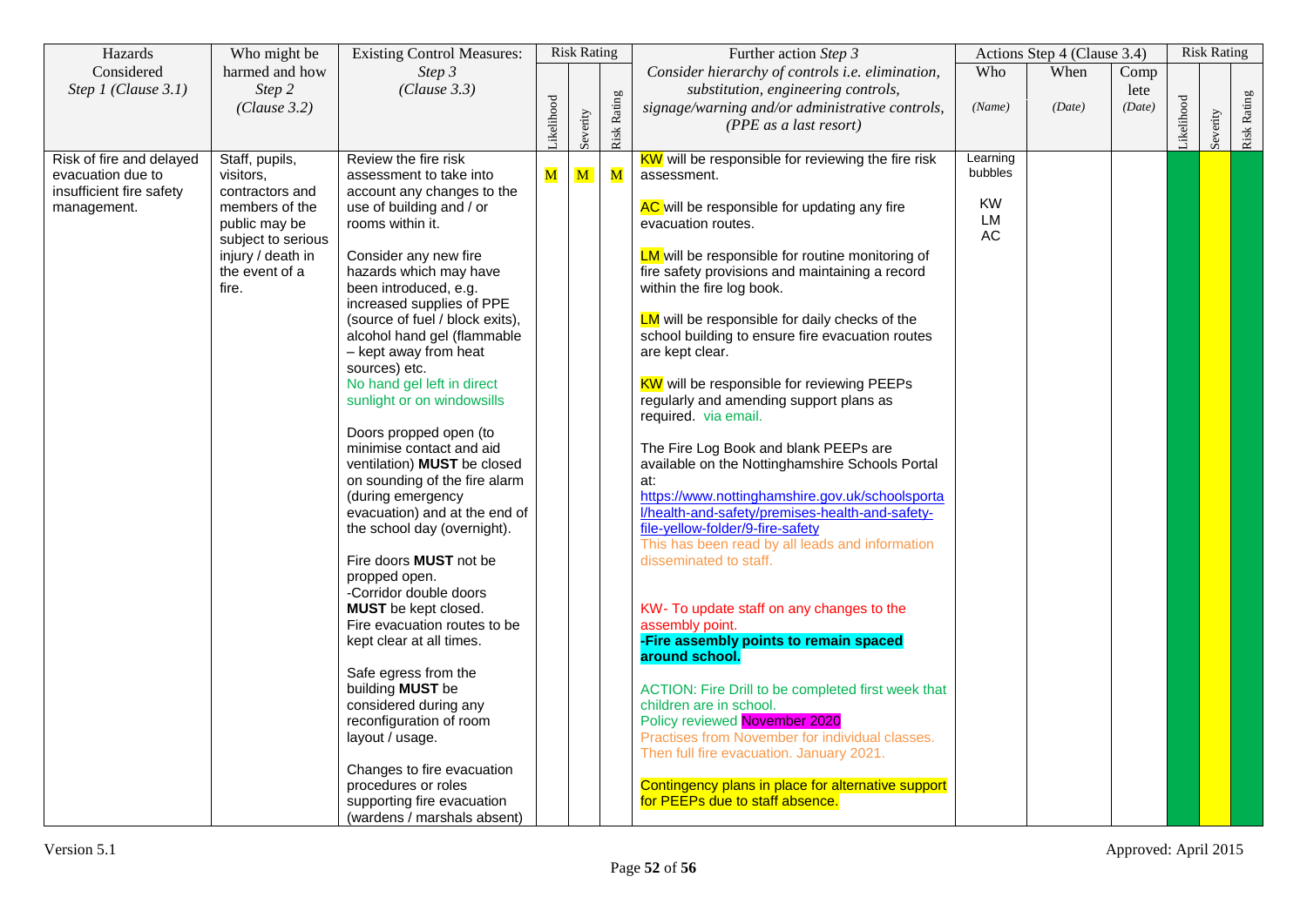| Hazards Considered *Step 1 (Clause 3.1)* | Who might be harmed and how *Step 2 (Clause 3.2)* | Existing Control Measures: *Step 3 (Clause 3.3)* | Risk Rating | | | Further action *Step 3* *Consider hierarchy of controls i.e. elimination, substitution, engineering controls, signage/warning and/or administrative controls, (PPE as a last resort)* | Actions Step 4 (Clause 3.4) | | | Risk Rating | | |
|---|---|---|---|---|---|---|---|---|---|---|---|---|
| | | | Likelihood | Severity | Risk Rating | | Who *(Name)* | When *(Date)* | Complete *(Date)* | Likelihood | Severity | Risk Rating |
| Risk of fire and delayed evacuation due to insufficient fire safety management. | Staff, pupils, visitors, contractors and members of the public may be subject to serious injury / death in the event of a fire. | Review the fire risk assessment to take into account any changes to the use of building and / or rooms within it.<br><br>Consider any new fire hazards which may have been introduced, e.g. increased supplies of PPE (source of fuel / block exits), alcohol hand gel (flammable – kept away from heat sources) etc.<br>No hand gel left in direct sunlight or on windowsills<br><br>Doors propped open (to minimise contact and aid ventilation) **MUST** be closed on sounding of the fire alarm (during emergency evacuation) and at the end of the school day (overnight).<br><br>Fire doors **MUST** not be propped open.<br>-Corridor double doors **MUST** be kept closed.<br>Fire evacuation routes to be kept clear at all times.<br><br>Safe egress from the building **MUST** be considered during any reconfiguration of room layout / usage.<br><br>Changes to fire evacuation procedures or roles supporting fire evacuation (wardens / marshals absent) | M | M | M | KW will be responsible for reviewing the fire risk assessment.<br><br>AC will be responsible for updating any fire evacuation routes.<br><br>LM will be responsible for routine monitoring of fire safety provisions and maintaining a record within the fire log book.<br><br>LM will be responsible for daily checks of the school building to ensure fire evacuation routes are kept clear.<br><br>KW will be responsible for reviewing PEEPs regularly and amending support plans as required. via email.<br><br>The Fire Log Book and blank PEEPs are available on the Nottinghamshire Schools Portal at:<br>https://www.nottinghamshire.gov.uk/schoolsportal/health-and-safety/premises-health-and-safety-file-yellow-folder/9-fire-safety<br>This has been read by all leads and information disseminated to staff.<br><br>KW- To update staff on any changes to the assembly point.<br>**-Fire assembly points to remain spaced around school.**<br><br>ACTION: Fire Drill to be completed first week that children are in school.<br>Policy reviewed November 2020<br>Practises from November for individual classes. Then full fire evacuation. January 2021.<br><br>Contingency plans in place for alternative support for PEEPs due to staff absence. | Learning bubbles<br><br>KW<br>LM<br>AC | | | | | |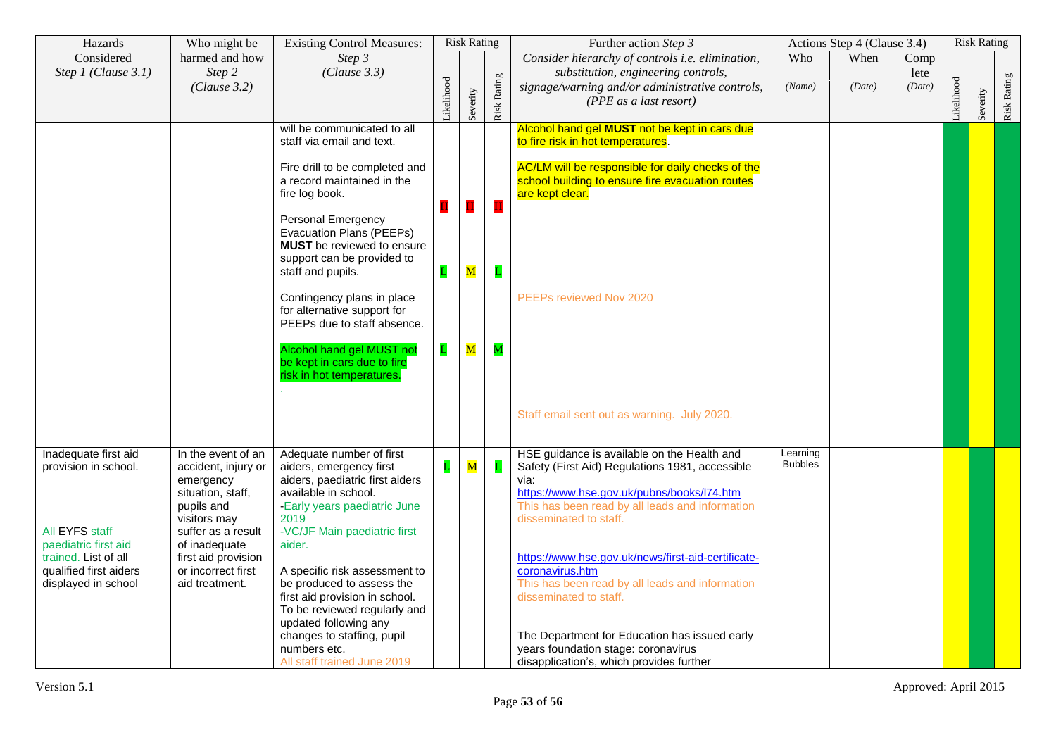| Hazards Considered *Step 1 (Clause 3.1)* | Who might be harmed and how *Step 2 (Clause 3.2)* | Existing Control Measures: *Step 3 (Clause 3.3)* | Risk Rating | | | Further action *Step 3* *Consider hierarchy of controls i.e. elimination, substitution, engineering controls, signage/warning and/or administrative controls, (PPE as a last resort)* | Actions Step 4 (Clause 3.4) | | | Risk Rating | | |
|---|---|---|---|---|---|---|---|---|---|---|---|---|
| | | | Likelihood | Severity | Risk Rating | | Who *(Name)* | When *(Date)* | Complete *(Date)* | Likelihood | Severity | Risk Rating |
| | | will be communicated to all staff via email and text.<br><br>Fire drill to be completed and a record maintained in the fire log book.<br><br>Personal Emergency Evacuation Plans (PEEPs) **MUST** be reviewed to ensure support can be provided to staff and pupils.<br><br>Contingency plans in place for alternative support for PEEPs due to staff absence.<br><br>Alcohol hand gel MUST not be kept in cars due to fire risk in hot temperatures.<br>. | H<br><br>L<br><br>L | H<br><br>M<br><br>M | H<br><br>L<br><br>M | Alcohol hand gel **MUST** not be kept in cars due to fire risk in hot temperatures.<br><br>AC/LM will be responsible for daily checks of the school building to ensure fire evacuation routes are kept clear.<br><br>PEEPs reviewed Nov 2020<br><br>Staff email sent out as warning. July 2020. | | | | | | |
| Inadequate first aid provision in school.<br><br>All EYFS staff paediatric first aid trained. List of all qualified first aiders displayed in school | In the event of an accident, injury or emergency situation, staff, pupils and visitors may suffer as a result of inadequate first aid provision or incorrect first aid treatment. | Adequate number of first aiders, emergency first aiders, paediatric first aiders available in school.<br>-Early years paediatric June 2019<br>-VC/JF Main paediatric first aider.<br><br>A specific risk assessment to be produced to assess the first aid provision in school. To be reviewed regularly and updated following any changes to staffing, pupil numbers etc.<br>All staff trained June 2019 | L | M | L | HSE guidance is available on the Health and Safety (First Aid) Regulations 1981, accessible via:<br>https://www.hse.gov.uk/pubns/books/l74.htm<br>This has been read by all leads and information disseminated to staff.<br><br>https://www.hse.gov.uk/news/first-aid-certificate-coronavirus.htm<br>This has been read by all leads and information disseminated to staff.<br><br>The Department for Education has issued early years foundation stage: coronavirus disapplication's, which provides further | Learning Bubbles | | | | | |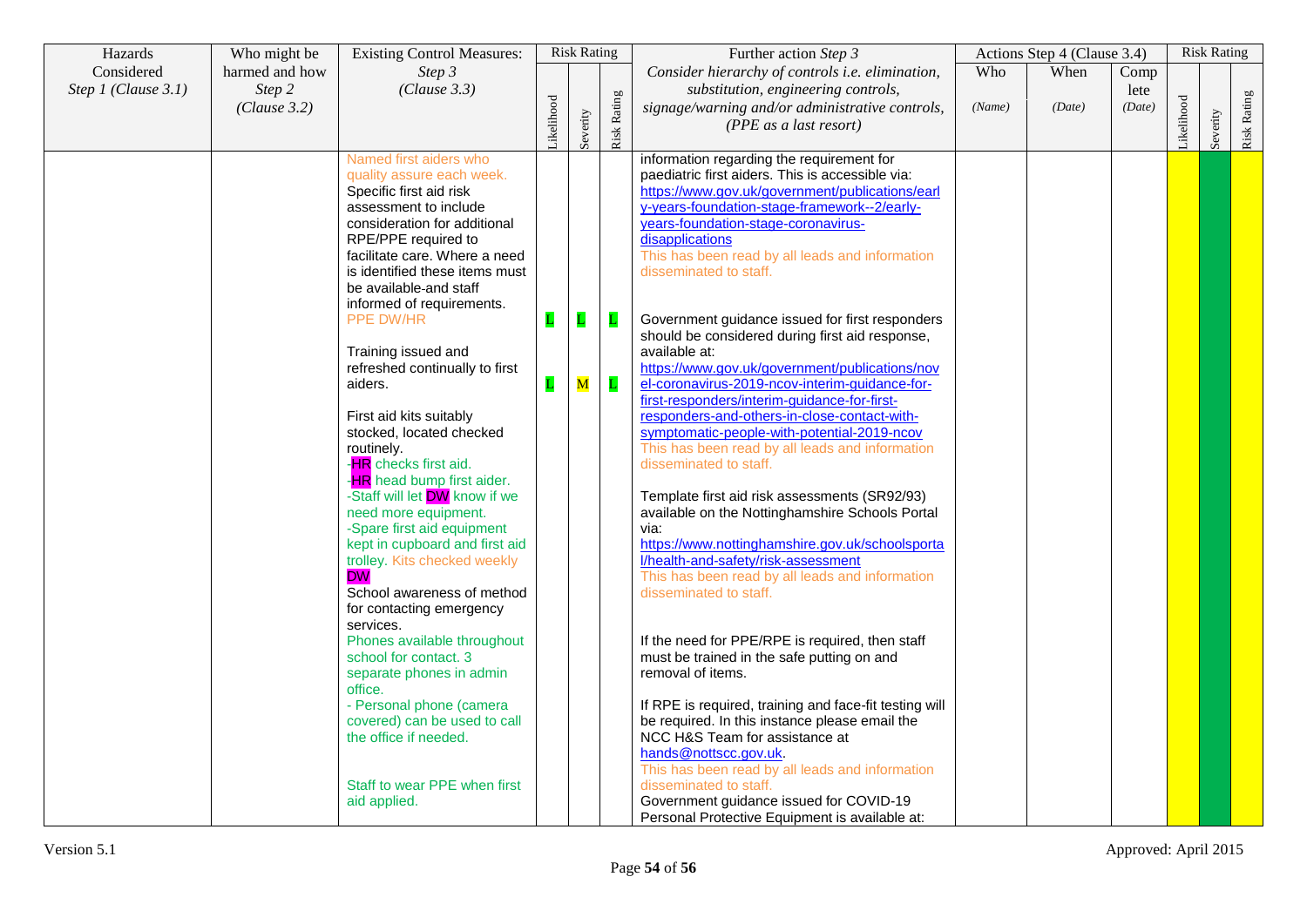| Hazards Considered Step 1 (Clause 3.1) | Who might be harmed and how Step 2 (Clause 3.2) | Existing Control Measures: Step 3 (Clause 3.3) | Risk Rating | | | Further action Step 3 Consider hierarchy of controls i.e. elimination, substitution, engineering controls, signage/warning and/or administrative controls, (PPE as a last resort) | Actions Step 4 (Clause 3.4) | | | Risk Rating | | |
|---|---|---|---|---|---|---|---|---|---|---|---|---|
| | | | Likelihood | Severity | Risk Rating | | Who (Name) | When (Date) | Complete (Date) | Likelihood | Severity | Risk Rating |
| | | Named first aiders who quality assure each week.<br>Specific first aid risk assessment to include consideration for additional RPE/PPE required to facilitate care. Where a need is identified these items must be available and staff informed of requirements.<br>PPE DW/HR<br><br>Training issued and refreshed continually to first aiders.<br><br>First aid kits suitably stocked, located checked routinely.<br>-HR checks first aid.<br>-HR head bump first aider.<br>-Staff will let DW know if we need more equipment.<br>-Spare first aid equipment kept in cupboard and first aid trolley. Kits checked weekly DW<br>School awareness of method for contacting emergency services.<br>Phones available throughout school for contact. 3 separate phones in admin office.<br>- Personal phone (camera covered) can be used to call the office if needed.<br><br>Staff to wear PPE when first aid applied. | L<br><br>L | L<br><br>M | L<br><br>L | information regarding the requirement for paediatric first aiders. This is accessible via: https://www.gov.uk/government/publications/early-years-foundation-stage-framework--2/early-years-foundation-stage-coronavirus-disapplications<br>This has been read by all leads and information disseminated to staff.<br><br>Government guidance issued for first responders should be considered during first aid response, available at: https://www.gov.uk/government/publications/novel-coronavirus-2019-ncov-interim-guidance-for-first-responders/interim-guidance-for-first-responders-and-others-in-close-contact-with-symptomatic-people-with-potential-2019-ncov<br>This has been read by all leads and information disseminated to staff.<br><br>Template first aid risk assessments (SR92/93) available on the Nottinghamshire Schools Portal via: https://www.nottinghamshire.gov.uk/schoolsportal/health-and-safety/risk-assessment<br>This has been read by all leads and information disseminated to staff.<br><br>If the need for PPE/RPE is required, then staff must be trained in the safe putting on and removal of items.<br><br>If RPE is required, training and face-fit testing will be required. In this instance please email the NCC H&S Team for assistance at hands@nottscc.gov.uk.<br>This has been read by all leads and information disseminated to staff.<br>Government guidance issued for COVID-19 Personal Protective Equipment is available at: | | | | | | |

Version 5.1 Approved: April 2015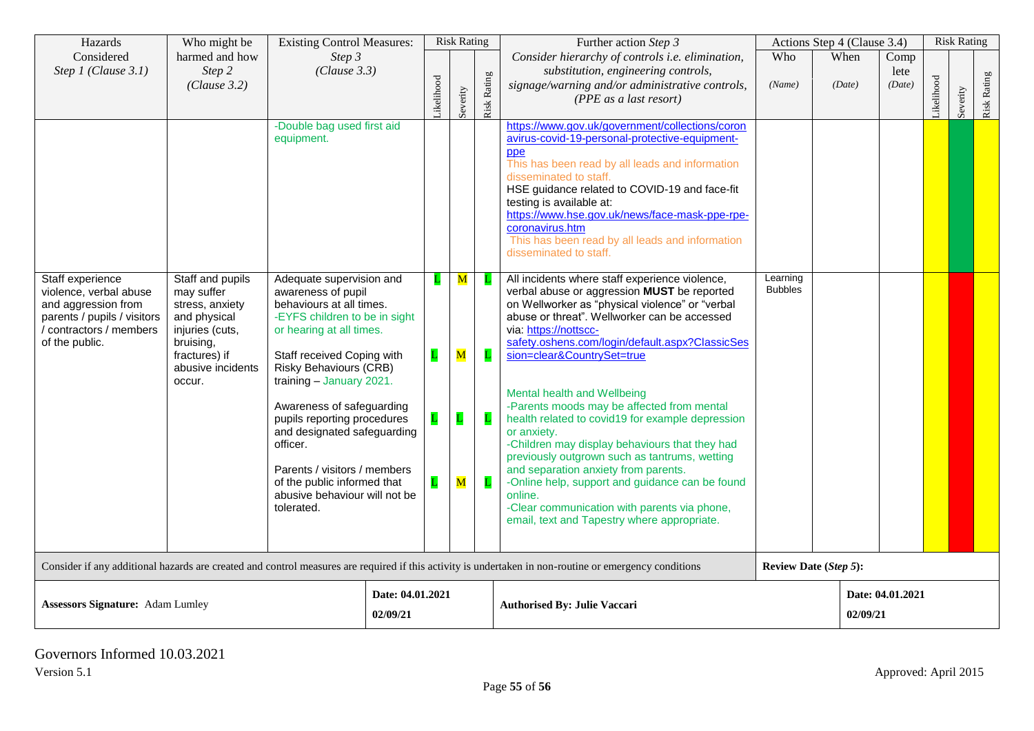| Hazards Considered *Step 1 (Clause 3.1)* | Who might be harmed and how *Step 2 (Clause 3.2)* | Existing Control Measures: *Step 3 (Clause 3.3)* | Risk Rating | | | Further action *Step 3* *Consider hierarchy of controls i.e. elimination, substitution, engineering controls, signage/warning and/or administrative controls, (PPE as a last resort)* | Actions Step 4 (Clause 3.4) | | | Risk Rating | | |
|---|---|---|---|---|---|---|---|---|---|---|---|---|
| | | | Likelihood | Severity | Risk Rating | | Who *(Name)* | When *(Date)* | Complete *(Date)* | Likelihood | Severity | Risk Rating |
| | | -Double bag used first aid equipment. | | | | https://www.gov.uk/government/collections/coronavirus-covid-19-personal-protective-equipment-ppe<br>This has been read by all leads and information disseminated to staff.<br>HSE guidance related to COVID-19 and face-fit testing is available at:<br>https://www.hse.gov.uk/news/face-mask-ppe-rpe-coronavirus.htm<br>This has been read by all leads and information disseminated to staff. | | | | | | |
| Staff experience violence, verbal abuse and aggression from parents / pupils / visitors / contractors / members of the public. | Staff and pupils may suffer stress, anxiety and physical injuries (cuts, bruising, fractures) if abusive incidents occur. | Adequate supervision and awareness of pupil behaviours at all times.<br>-EYFS children to be in sight or hearing at all times.<br><br>Staff received Coping with Risky Behaviours (CRB) training – January 2021.<br><br>Awareness of safeguarding pupils reporting procedures and designated safeguarding officer.<br><br>Parents / visitors / members of the public informed that abusive behaviour will not be tolerated. | L<br><br>L<br><br>L<br><br>L | M<br><br>M<br><br>L<br><br>M | L<br><br>L<br><br>L<br><br>L | All incidents where staff experience violence, verbal abuse or aggression **MUST** be reported on Wellworker as "physical violence" or "verbal abuse or threat". Wellworker can be accessed via: https://nottscc-safety.oshens.com/login/default.aspx?ClassicSession=clear&CountrySet=true<br><br>Mental health and Wellbeing<br>-Parents moods may be affected from mental health related to covid19 for example depression or anxiety.<br>-Children may display behaviours that they had previously outgrown such as tantrums, wetting and separation anxiety from parents.<br>-Online help, support and guidance can be found online.<br>-Clear communication with parents via phone, email, text and Tapestry where appropriate. | Learning Bubbles | | | | | |
| Consider if any additional hazards are created and control measures are required if this activity is undertaken in non-routine or emergency conditions | | | | | | | **Review Date (*Step 5*):** | | | | | |
| **Assessors Signature:** Adam Lumley | | | **Date: 04.01.2021**<br>**02/09/21** | | | **Authorised By: Julie Vaccari** | | | **Date: 04.01.2021**<br>**02/09/21** | | | |

Governors Informed 10.03.2021

Version 5.1

Approved: April 2015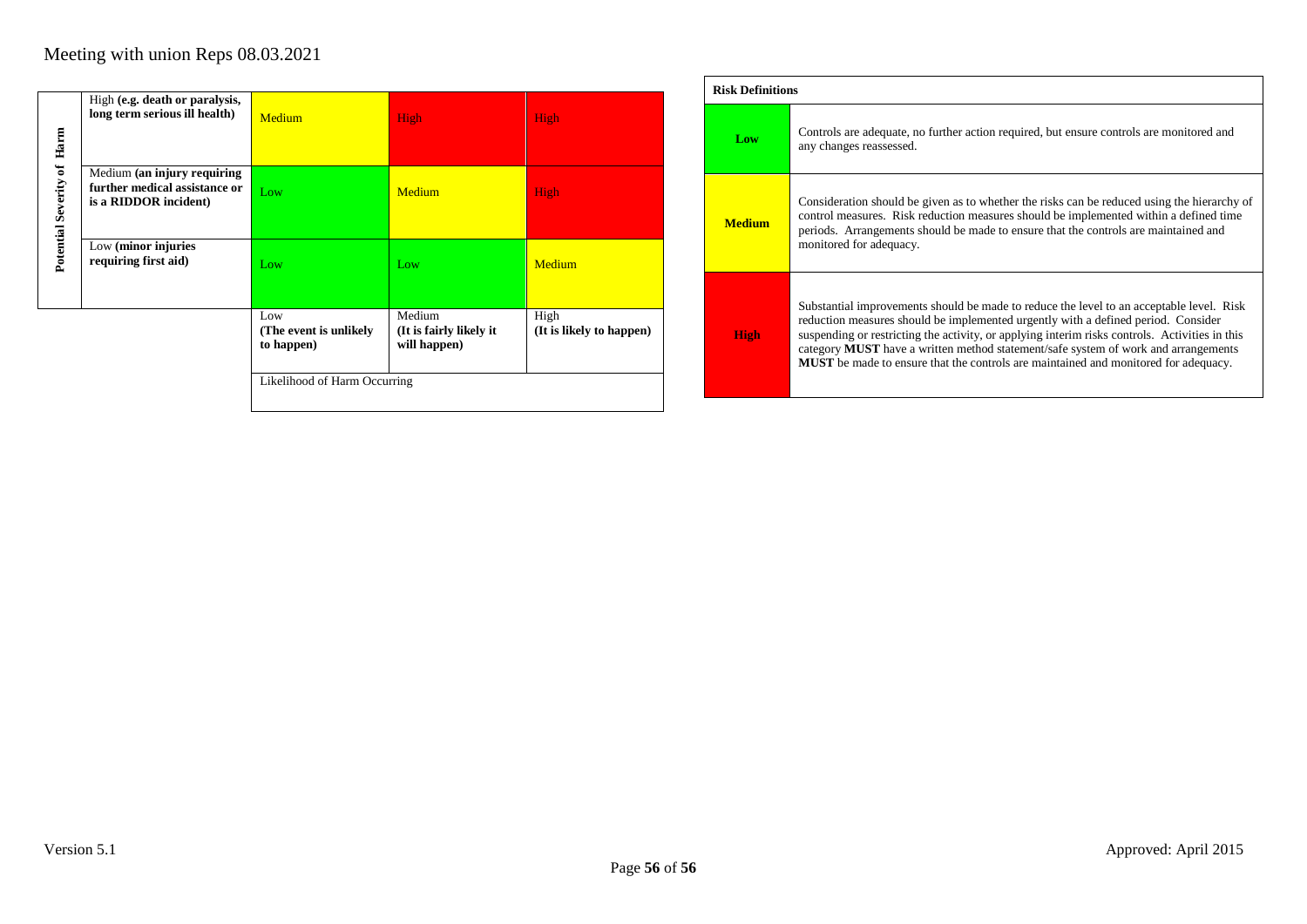Meeting with union Reps 08.03.2021

| Potential Severity of Harm | | | | |
|---|---|---|---|---|
| | High **(e.g. death or paralysis, long term serious ill health)** | Medium | High | High |
| | Medium **(an injury requiring further medical assistance or is a RIDDOR incident)** | Low | Medium | High |
| | Low **(minor injuries requiring first aid)** | Low | Low | Medium |
| | | Low **(The event is unlikely to happen)** | Medium **(It is fairly likely it will happen)** | High **(It is likely to happen)** |
| | | Likelihood of Harm Occurring | | |

| **Risk Definitions** | |
|---|---|
| **Low** | Controls are adequate, no further action required, but ensure controls are monitored and any changes reassessed. |
| **Medium** | Consideration should be given as to whether the risks can be reduced using the hierarchy of control measures. Risk reduction measures should be implemented within a defined time periods. Arrangements should be made to ensure that the controls are maintained and monitored for adequacy. |
| **High** | Substantial improvements should be made to reduce the level to an acceptable level. Risk reduction measures should be implemented urgently with a defined period. Consider suspending or restricting the activity, or applying interim risks controls. Activities in this category **MUST** have a written method statement/safe system of work and arrangements **MUST** be made to ensure that the controls are maintained and monitored for adequacy. |

Version 5.1

Approved: April 2015